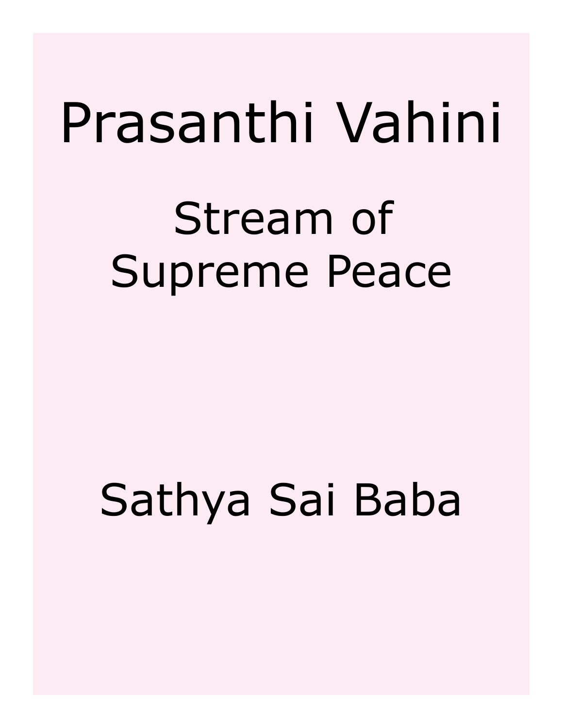# Prasanthi Vahini

## Stream of Supreme Peace

Sathya Sai Baba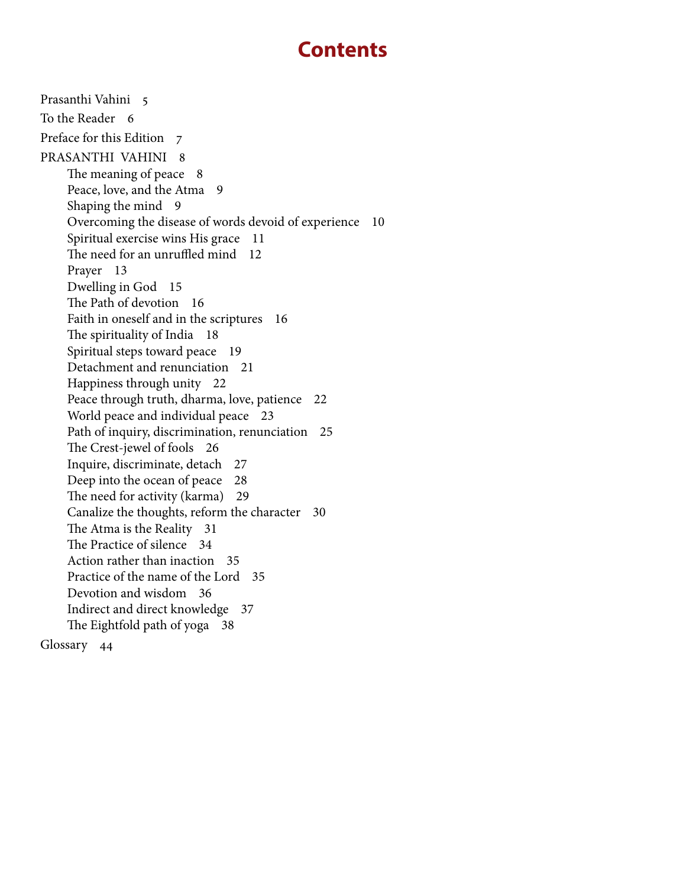# Contents

- Prasanthi Vahini 5
- To the Reader 6
- Preface for this Edition 7
- PRASANTHI VAHINI 8
  - The meaning of peace 8
  - Peace, love, and the Atma 9
  - Shaping the mind 9
  - Overcoming the disease of words devoid of experience 10
  - Spiritual exercise wins His grace 11
  - The need for an unruffled mind 12
  - Prayer 13
  - Dwelling in God 15
  - The Path of devotion 16
  - Faith in oneself and in the scriptures 16
  - The spirituality of India 18
  - Spiritual steps toward peace 19
  - Detachment and renunciation 21
  - Happiness through unity 22
  - Peace through truth, dharma, love, patience 22
  - World peace and individual peace 23
  - Path of inquiry, discrimination, renunciation 25
  - The Crest-jewel of fools 26
  - Inquire, discriminate, detach 27
  - Deep into the ocean of peace 28
  - The need for activity (karma) 29
  - Canalize the thoughts, reform the character 30
  - The Atma is the Reality 31
  - The Practice of silence 34
  - Action rather than inaction 35
  - Practice of the name of the Lord 35
  - Devotion and wisdom 36
  - Indirect and direct knowledge 37
  - The Eightfold path of yoga 38
- Glossary 44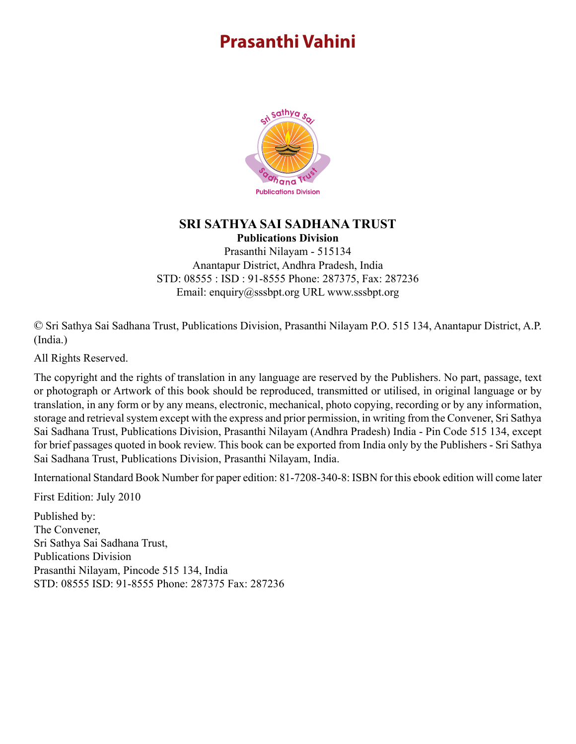# Prasanthi Vahini

**SRI SATHYA SAI SADHANA TRUST**
**Publications Division**
Prasanthi Nilayam - 515134
Anantapur District, Andhra Pradesh, India
STD: 08555 : ISD : 91-8555 Phone: 287375, Fax: 287236
Email: enquiry@sssbpt.org URL www.sssbpt.org

© Sri Sathya Sai Sadhana Trust, Publications Division, Prasanthi Nilayam P.O. 515 134, Anantapur District, A.P. (India.)

All Rights Reserved.

The copyright and the rights of translation in any language are reserved by the Publishers. No part, passage, text or photograph or Artwork of this book should be reproduced, transmitted or utilised, in original language or by translation, in any form or by any means, electronic, mechanical, photo copying, recording or by any information, storage and retrieval system except with the express and prior permission, in writing from the Convener, Sri Sathya Sai Sadhana Trust, Publications Division, Prasanthi Nilayam (Andhra Pradesh) India - Pin Code 515 134, except for brief passages quoted in book review. This book can be exported from India only by the Publishers - Sri Sathya Sai Sadhana Trust, Publications Division, Prasanthi Nilayam, India.

International Standard Book Number for paper edition: 81-7208-340-8: ISBN for this ebook edition will come later

First Edition: July 2010

Published by:
The Convener,
Sri Sathya Sai Sadhana Trust,
Publications Division
Prasanthi Nilayam, Pincode 515 134, India
STD: 08555 ISD: 91-8555 Phone: 287375 Fax: 287236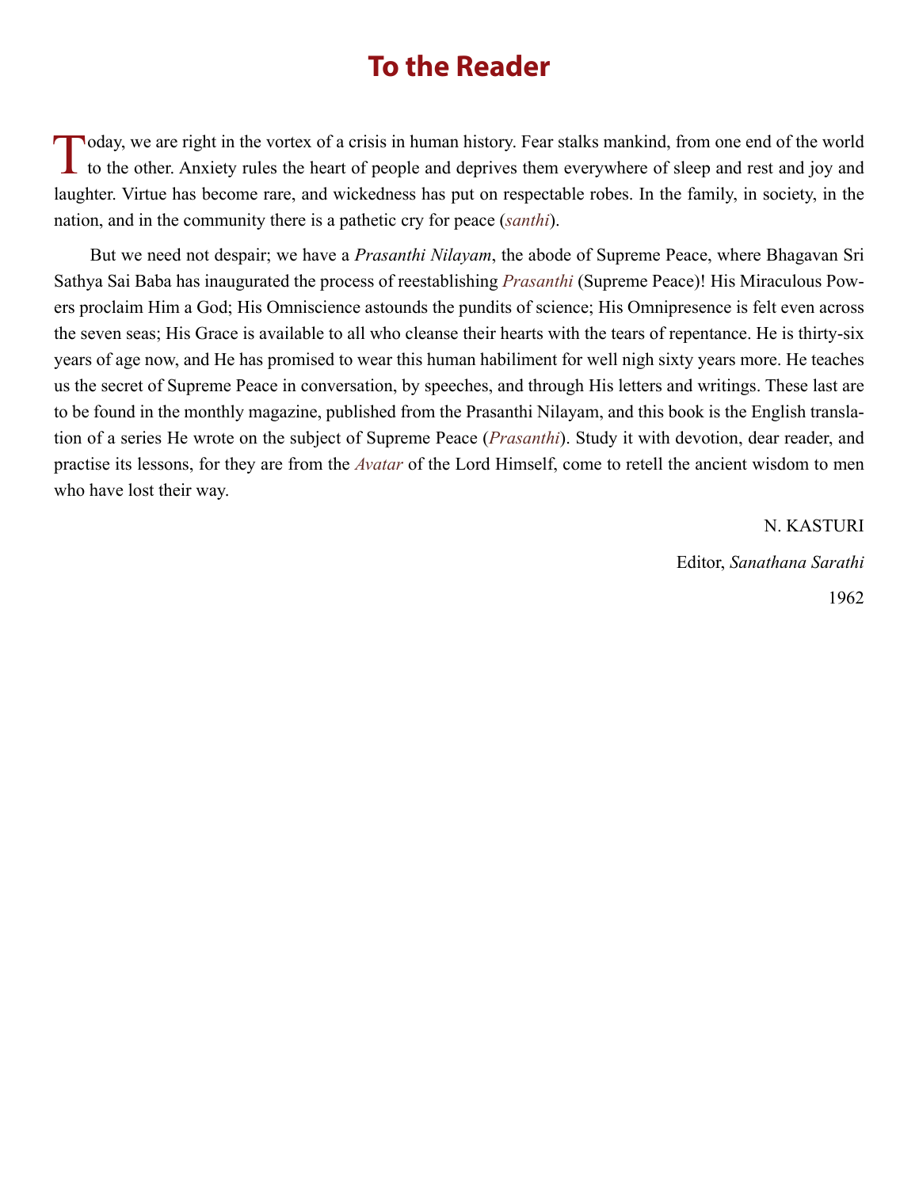# To the Reader

Today, we are right in the vortex of a crisis in human history. Fear stalks mankind, from one end of the world to the other. Anxiety rules the heart of people and deprives them everywhere of sleep and rest and joy and laughter. Virtue has become rare, and wickedness has put on respectable robes. In the family, in society, in the nation, and in the community there is a pathetic cry for peace (*santhi*).

But we need not despair; we have a *Prasanthi Nilayam*, the abode of Supreme Peace, where Bhagavan Sri Sathya Sai Baba has inaugurated the process of reestablishing *Prasanthi* (Supreme Peace)! His Miraculous Powers proclaim Him a God; His Omniscience astounds the pundits of science; His Omnipresence is felt even across the seven seas; His Grace is available to all who cleanse their hearts with the tears of repentance. He is thirty-six years of age now, and He has promised to wear this human habiliment for well nigh sixty years more. He teaches us the secret of Supreme Peace in conversation, by speeches, and through His letters and writings. These last are to be found in the monthly magazine, published from the Prasanthi Nilayam, and this book is the English translation of a series He wrote on the subject of Supreme Peace (*Prasanthi*). Study it with devotion, dear reader, and practise its lessons, for they are from the *Avatar* of the Lord Himself, come to retell the ancient wisdom to men who have lost their way.

N. KASTURI

Editor, *Sanathana Sarathi*

1962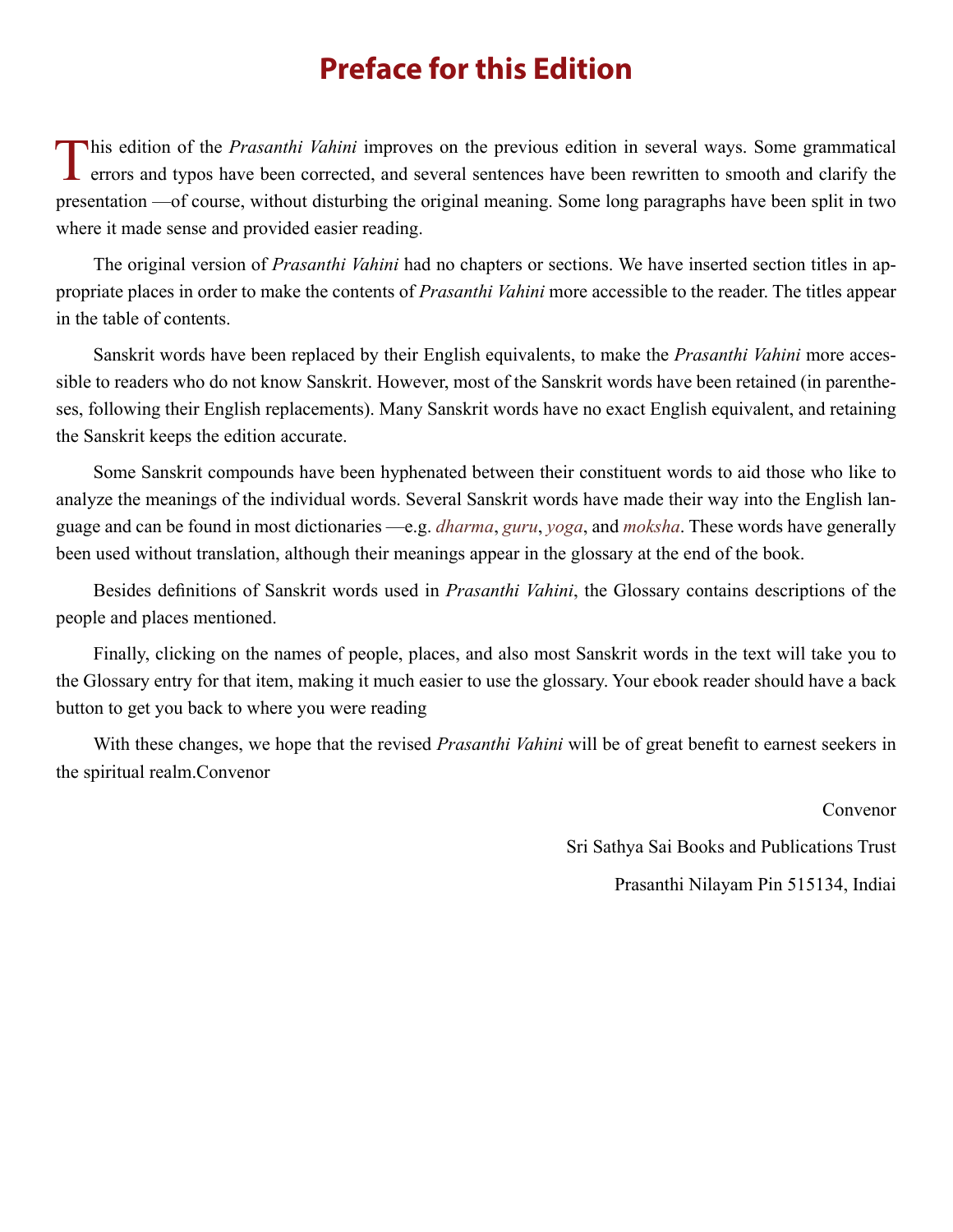# Preface for this Edition

This edition of the *Prasanthi Vahini* improves on the previous edition in several ways. Some grammatical errors and typos have been corrected, and several sentences have been rewritten to smooth and clarify the presentation —of course, without disturbing the original meaning. Some long paragraphs have been split in two where it made sense and provided easier reading.

The original version of *Prasanthi Vahini* had no chapters or sections. We have inserted section titles in appropriate places in order to make the contents of *Prasanthi Vahini* more accessible to the reader. The titles appear in the table of contents.

Sanskrit words have been replaced by their English equivalents, to make the *Prasanthi Vahini* more accessible to readers who do not know Sanskrit. However, most of the Sanskrit words have been retained (in parentheses, following their English replacements). Many Sanskrit words have no exact English equivalent, and retaining the Sanskrit keeps the edition accurate.

Some Sanskrit compounds have been hyphenated between their constituent words to aid those who like to analyze the meanings of the individual words. Several Sanskrit words have made their way into the English language and can be found in most dictionaries —e.g. *dharma*, *guru*, *yoga*, and *moksha*. These words have generally been used without translation, although their meanings appear in the glossary at the end of the book.

Besides definitions of Sanskrit words used in *Prasanthi Vahini*, the Glossary contains descriptions of the people and places mentioned.

Finally, clicking on the names of people, places, and also most Sanskrit words in the text will take you to the Glossary entry for that item, making it much easier to use the glossary. Your ebook reader should have a back button to get you back to where you were reading

With these changes, we hope that the revised *Prasanthi Vahini* will be of great benefit to earnest seekers in the spiritual realm.Convenor

Convenor

Sri Sathya Sai Books and Publications Trust

Prasanthi Nilayam Pin 515134, Indiai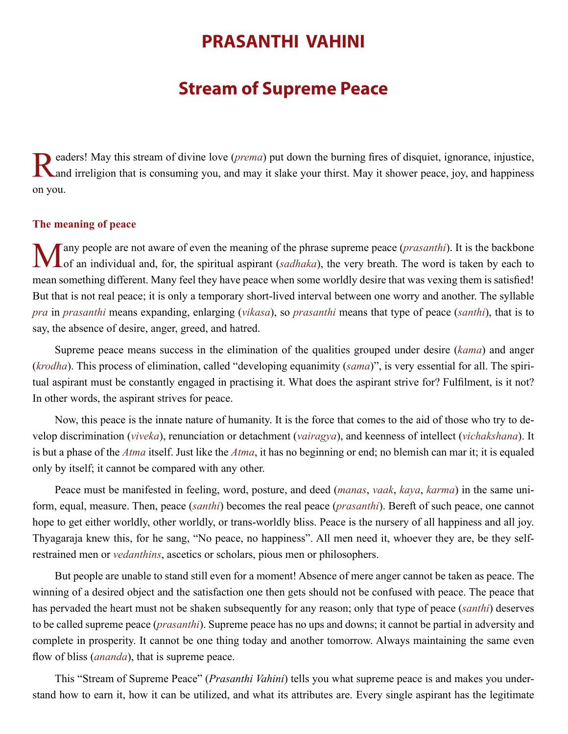# PRASANTHI VAHINI

## Stream of Supreme Peace

Readers! May this stream of divine love (*prema*) put down the burning fires of disquiet, ignorance, injustice, and irreligion that is consuming you, and may it slake your thirst. May it shower peace, joy, and happiness on you.

### The meaning of peace

Many people are not aware of even the meaning of the phrase supreme peace (*prasanthi*). It is the backbone of an individual and, for, the spiritual aspirant (*sadhaka*), the very breath. The word is taken by each to mean something different. Many feel they have peace when some worldly desire that was vexing them is satisfied! But that is not real peace; it is only a temporary short-lived interval between one worry and another. The syllable *pra* in *prasanthi* means expanding, enlarging (*vikasa*), so *prasanthi* means that type of peace (*santhi*), that is to say, the absence of desire, anger, greed, and hatred.

Supreme peace means success in the elimination of the qualities grouped under desire (*kama*) and anger (*krodha*). This process of elimination, called "developing equanimity (*sama*)", is very essential for all. The spiritual aspirant must be constantly engaged in practising it. What does the aspirant strive for? Fulfilment, is it not? In other words, the aspirant strives for peace.

Now, this peace is the innate nature of humanity. It is the force that comes to the aid of those who try to develop discrimination (*viveka*), renunciation or detachment (*vairagya*), and keenness of intellect (*vichakshana*). It is but a phase of the *Atma* itself. Just like the *Atma*, it has no beginning or end; no blemish can mar it; it is equaled only by itself; it cannot be compared with any other.

Peace must be manifested in feeling, word, posture, and deed (*manas*, *vaak*, *kaya*, *karma*) in the same uniform, equal, measure. Then, peace (*santhi*) becomes the real peace (*prasanthi*). Bereft of such peace, one cannot hope to get either worldly, other worldly, or trans-worldly bliss. Peace is the nursery of all happiness and all joy. Thyagaraja knew this, for he sang, "No peace, no happiness". All men need it, whoever they are, be they self-restrained men or *vedanthins*, ascetics or scholars, pious men or philosophers.

But people are unable to stand still even for a moment! Absence of mere anger cannot be taken as peace. The winning of a desired object and the satisfaction one then gets should not be confused with peace. The peace that has pervaded the heart must not be shaken subsequently for any reason; only that type of peace (*santhi*) deserves to be called supreme peace (*prasanthi*). Supreme peace has no ups and downs; it cannot be partial in adversity and complete in prosperity. It cannot be one thing today and another tomorrow. Always maintaining the same even flow of bliss (*ananda*), that is supreme peace.

This "Stream of Supreme Peace" (*Prasanthi Vahini*) tells you what supreme peace is and makes you understand how to earn it, how it can be utilized, and what its attributes are. Every single aspirant has the legitimate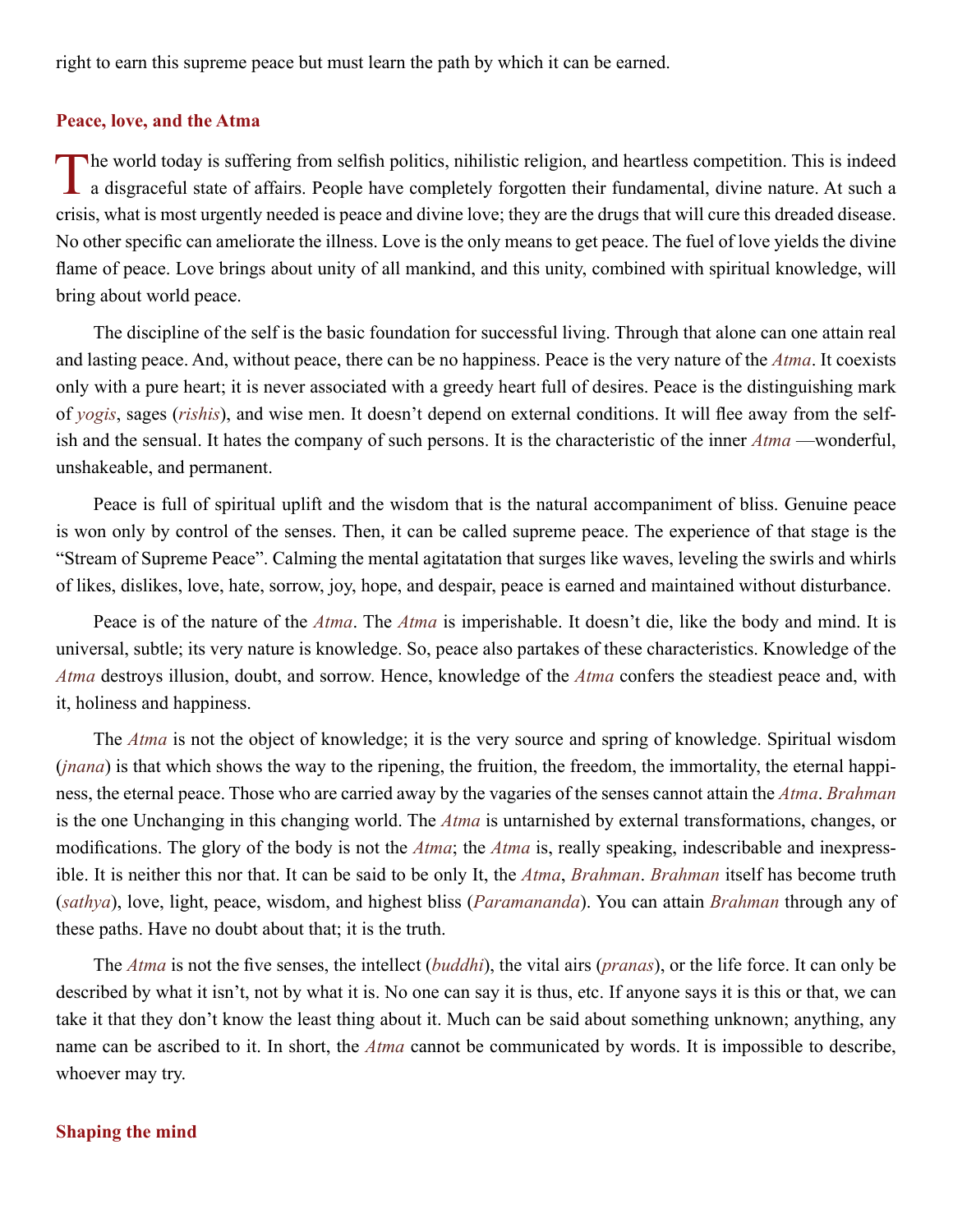right to earn this supreme peace but must learn the path by which it can be earned.

### Peace, love, and the Atma

The world today is suffering from selfish politics, nihilistic religion, and heartless competition. This is indeed a disgraceful state of affairs. People have completely forgotten their fundamental, divine nature. At such a crisis, what is most urgently needed is peace and divine love; they are the drugs that will cure this dreaded disease. No other specific can ameliorate the illness. Love is the only means to get peace. The fuel of love yields the divine flame of peace. Love brings about unity of all mankind, and this unity, combined with spiritual knowledge, will bring about world peace.

The discipline of the self is the basic foundation for successful living. Through that alone can one attain real and lasting peace. And, without peace, there can be no happiness. Peace is the very nature of the *Atma*. It coexists only with a pure heart; it is never associated with a greedy heart full of desires. Peace is the distinguishing mark of *yogis*, sages (*rishis*), and wise men. It doesn't depend on external conditions. It will flee away from the selfish and the sensual. It hates the company of such persons. It is the characteristic of the inner *Atma* —wonderful, unshakeable, and permanent.

Peace is full of spiritual uplift and the wisdom that is the natural accompaniment of bliss. Genuine peace is won only by control of the senses. Then, it can be called supreme peace. The experience of that stage is the "Stream of Supreme Peace". Calming the mental agitatation that surges like waves, leveling the swirls and whirls of likes, dislikes, love, hate, sorrow, joy, hope, and despair, peace is earned and maintained without disturbance.

Peace is of the nature of the *Atma*. The *Atma* is imperishable. It doesn't die, like the body and mind. It is universal, subtle; its very nature is knowledge. So, peace also partakes of these characteristics. Knowledge of the *Atma* destroys illusion, doubt, and sorrow. Hence, knowledge of the *Atma* confers the steadiest peace and, with it, holiness and happiness.

The *Atma* is not the object of knowledge; it is the very source and spring of knowledge. Spiritual wisdom (*jnana*) is that which shows the way to the ripening, the fruition, the freedom, the immortality, the eternal happiness, the eternal peace. Those who are carried away by the vagaries of the senses cannot attain the *Atma*. *Brahman* is the one Unchanging in this changing world. The *Atma* is untarnished by external transformations, changes, or modifications. The glory of the body is not the *Atma*; the *Atma* is, really speaking, indescribable and inexpressible. It is neither this nor that. It can be said to be only It, the *Atma*, *Brahman*. *Brahman* itself has become truth (*sathya*), love, light, peace, wisdom, and highest bliss (*Paramananda*). You can attain *Brahman* through any of these paths. Have no doubt about that; it is the truth.

The *Atma* is not the five senses, the intellect (*buddhi*), the vital airs (*pranas*), or the life force. It can only be described by what it isn't, not by what it is. No one can say it is thus, etc. If anyone says it is this or that, we can take it that they don't know the least thing about it. Much can be said about something unknown; anything, any name can be ascribed to it. In short, the *Atma* cannot be communicated by words. It is impossible to describe, whoever may try.

### Shaping the mind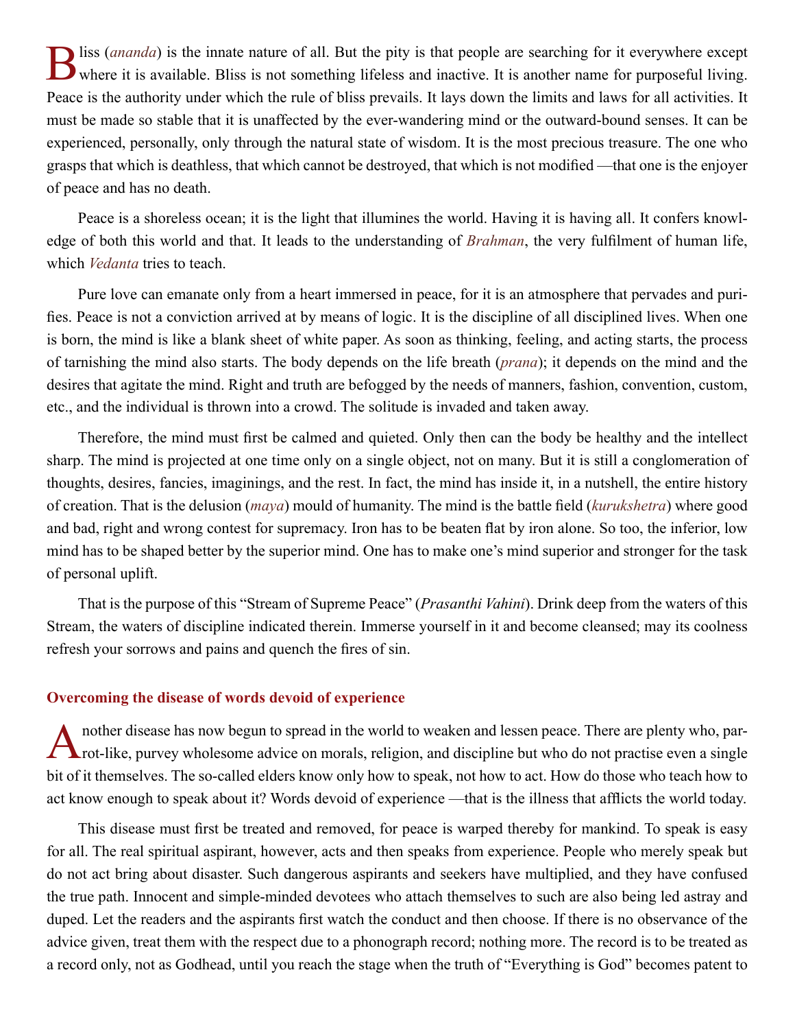Bliss (*ananda*) is the innate nature of all. But the pity is that people are searching for it everywhere except where it is available. Bliss is not something lifeless and inactive. It is another name for purposeful living. Peace is the authority under which the rule of bliss prevails. It lays down the limits and laws for all activities. It must be made so stable that it is unaffected by the ever-wandering mind or the outward-bound senses. It can be experienced, personally, only through the natural state of wisdom. It is the most precious treasure. The one who grasps that which is deathless, that which cannot be destroyed, that which is not modified —that one is the enjoyer of peace and has no death.

Peace is a shoreless ocean; it is the light that illumines the world. Having it is having all. It confers knowledge of both this world and that. It leads to the understanding of *Brahman*, the very fulfilment of human life, which *Vedanta* tries to teach.

Pure love can emanate only from a heart immersed in peace, for it is an atmosphere that pervades and purifies. Peace is not a conviction arrived at by means of logic. It is the discipline of all disciplined lives. When one is born, the mind is like a blank sheet of white paper. As soon as thinking, feeling, and acting starts, the process of tarnishing the mind also starts. The body depends on the life breath (*prana*); it depends on the mind and the desires that agitate the mind. Right and truth are befogged by the needs of manners, fashion, convention, custom, etc., and the individual is thrown into a crowd. The solitude is invaded and taken away.

Therefore, the mind must first be calmed and quieted. Only then can the body be healthy and the intellect sharp. The mind is projected at one time only on a single object, not on many. But it is still a conglomeration of thoughts, desires, fancies, imaginings, and the rest. In fact, the mind has inside it, in a nutshell, the entire history of creation. That is the delusion (*maya*) mould of humanity. The mind is the battle field (*kurukshetra*) where good and bad, right and wrong contest for supremacy. Iron has to be beaten flat by iron alone. So too, the inferior, low mind has to be shaped better by the superior mind. One has to make one's mind superior and stronger for the task of personal uplift.

That is the purpose of this "Stream of Supreme Peace" (*Prasanthi Vahini*). Drink deep from the waters of this Stream, the waters of discipline indicated therein. Immerse yourself in it and become cleansed; may its coolness refresh your sorrows and pains and quench the fires of sin.

## Overcoming the disease of words devoid of experience

Another disease has now begun to spread in the world to weaken and lessen peace. There are plenty who, parrot-like, purvey wholesome advice on morals, religion, and discipline but who do not practise even a single bit of it themselves. The so-called elders know only how to speak, not how to act. How do those who teach how to act know enough to speak about it? Words devoid of experience —that is the illness that afflicts the world today.

This disease must first be treated and removed, for peace is warped thereby for mankind. To speak is easy for all. The real spiritual aspirant, however, acts and then speaks from experience. People who merely speak but do not act bring about disaster. Such dangerous aspirants and seekers have multiplied, and they have confused the true path. Innocent and simple-minded devotees who attach themselves to such are also being led astray and duped. Let the readers and the aspirants first watch the conduct and then choose. If there is no observance of the advice given, treat them with the respect due to a phonograph record; nothing more. The record is to be treated as a record only, not as Godhead, until you reach the stage when the truth of "Everything is God" becomes patent to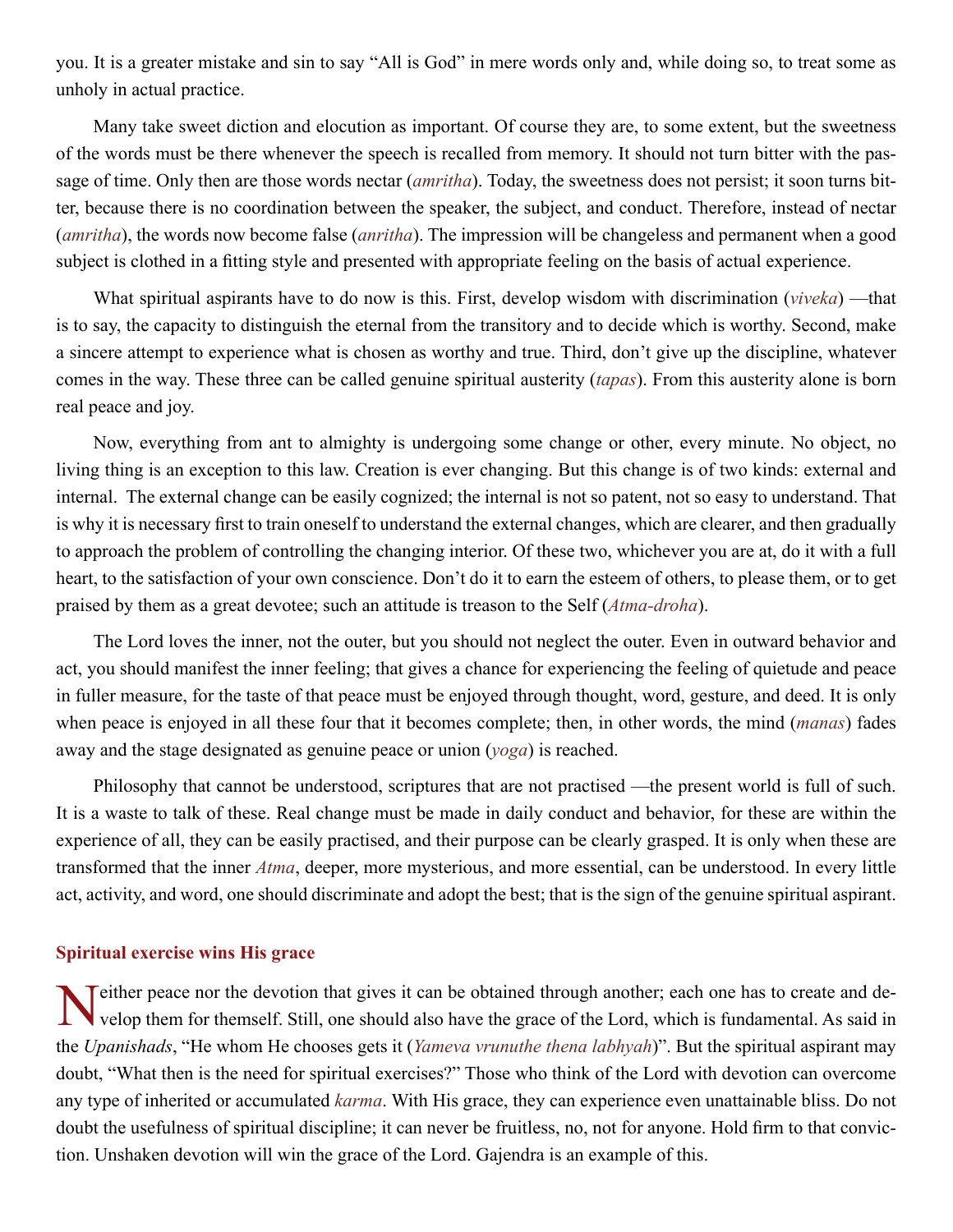you. It is a greater mistake and sin to say "All is God" in mere words only and, while doing so, to treat some as unholy in actual practice.

Many take sweet diction and elocution as important. Of course they are, to some extent, but the sweetness of the words must be there whenever the speech is recalled from memory. It should not turn bitter with the passage of time. Only then are those words nectar (*amritha*). Today, the sweetness does not persist; it soon turns bitter, because there is no coordination between the speaker, the subject, and conduct. Therefore, instead of nectar (*amritha*), the words now become false (*anritha*). The impression will be changeless and permanent when a good subject is clothed in a fitting style and presented with appropriate feeling on the basis of actual experience.

What spiritual aspirants have to do now is this. First, develop wisdom with discrimination (*viveka*) —that is to say, the capacity to distinguish the eternal from the transitory and to decide which is worthy. Second, make a sincere attempt to experience what is chosen as worthy and true. Third, don't give up the discipline, whatever comes in the way. These three can be called genuine spiritual austerity (*tapas*). From this austerity alone is born real peace and joy.

Now, everything from ant to almighty is undergoing some change or other, every minute. No object, no living thing is an exception to this law. Creation is ever changing. But this change is of two kinds: external and internal. The external change can be easily cognized; the internal is not so patent, not so easy to understand. That is why it is necessary first to train oneself to understand the external changes, which are clearer, and then gradually to approach the problem of controlling the changing interior. Of these two, whichever you are at, do it with a full heart, to the satisfaction of your own conscience. Don't do it to earn the esteem of others, to please them, or to get praised by them as a great devotee; such an attitude is treason to the Self (*Atma-droha*).

The Lord loves the inner, not the outer, but you should not neglect the outer. Even in outward behavior and act, you should manifest the inner feeling; that gives a chance for experiencing the feeling of quietude and peace in fuller measure, for the taste of that peace must be enjoyed through thought, word, gesture, and deed. It is only when peace is enjoyed in all these four that it becomes complete; then, in other words, the mind (*manas*) fades away and the stage designated as genuine peace or union (*yoga*) is reached.

Philosophy that cannot be understood, scriptures that are not practised —the present world is full of such. It is a waste to talk of these. Real change must be made in daily conduct and behavior, for these are within the experience of all, they can be easily practised, and their purpose can be clearly grasped. It is only when these are transformed that the inner *Atma*, deeper, more mysterious, and more essential, can be understood. In every little act, activity, and word, one should discriminate and adopt the best; that is the sign of the genuine spiritual aspirant.

## Spiritual exercise wins His grace

Neither peace nor the devotion that gives it can be obtained through another; each one has to create and develop them for themself. Still, one should also have the grace of the Lord, which is fundamental. As said in the *Upanishads*, "He whom He chooses gets it (*Yameva vrunuthe thena labhyah*)". But the spiritual aspirant may doubt, "What then is the need for spiritual exercises?" Those who think of the Lord with devotion can overcome any type of inherited or accumulated *karma*. With His grace, they can experience even unattainable bliss. Do not doubt the usefulness of spiritual discipline; it can never be fruitless, no, not for anyone. Hold firm to that conviction. Unshaken devotion will win the grace of the Lord. Gajendra is an example of this.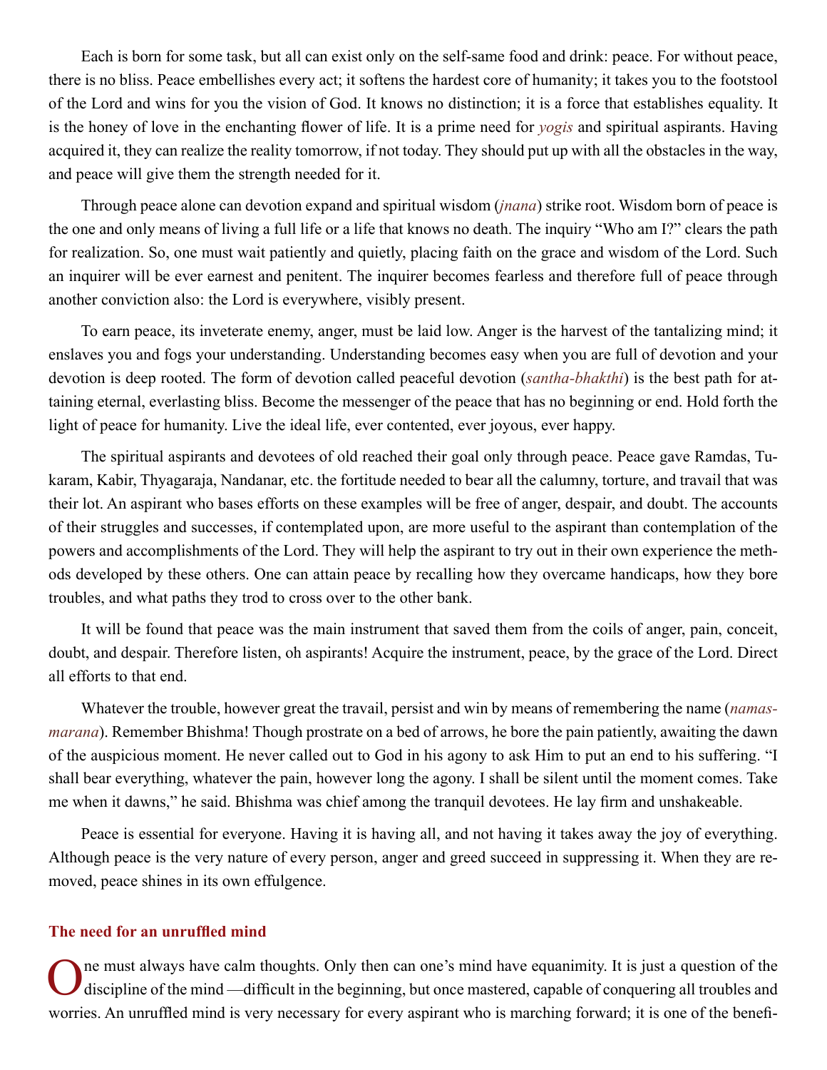Each is born for some task, but all can exist only on the self-same food and drink: peace. For without peace, there is no bliss. Peace embellishes every act; it softens the hardest core of humanity; it takes you to the footstool of the Lord and wins for you the vision of God. It knows no distinction; it is a force that establishes equality. It is the honey of love in the enchanting flower of life. It is a prime need for *yogis* and spiritual aspirants. Having acquired it, they can realize the reality tomorrow, if not today. They should put up with all the obstacles in the way, and peace will give them the strength needed for it.

Through peace alone can devotion expand and spiritual wisdom (*jnana*) strike root. Wisdom born of peace is the one and only means of living a full life or a life that knows no death. The inquiry "Who am I?" clears the path for realization. So, one must wait patiently and quietly, placing faith on the grace and wisdom of the Lord. Such an inquirer will be ever earnest and penitent. The inquirer becomes fearless and therefore full of peace through another conviction also: the Lord is everywhere, visibly present.

To earn peace, its inveterate enemy, anger, must be laid low. Anger is the harvest of the tantalizing mind; it enslaves you and fogs your understanding. Understanding becomes easy when you are full of devotion and your devotion is deep rooted. The form of devotion called peaceful devotion (*santha-bhakthi*) is the best path for attaining eternal, everlasting bliss. Become the messenger of the peace that has no beginning or end. Hold forth the light of peace for humanity. Live the ideal life, ever contented, ever joyous, ever happy.

The spiritual aspirants and devotees of old reached their goal only through peace. Peace gave Ramdas, Tukaram, Kabir, Thyagaraja, Nandanar, etc. the fortitude needed to bear all the calumny, torture, and travail that was their lot. An aspirant who bases efforts on these examples will be free of anger, despair, and doubt. The accounts of their struggles and successes, if contemplated upon, are more useful to the aspirant than contemplation of the powers and accomplishments of the Lord. They will help the aspirant to try out in their own experience the methods developed by these others. One can attain peace by recalling how they overcame handicaps, how they bore troubles, and what paths they trod to cross over to the other bank.

It will be found that peace was the main instrument that saved them from the coils of anger, pain, conceit, doubt, and despair. Therefore listen, oh aspirants! Acquire the instrument, peace, by the grace of the Lord. Direct all efforts to that end.

Whatever the trouble, however great the travail, persist and win by means of remembering the name (*namasmarana*). Remember Bhishma! Though prostrate on a bed of arrows, he bore the pain patiently, awaiting the dawn of the auspicious moment. He never called out to God in his agony to ask Him to put an end to his suffering. "I shall bear everything, whatever the pain, however long the agony. I shall be silent until the moment comes. Take me when it dawns," he said. Bhishma was chief among the tranquil devotees. He lay firm and unshakeable.

Peace is essential for everyone. Having it is having all, and not having it takes away the joy of everything. Although peace is the very nature of every person, anger and greed succeed in suppressing it. When they are removed, peace shines in its own effulgence.

### The need for an unruffled mind

One must always have calm thoughts. Only then can one's mind have equanimity. It is just a question of the discipline of the mind —difficult in the beginning, but once mastered, capable of conquering all troubles and worries. An unruffled mind is very necessary for every aspirant who is marching forward; it is one of the benefi-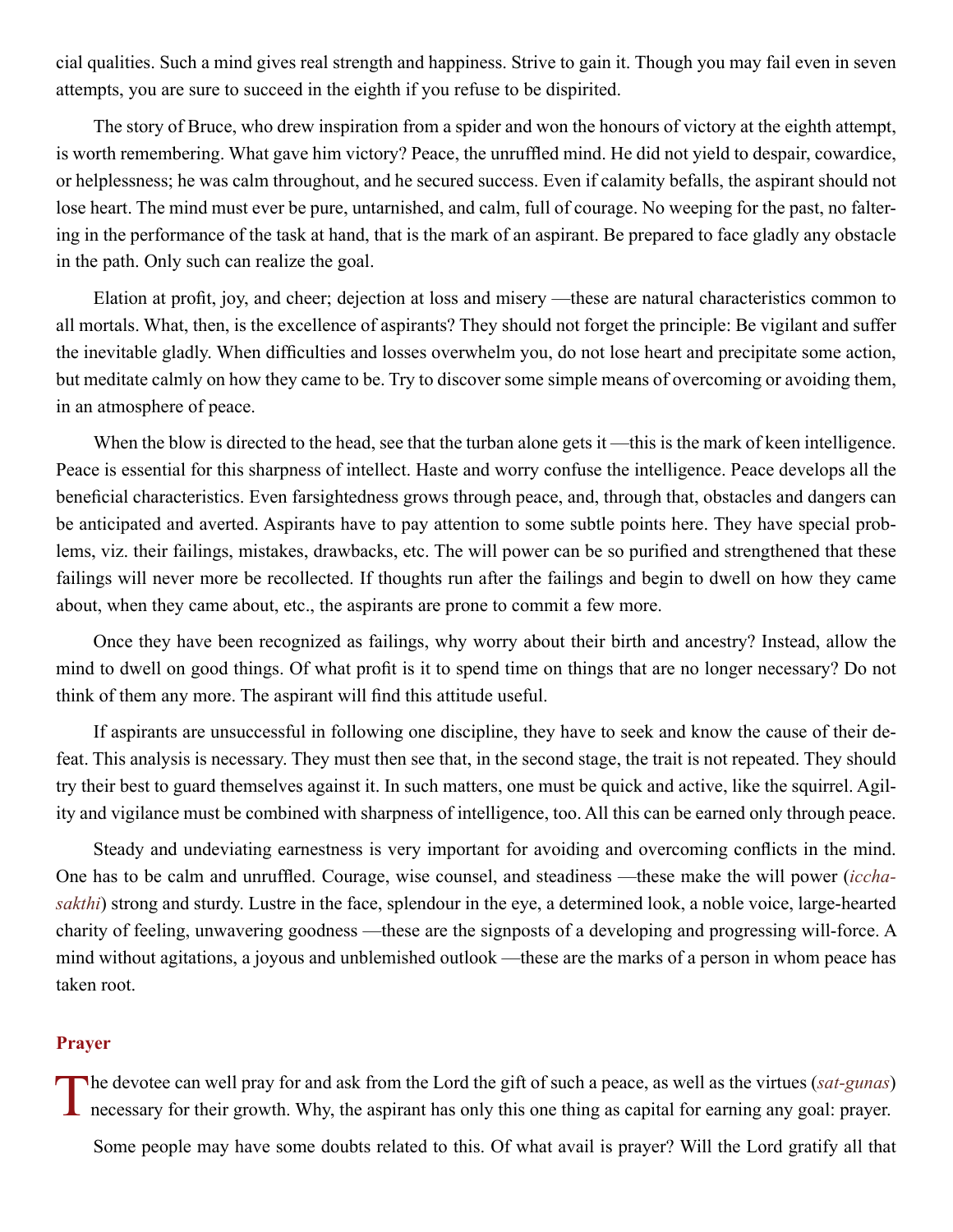cial qualities. Such a mind gives real strength and happiness. Strive to gain it. Though you may fail even in seven attempts, you are sure to succeed in the eighth if you refuse to be dispirited.

The story of Bruce, who drew inspiration from a spider and won the honours of victory at the eighth attempt, is worth remembering. What gave him victory? Peace, the unruffled mind. He did not yield to despair, cowardice, or helplessness; he was calm throughout, and he secured success. Even if calamity befalls, the aspirant should not lose heart. The mind must ever be pure, untarnished, and calm, full of courage. No weeping for the past, no faltering in the performance of the task at hand, that is the mark of an aspirant. Be prepared to face gladly any obstacle in the path. Only such can realize the goal.

Elation at profit, joy, and cheer; dejection at loss and misery —these are natural characteristics common to all mortals. What, then, is the excellence of aspirants? They should not forget the principle: Be vigilant and suffer the inevitable gladly. When difficulties and losses overwhelm you, do not lose heart and precipitate some action, but meditate calmly on how they came to be. Try to discover some simple means of overcoming or avoiding them, in an atmosphere of peace.

When the blow is directed to the head, see that the turban alone gets it —this is the mark of keen intelligence. Peace is essential for this sharpness of intellect. Haste and worry confuse the intelligence. Peace develops all the beneficial characteristics. Even farsightedness grows through peace, and, through that, obstacles and dangers can be anticipated and averted. Aspirants have to pay attention to some subtle points here. They have special problems, viz. their failings, mistakes, drawbacks, etc. The will power can be so purified and strengthened that these failings will never more be recollected. If thoughts run after the failings and begin to dwell on how they came about, when they came about, etc., the aspirants are prone to commit a few more.

Once they have been recognized as failings, why worry about their birth and ancestry? Instead, allow the mind to dwell on good things. Of what profit is it to spend time on things that are no longer necessary? Do not think of them any more. The aspirant will find this attitude useful.

If aspirants are unsuccessful in following one discipline, they have to seek and know the cause of their defeat. This analysis is necessary. They must then see that, in the second stage, the trait is not repeated. They should try their best to guard themselves against it. In such matters, one must be quick and active, like the squirrel. Agility and vigilance must be combined with sharpness of intelligence, too. All this can be earned only through peace.

Steady and undeviating earnestness is very important for avoiding and overcoming conflicts in the mind. One has to be calm and unruffled. Courage, wise counsel, and steadiness —these make the will power (*iccha-sakthi*) strong and sturdy. Lustre in the face, splendour in the eye, a determined look, a noble voice, large-hearted charity of feeling, unwavering goodness —these are the signposts of a developing and progressing will-force. A mind without agitations, a joyous and unblemished outlook —these are the marks of a person in whom peace has taken root.

## Prayer

The devotee can well pray for and ask from the Lord the gift of such a peace, as well as the virtues (*sat-gunas*) necessary for their growth. Why, the aspirant has only this one thing as capital for earning any goal: prayer.

Some people may have some doubts related to this. Of what avail is prayer? Will the Lord gratify all that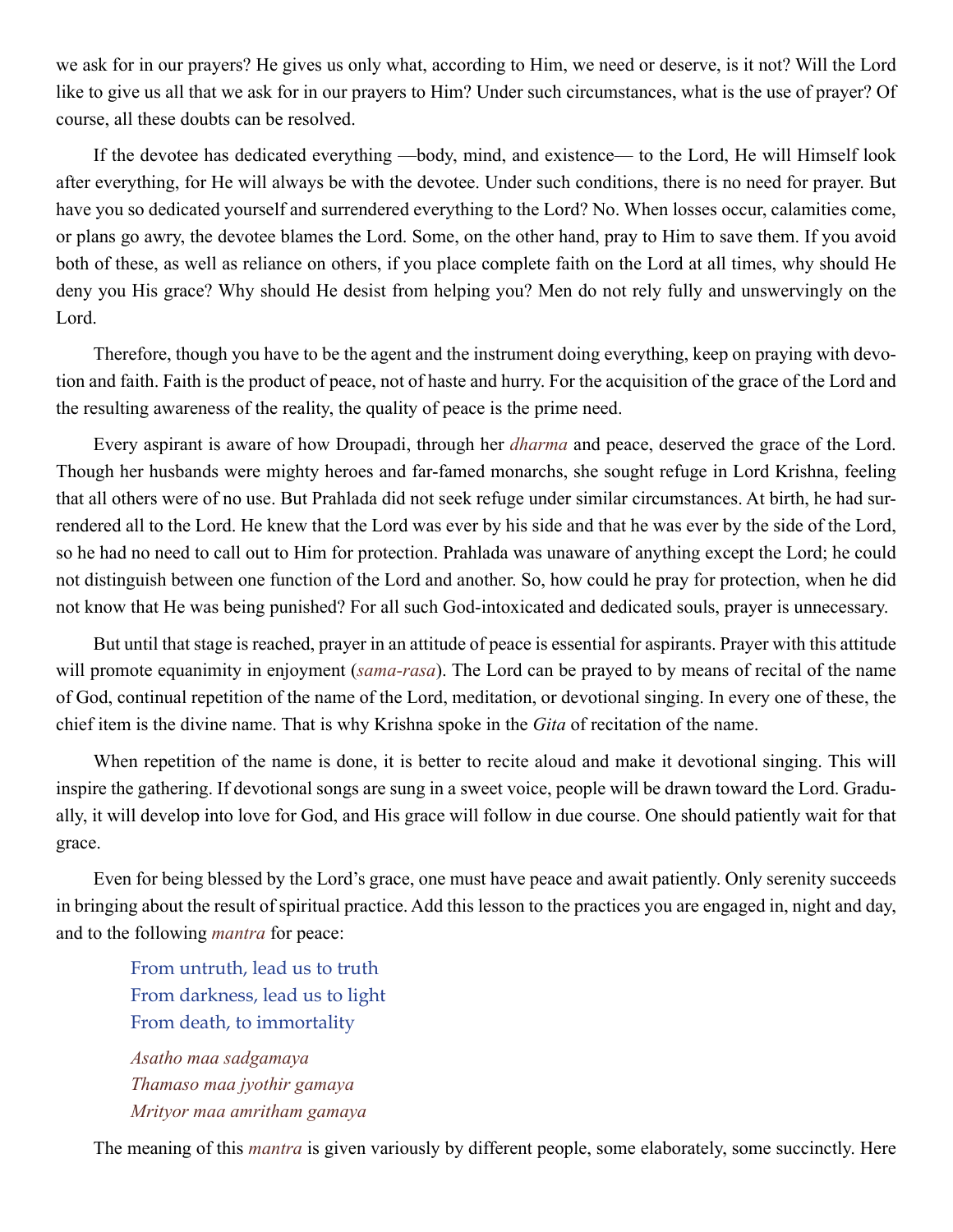we ask for in our prayers? He gives us only what, according to Him, we need or deserve, is it not? Will the Lord like to give us all that we ask for in our prayers to Him? Under such circumstances, what is the use of prayer? Of course, all these doubts can be resolved.

If the devotee has dedicated everything —body, mind, and existence— to the Lord, He will Himself look after everything, for He will always be with the devotee. Under such conditions, there is no need for prayer. But have you so dedicated yourself and surrendered everything to the Lord? No. When losses occur, calamities come, or plans go awry, the devotee blames the Lord. Some, on the other hand, pray to Him to save them. If you avoid both of these, as well as reliance on others, if you place complete faith on the Lord at all times, why should He deny you His grace? Why should He desist from helping you? Men do not rely fully and unswervingly on the Lord.

Therefore, though you have to be the agent and the instrument doing everything, keep on praying with devotion and faith. Faith is the product of peace, not of haste and hurry. For the acquisition of the grace of the Lord and the resulting awareness of the reality, the quality of peace is the prime need.

Every aspirant is aware of how Droupadi, through her *dharma* and peace, deserved the grace of the Lord. Though her husbands were mighty heroes and far-famed monarchs, she sought refuge in Lord Krishna, feeling that all others were of no use. But Prahlada did not seek refuge under similar circumstances. At birth, he had surrendered all to the Lord. He knew that the Lord was ever by his side and that he was ever by the side of the Lord, so he had no need to call out to Him for protection. Prahlada was unaware of anything except the Lord; he could not distinguish between one function of the Lord and another. So, how could he pray for protection, when he did not know that He was being punished? For all such God-intoxicated and dedicated souls, prayer is unnecessary.

But until that stage is reached, prayer in an attitude of peace is essential for aspirants. Prayer with this attitude will promote equanimity in enjoyment (*sama-rasa*). The Lord can be prayed to by means of recital of the name of God, continual repetition of the name of the Lord, meditation, or devotional singing. In every one of these, the chief item is the divine name. That is why Krishna spoke in the *Gita* of recitation of the name.

When repetition of the name is done, it is better to recite aloud and make it devotional singing. This will inspire the gathering. If devotional songs are sung in a sweet voice, people will be drawn toward the Lord. Gradually, it will develop into love for God, and His grace will follow in due course. One should patiently wait for that grace.

Even for being blessed by the Lord's grace, one must have peace and await patiently. Only serenity succeeds in bringing about the result of spiritual practice. Add this lesson to the practices you are engaged in, night and day, and to the following *mantra* for peace:

> From untruth, lead us to truth
> From darkness, lead us to light
> From death, to immortality
>
> *Asatho maa sadgamaya*
> *Thamaso maa jyothir gamaya*
> *Mrityor maa amritham gamaya*

The meaning of this *mantra* is given variously by different people, some elaborately, some succinctly. Here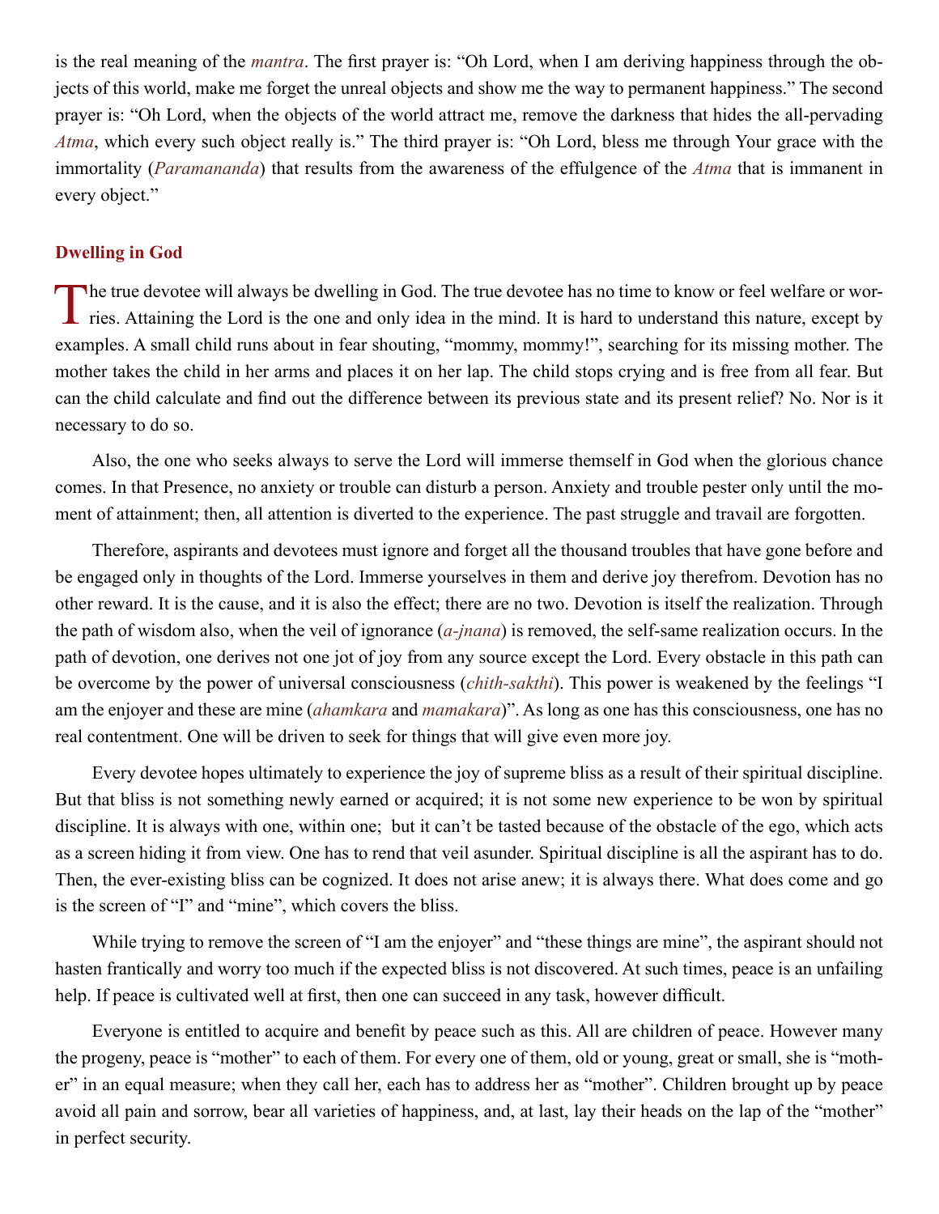is the real meaning of the *mantra*. The first prayer is: "Oh Lord, when I am deriving happiness through the objects of this world, make me forget the unreal objects and show me the way to permanent happiness." The second prayer is: "Oh Lord, when the objects of the world attract me, remove the darkness that hides the all-pervading *Atma*, which every such object really is." The third prayer is: "Oh Lord, bless me through Your grace with the immortality (*Paramananda*) that results from the awareness of the effulgence of the *Atma* that is immanent in every object."

## Dwelling in God

The true devotee will always be dwelling in God. The true devotee has no time to know or feel welfare or worries. Attaining the Lord is the one and only idea in the mind. It is hard to understand this nature, except by examples. A small child runs about in fear shouting, "mommy, mommy!", searching for its missing mother. The mother takes the child in her arms and places it on her lap. The child stops crying and is free from all fear. But can the child calculate and find out the difference between its previous state and its present relief? No. Nor is it necessary to do so.

Also, the one who seeks always to serve the Lord will immerse themself in God when the glorious chance comes. In that Presence, no anxiety or trouble can disturb a person. Anxiety and trouble pester only until the moment of attainment; then, all attention is diverted to the experience. The past struggle and travail are forgotten.

Therefore, aspirants and devotees must ignore and forget all the thousand troubles that have gone before and be engaged only in thoughts of the Lord. Immerse yourselves in them and derive joy therefrom. Devotion has no other reward. It is the cause, and it is also the effect; there are no two. Devotion is itself the realization. Through the path of wisdom also, when the veil of ignorance (*a-jnana*) is removed, the self-same realization occurs. In the path of devotion, one derives not one jot of joy from any source except the Lord. Every obstacle in this path can be overcome by the power of universal consciousness (*chith-sakthi*). This power is weakened by the feelings "I am the enjoyer and these are mine (*ahamkara* and *mamakara*)". As long as one has this consciousness, one has no real contentment. One will be driven to seek for things that will give even more joy.

Every devotee hopes ultimately to experience the joy of supreme bliss as a result of their spiritual discipline. But that bliss is not something newly earned or acquired; it is not some new experience to be won by spiritual discipline. It is always with one, within one; but it can't be tasted because of the obstacle of the ego, which acts as a screen hiding it from view. One has to rend that veil asunder. Spiritual discipline is all the aspirant has to do. Then, the ever-existing bliss can be cognized. It does not arise anew; it is always there. What does come and go is the screen of "I" and "mine", which covers the bliss.

While trying to remove the screen of "I am the enjoyer" and "these things are mine", the aspirant should not hasten frantically and worry too much if the expected bliss is not discovered. At such times, peace is an unfailing help. If peace is cultivated well at first, then one can succeed in any task, however difficult.

Everyone is entitled to acquire and benefit by peace such as this. All are children of peace. However many the progeny, peace is "mother" to each of them. For every one of them, old or young, great or small, she is "mother" in an equal measure; when they call her, each has to address her as "mother". Children brought up by peace avoid all pain and sorrow, bear all varieties of happiness, and, at last, lay their heads on the lap of the "mother" in perfect security.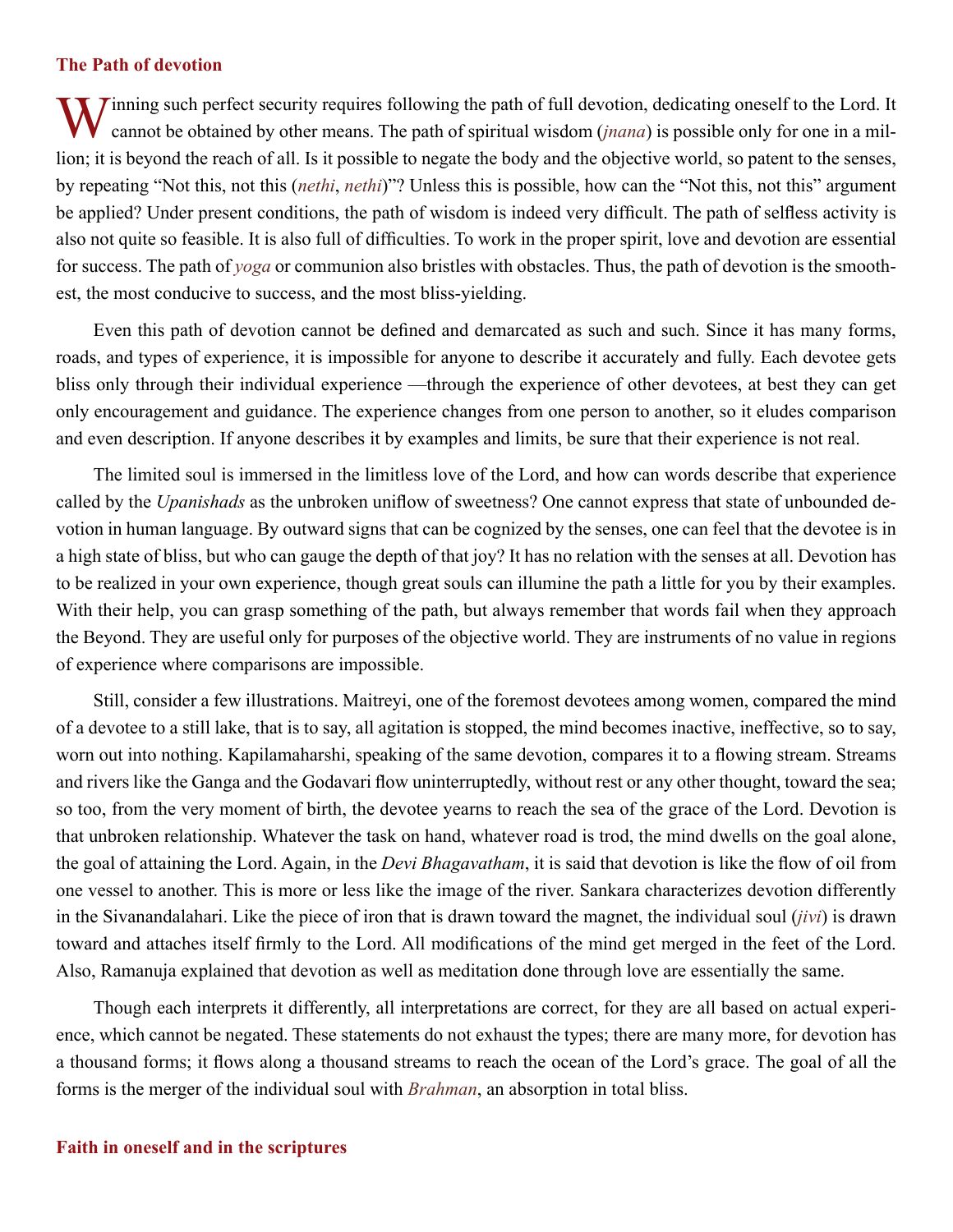## The Path of devotion

Winning such perfect security requires following the path of full devotion, dedicating oneself to the Lord. It cannot be obtained by other means. The path of spiritual wisdom (*jnana*) is possible only for one in a million; it is beyond the reach of all. Is it possible to negate the body and the objective world, so patent to the senses, by repeating "Not this, not this (*nethi*, *nethi*)"? Unless this is possible, how can the "Not this, not this" argument be applied? Under present conditions, the path of wisdom is indeed very difficult. The path of selfless activity is also not quite so feasible. It is also full of difficulties. To work in the proper spirit, love and devotion are essential for success. The path of *yoga* or communion also bristles with obstacles. Thus, the path of devotion is the smoothest, the most conducive to success, and the most bliss-yielding.

Even this path of devotion cannot be defined and demarcated as such and such. Since it has many forms, roads, and types of experience, it is impossible for anyone to describe it accurately and fully. Each devotee gets bliss only through their individual experience —through the experience of other devotees, at best they can get only encouragement and guidance. The experience changes from one person to another, so it eludes comparison and even description. If anyone describes it by examples and limits, be sure that their experience is not real.

The limited soul is immersed in the limitless love of the Lord, and how can words describe that experience called by the *Upanishads* as the unbroken uniflow of sweetness? One cannot express that state of unbounded devotion in human language. By outward signs that can be cognized by the senses, one can feel that the devotee is in a high state of bliss, but who can gauge the depth of that joy? It has no relation with the senses at all. Devotion has to be realized in your own experience, though great souls can illumine the path a little for you by their examples. With their help, you can grasp something of the path, but always remember that words fail when they approach the Beyond. They are useful only for purposes of the objective world. They are instruments of no value in regions of experience where comparisons are impossible.

Still, consider a few illustrations. Maitreyi, one of the foremost devotees among women, compared the mind of a devotee to a still lake, that is to say, all agitation is stopped, the mind becomes inactive, ineffective, so to say, worn out into nothing. Kapilamaharshi, speaking of the same devotion, compares it to a flowing stream. Streams and rivers like the Ganga and the Godavari flow uninterruptedly, without rest or any other thought, toward the sea; so too, from the very moment of birth, the devotee yearns to reach the sea of the grace of the Lord. Devotion is that unbroken relationship. Whatever the task on hand, whatever road is trod, the mind dwells on the goal alone, the goal of attaining the Lord. Again, in the *Devi Bhagavatham*, it is said that devotion is like the flow of oil from one vessel to another. This is more or less like the image of the river. Sankara characterizes devotion differently in the Sivanandalahari. Like the piece of iron that is drawn toward the magnet, the individual soul (*jivi*) is drawn toward and attaches itself firmly to the Lord. All modifications of the mind get merged in the feet of the Lord. Also, Ramanuja explained that devotion as well as meditation done through love are essentially the same.

Though each interprets it differently, all interpretations are correct, for they are all based on actual experience, which cannot be negated. These statements do not exhaust the types; there are many more, for devotion has a thousand forms; it flows along a thousand streams to reach the ocean of the Lord's grace. The goal of all the forms is the merger of the individual soul with *Brahman*, an absorption in total bliss.

## Faith in oneself and in the scriptures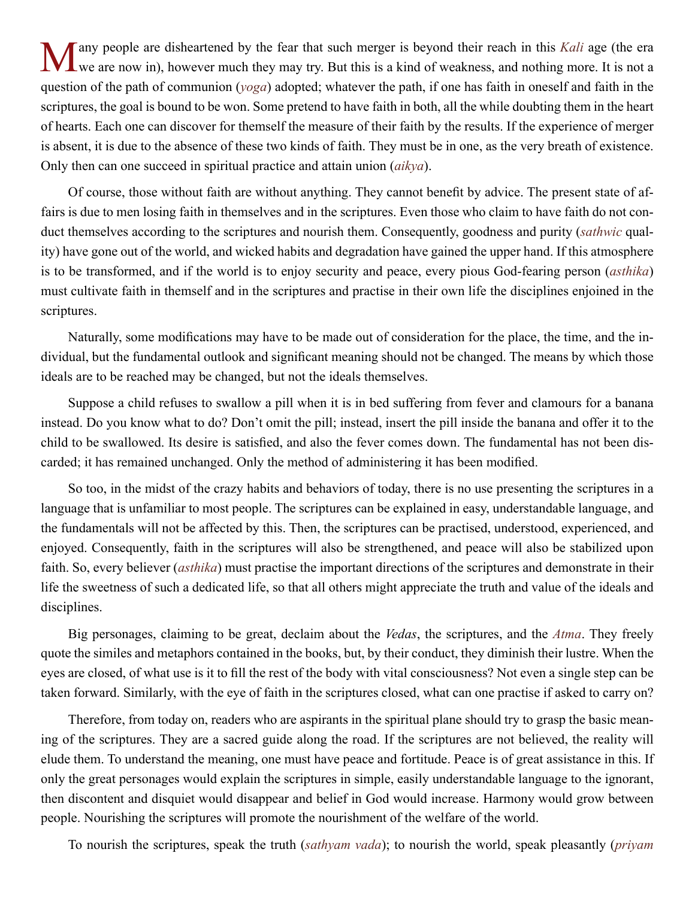Many people are disheartened by the fear that such merger is beyond their reach in this *Kali* age (the era we are now in), however much they may try. But this is a kind of weakness, and nothing more. It is not a question of the path of communion (*yoga*) adopted; whatever the path, if one has faith in oneself and faith in the scriptures, the goal is bound to be won. Some pretend to have faith in both, all the while doubting them in the heart of hearts. Each one can discover for themself the measure of their faith by the results. If the experience of merger is absent, it is due to the absence of these two kinds of faith. They must be in one, as the very breath of existence. Only then can one succeed in spiritual practice and attain union (*aikya*).

Of course, those without faith are without anything. They cannot benefit by advice. The present state of affairs is due to men losing faith in themselves and in the scriptures. Even those who claim to have faith do not conduct themselves according to the scriptures and nourish them. Consequently, goodness and purity (*sathwic* quality) have gone out of the world, and wicked habits and degradation have gained the upper hand. If this atmosphere is to be transformed, and if the world is to enjoy security and peace, every pious God-fearing person (*asthika*) must cultivate faith in themself and in the scriptures and practise in their own life the disciplines enjoined in the scriptures.

Naturally, some modifications may have to be made out of consideration for the place, the time, and the individual, but the fundamental outlook and significant meaning should not be changed. The means by which those ideals are to be reached may be changed, but not the ideals themselves.

Suppose a child refuses to swallow a pill when it is in bed suffering from fever and clamours for a banana instead. Do you know what to do? Don't omit the pill; instead, insert the pill inside the banana and offer it to the child to be swallowed. Its desire is satisfied, and also the fever comes down. The fundamental has not been discarded; it has remained unchanged. Only the method of administering it has been modified.

So too, in the midst of the crazy habits and behaviors of today, there is no use presenting the scriptures in a language that is unfamiliar to most people. The scriptures can be explained in easy, understandable language, and the fundamentals will not be affected by this. Then, the scriptures can be practised, understood, experienced, and enjoyed. Consequently, faith in the scriptures will also be strengthened, and peace will also be stabilized upon faith. So, every believer (*asthika*) must practise the important directions of the scriptures and demonstrate in their life the sweetness of such a dedicated life, so that all others might appreciate the truth and value of the ideals and disciplines.

Big personages, claiming to be great, declaim about the *Vedas*, the scriptures, and the *Atma*. They freely quote the similes and metaphors contained in the books, but, by their conduct, they diminish their lustre. When the eyes are closed, of what use is it to fill the rest of the body with vital consciousness? Not even a single step can be taken forward. Similarly, with the eye of faith in the scriptures closed, what can one practise if asked to carry on?

Therefore, from today on, readers who are aspirants in the spiritual plane should try to grasp the basic meaning of the scriptures. They are a sacred guide along the road. If the scriptures are not believed, the reality will elude them. To understand the meaning, one must have peace and fortitude. Peace is of great assistance in this. If only the great personages would explain the scriptures in simple, easily understandable language to the ignorant, then discontent and disquiet would disappear and belief in God would increase. Harmony would grow between people. Nourishing the scriptures will promote the nourishment of the welfare of the world.

To nourish the scriptures, speak the truth (*sathyam vada*); to nourish the world, speak pleasantly (*priyam*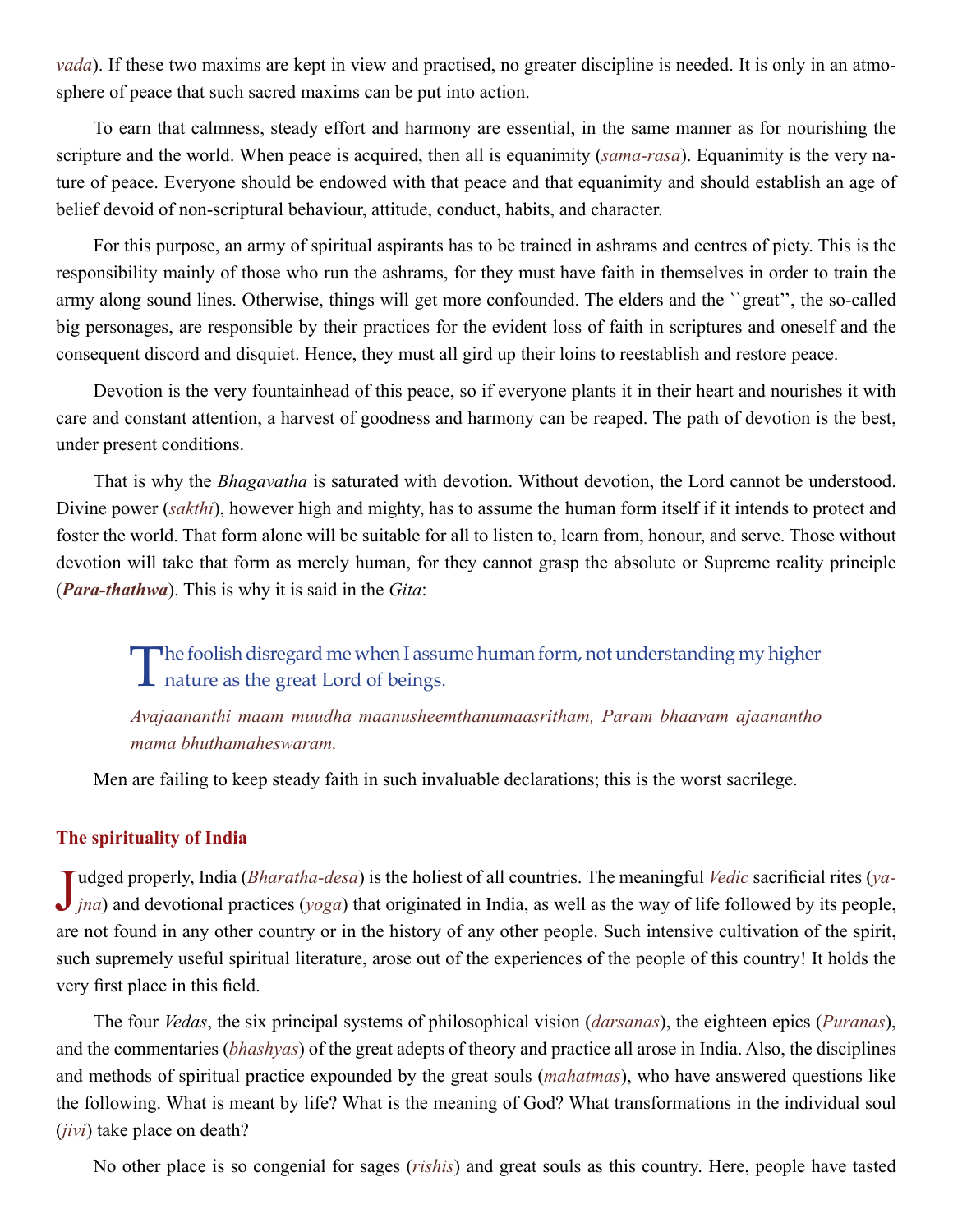*vada*). If these two maxims are kept in view and practised, no greater discipline is needed. It is only in an atmosphere of peace that such sacred maxims can be put into action.

To earn that calmness, steady effort and harmony are essential, in the same manner as for nourishing the scripture and the world. When peace is acquired, then all is equanimity (*sama-rasa*). Equanimity is the very nature of peace. Everyone should be endowed with that peace and that equanimity and should establish an age of belief devoid of non-scriptural behaviour, attitude, conduct, habits, and character.

For this purpose, an army of spiritual aspirants has to be trained in ashrams and centres of piety. This is the responsibility mainly of those who run the ashrams, for they must have faith in themselves in order to train the army along sound lines. Otherwise, things will get more confounded. The elders and the ``great'', the so-called big personages, are responsible by their practices for the evident loss of faith in scriptures and oneself and the consequent discord and disquiet. Hence, they must all gird up their loins to reestablish and restore peace.

Devotion is the very fountainhead of this peace, so if everyone plants it in their heart and nourishes it with care and constant attention, a harvest of goodness and harmony can be reaped. The path of devotion is the best, under present conditions.

That is why the *Bhagavatha* is saturated with devotion. Without devotion, the Lord cannot be understood. Divine power (*sakthi*), however high and mighty, has to assume the human form itself if it intends to protect and foster the world. That form alone will be suitable for all to listen to, learn from, honour, and serve. Those without devotion will take that form as merely human, for they cannot grasp the absolute or Supreme reality principle (***Para-thathwa***). This is why it is said in the *Gita*:

> The foolish disregard me when I assume human form, not understanding my higher nature as the great Lord of beings.
>
> *Avajaananthi maam muudha maanusheemthanumaasritham, Param bhaavam ajaanantho mama bhuthamaheswaram.*

Men are failing to keep steady faith in such invaluable declarations; this is the worst sacrilege.

### The spirituality of India

Judged properly, India (*Bharatha-desa*) is the holiest of all countries. The meaningful *Vedic* sacrificial rites (*yajna*) and devotional practices (*yoga*) that originated in India, as well as the way of life followed by its people, are not found in any other country or in the history of any other people. Such intensive cultivation of the spirit, such supremely useful spiritual literature, arose out of the experiences of the people of this country! It holds the very first place in this field.

The four *Vedas*, the six principal systems of philosophical vision (*darsanas*), the eighteen epics (*Puranas*), and the commentaries (*bhashyas*) of the great adepts of theory and practice all arose in India. Also, the disciplines and methods of spiritual practice expounded by the great souls (*mahatmas*), who have answered questions like the following. What is meant by life? What is the meaning of God? What transformations in the individual soul (*jivi*) take place on death?

No other place is so congenial for sages (*rishis*) and great souls as this country. Here, people have tasted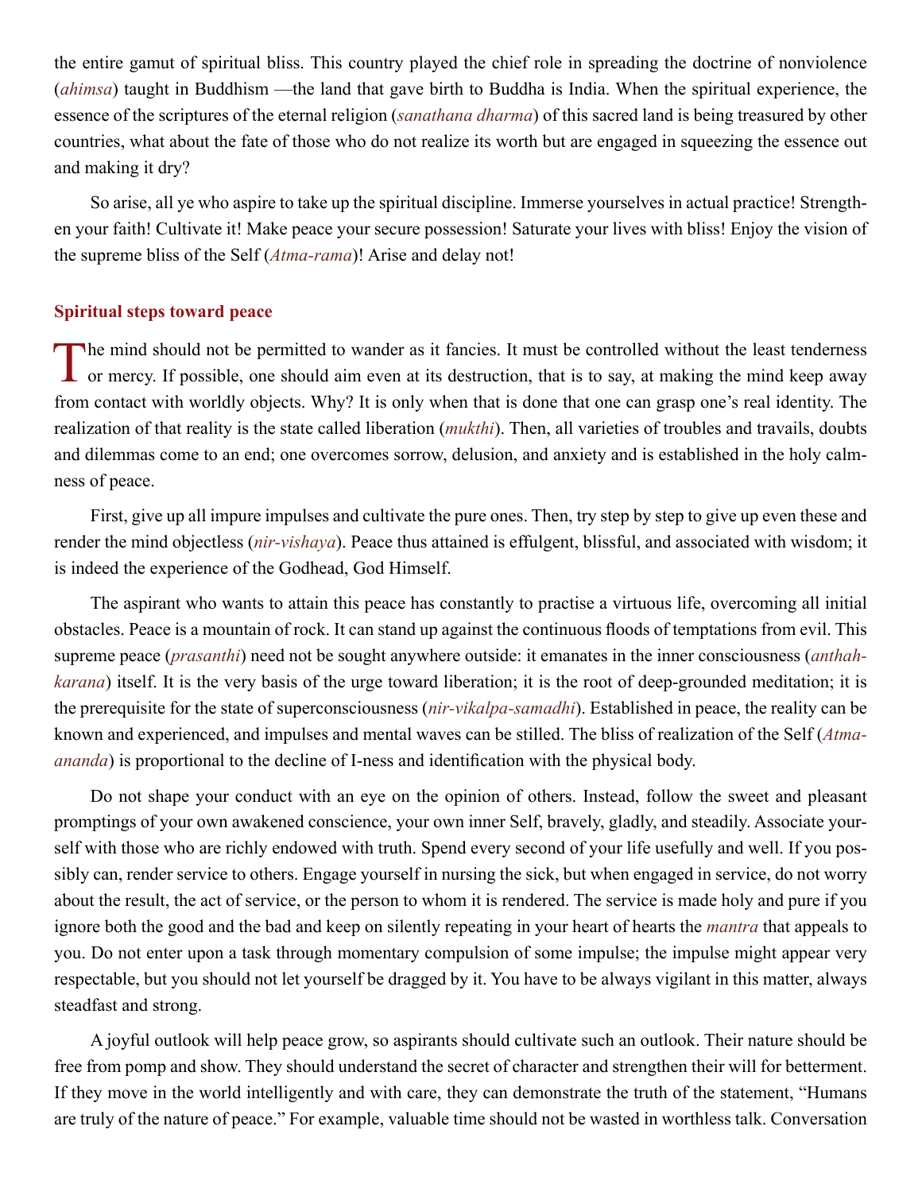the entire gamut of spiritual bliss. This country played the chief role in spreading the doctrine of nonviolence (*ahimsa*) taught in Buddhism —the land that gave birth to Buddha is India. When the spiritual experience, the essence of the scriptures of the eternal religion (*sanathana dharma*) of this sacred land is being treasured by other countries, what about the fate of those who do not realize its worth but are engaged in squeezing the essence out and making it dry?

So arise, all ye who aspire to take up the spiritual discipline. Immerse yourselves in actual practice! Strengthen your faith! Cultivate it! Make peace your secure possession! Saturate your lives with bliss! Enjoy the vision of the supreme bliss of the Self (*Atma-rama*)! Arise and delay not!

### Spiritual steps toward peace

The mind should not be permitted to wander as it fancies. It must be controlled without the least tenderness or mercy. If possible, one should aim even at its destruction, that is to say, at making the mind keep away from contact with worldly objects. Why? It is only when that is done that one can grasp one's real identity. The realization of that reality is the state called liberation (*mukthi*). Then, all varieties of troubles and travails, doubts and dilemmas come to an end; one overcomes sorrow, delusion, and anxiety and is established in the holy calmness of peace.

First, give up all impure impulses and cultivate the pure ones. Then, try step by step to give up even these and render the mind objectless (*nir-vishaya*). Peace thus attained is effulgent, blissful, and associated with wisdom; it is indeed the experience of the Godhead, God Himself.

The aspirant who wants to attain this peace has constantly to practise a virtuous life, overcoming all initial obstacles. Peace is a mountain of rock. It can stand up against the continuous floods of temptations from evil. This supreme peace (*prasanthi*) need not be sought anywhere outside: it emanates in the inner consciousness (*anthah-karana*) itself. It is the very basis of the urge toward liberation; it is the root of deep-grounded meditation; it is the prerequisite for the state of superconsciousness (*nir-vikalpa-samadhi*). Established in peace, the reality can be known and experienced, and impulses and mental waves can be stilled. The bliss of realization of the Self (*Atma-ananda*) is proportional to the decline of I-ness and identification with the physical body.

Do not shape your conduct with an eye on the opinion of others. Instead, follow the sweet and pleasant promptings of your own awakened conscience, your own inner Self, bravely, gladly, and steadily. Associate yourself with those who are richly endowed with truth. Spend every second of your life usefully and well. If you possibly can, render service to others. Engage yourself in nursing the sick, but when engaged in service, do not worry about the result, the act of service, or the person to whom it is rendered. The service is made holy and pure if you ignore both the good and the bad and keep on silently repeating in your heart of hearts the *mantra* that appeals to you. Do not enter upon a task through momentary compulsion of some impulse; the impulse might appear very respectable, but you should not let yourself be dragged by it. You have to be always vigilant in this matter, always steadfast and strong.

A joyful outlook will help peace grow, so aspirants should cultivate such an outlook. Their nature should be free from pomp and show. They should understand the secret of character and strengthen their will for betterment. If they move in the world intelligently and with care, they can demonstrate the truth of the statement, "Humans are truly of the nature of peace." For example, valuable time should not be wasted in worthless talk. Conversation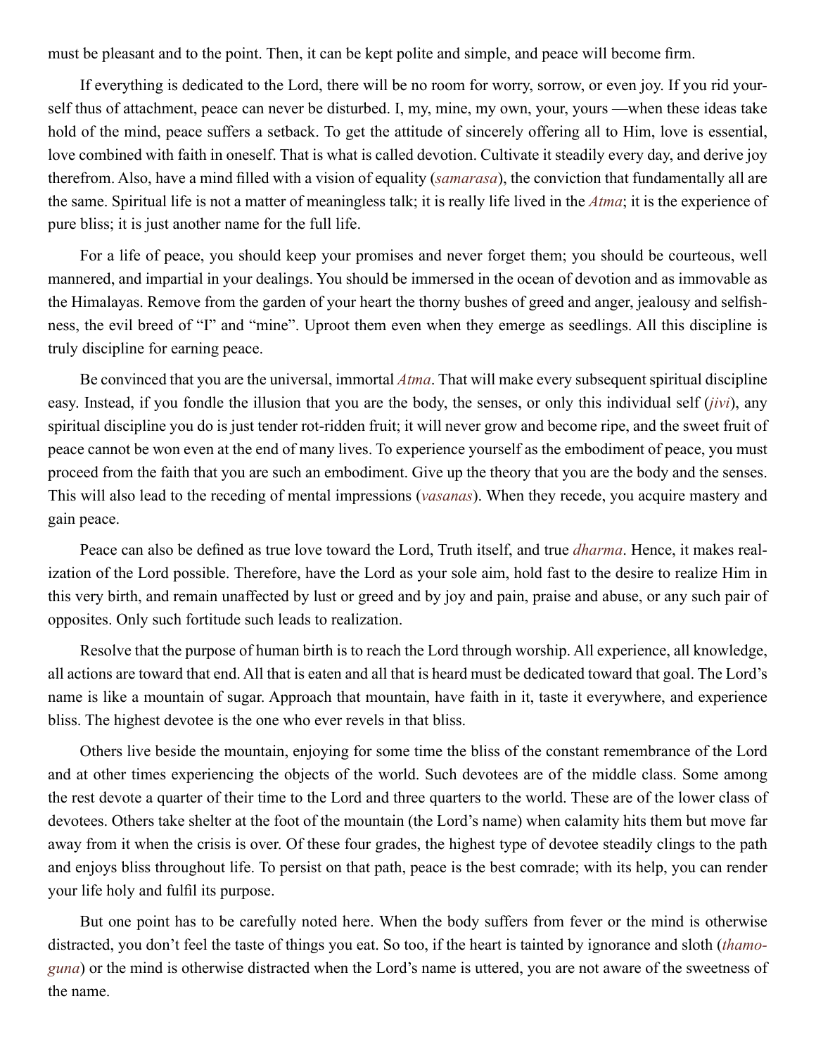must be pleasant and to the point. Then, it can be kept polite and simple, and peace will become firm.

If everything is dedicated to the Lord, there will be no room for worry, sorrow, or even joy. If you rid yourself thus of attachment, peace can never be disturbed. I, my, mine, my own, your, yours —when these ideas take hold of the mind, peace suffers a setback. To get the attitude of sincerely offering all to Him, love is essential, love combined with faith in oneself. That is what is called devotion. Cultivate it steadily every day, and derive joy therefrom. Also, have a mind filled with a vision of equality (*samarasa*), the conviction that fundamentally all are the same. Spiritual life is not a matter of meaningless talk; it is really life lived in the *Atma*; it is the experience of pure bliss; it is just another name for the full life.

For a life of peace, you should keep your promises and never forget them; you should be courteous, well mannered, and impartial in your dealings. You should be immersed in the ocean of devotion and as immovable as the Himalayas. Remove from the garden of your heart the thorny bushes of greed and anger, jealousy and selfishness, the evil breed of "I" and "mine". Uproot them even when they emerge as seedlings. All this discipline is truly discipline for earning peace.

Be convinced that you are the universal, immortal *Atma*. That will make every subsequent spiritual discipline easy. Instead, if you fondle the illusion that you are the body, the senses, or only this individual self (*jivi*), any spiritual discipline you do is just tender rot-ridden fruit; it will never grow and become ripe, and the sweet fruit of peace cannot be won even at the end of many lives. To experience yourself as the embodiment of peace, you must proceed from the faith that you are such an embodiment. Give up the theory that you are the body and the senses. This will also lead to the receding of mental impressions (*vasanas*). When they recede, you acquire mastery and gain peace.

Peace can also be defined as true love toward the Lord, Truth itself, and true *dharma*. Hence, it makes realization of the Lord possible. Therefore, have the Lord as your sole aim, hold fast to the desire to realize Him in this very birth, and remain unaffected by lust or greed and by joy and pain, praise and abuse, or any such pair of opposites. Only such fortitude such leads to realization.

Resolve that the purpose of human birth is to reach the Lord through worship. All experience, all knowledge, all actions are toward that end. All that is eaten and all that is heard must be dedicated toward that goal. The Lord's name is like a mountain of sugar. Approach that mountain, have faith in it, taste it everywhere, and experience bliss. The highest devotee is the one who ever revels in that bliss.

Others live beside the mountain, enjoying for some time the bliss of the constant remembrance of the Lord and at other times experiencing the objects of the world. Such devotees are of the middle class. Some among the rest devote a quarter of their time to the Lord and three quarters to the world. These are of the lower class of devotees. Others take shelter at the foot of the mountain (the Lord's name) when calamity hits them but move far away from it when the crisis is over. Of these four grades, the highest type of devotee steadily clings to the path and enjoys bliss throughout life. To persist on that path, peace is the best comrade; with its help, you can render your life holy and fulfil its purpose.

But one point has to be carefully noted here. When the body suffers from fever or the mind is otherwise distracted, you don't feel the taste of things you eat. So too, if the heart is tainted by ignorance and sloth (*thamoguna*) or the mind is otherwise distracted when the Lord's name is uttered, you are not aware of the sweetness of the name.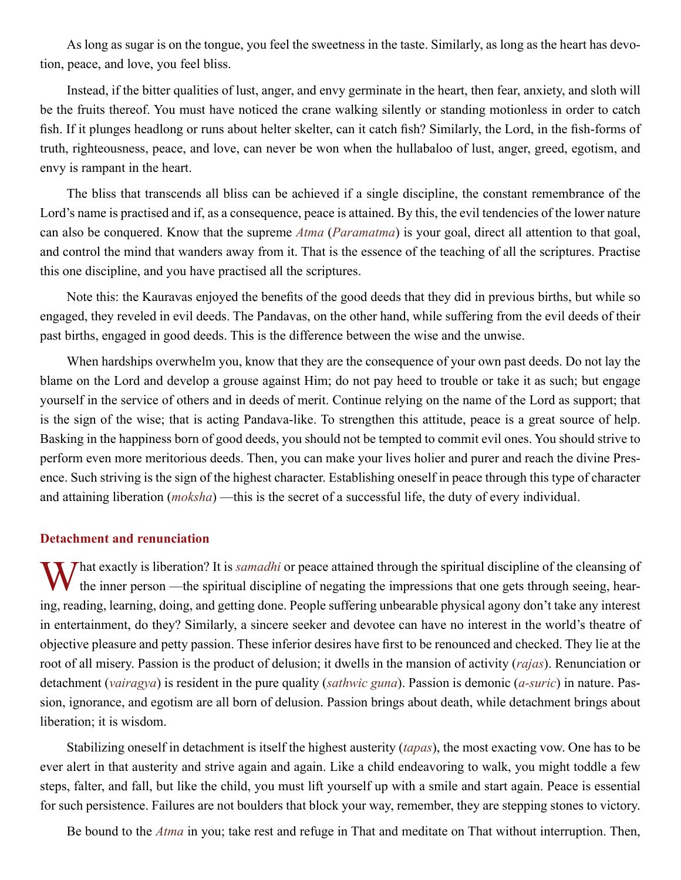As long as sugar is on the tongue, you feel the sweetness in the taste. Similarly, as long as the heart has devotion, peace, and love, you feel bliss.

Instead, if the bitter qualities of lust, anger, and envy germinate in the heart, then fear, anxiety, and sloth will be the fruits thereof. You must have noticed the crane walking silently or standing motionless in order to catch fish. If it plunges headlong or runs about helter skelter, can it catch fish? Similarly, the Lord, in the fish-forms of truth, righteousness, peace, and love, can never be won when the hullabaloo of lust, anger, greed, egotism, and envy is rampant in the heart.

The bliss that transcends all bliss can be achieved if a single discipline, the constant remembrance of the Lord's name is practised and if, as a consequence, peace is attained. By this, the evil tendencies of the lower nature can also be conquered. Know that the supreme *Atma* (*Paramatma*) is your goal, direct all attention to that goal, and control the mind that wanders away from it. That is the essence of the teaching of all the scriptures. Practise this one discipline, and you have practised all the scriptures.

Note this: the Kauravas enjoyed the benefits of the good deeds that they did in previous births, but while so engaged, they reveled in evil deeds. The Pandavas, on the other hand, while suffering from the evil deeds of their past births, engaged in good deeds. This is the difference between the wise and the unwise.

When hardships overwhelm you, know that they are the consequence of your own past deeds. Do not lay the blame on the Lord and develop a grouse against Him; do not pay heed to trouble or take it as such; but engage yourself in the service of others and in deeds of merit. Continue relying on the name of the Lord as support; that is the sign of the wise; that is acting Pandava-like. To strengthen this attitude, peace is a great source of help. Basking in the happiness born of good deeds, you should not be tempted to commit evil ones. You should strive to perform even more meritorious deeds. Then, you can make your lives holier and purer and reach the divine Presence. Such striving is the sign of the highest character. Establishing oneself in peace through this type of character and attaining liberation (*moksha*) —this is the secret of a successful life, the duty of every individual.

### Detachment and renunciation

What exactly is liberation? It is *samadhi* or peace attained through the spiritual discipline of the cleansing of the inner person —the spiritual discipline of negating the impressions that one gets through seeing, hearing, reading, learning, doing, and getting done. People suffering unbearable physical agony don't take any interest in entertainment, do they? Similarly, a sincere seeker and devotee can have no interest in the world's theatre of objective pleasure and petty passion. These inferior desires have first to be renounced and checked. They lie at the root of all misery. Passion is the product of delusion; it dwells in the mansion of activity (*rajas*). Renunciation or detachment (*vairagya*) is resident in the pure quality (*sathwic guna*). Passion is demonic (*a-suric*) in nature. Passion, ignorance, and egotism are all born of delusion. Passion brings about death, while detachment brings about liberation; it is wisdom.

Stabilizing oneself in detachment is itself the highest austerity (*tapas*), the most exacting vow. One has to be ever alert in that austerity and strive again and again. Like a child endeavoring to walk, you might toddle a few steps, falter, and fall, but like the child, you must lift yourself up with a smile and start again. Peace is essential for such persistence. Failures are not boulders that block your way, remember, they are stepping stones to victory.

Be bound to the *Atma* in you; take rest and refuge in That and meditate on That without interruption. Then,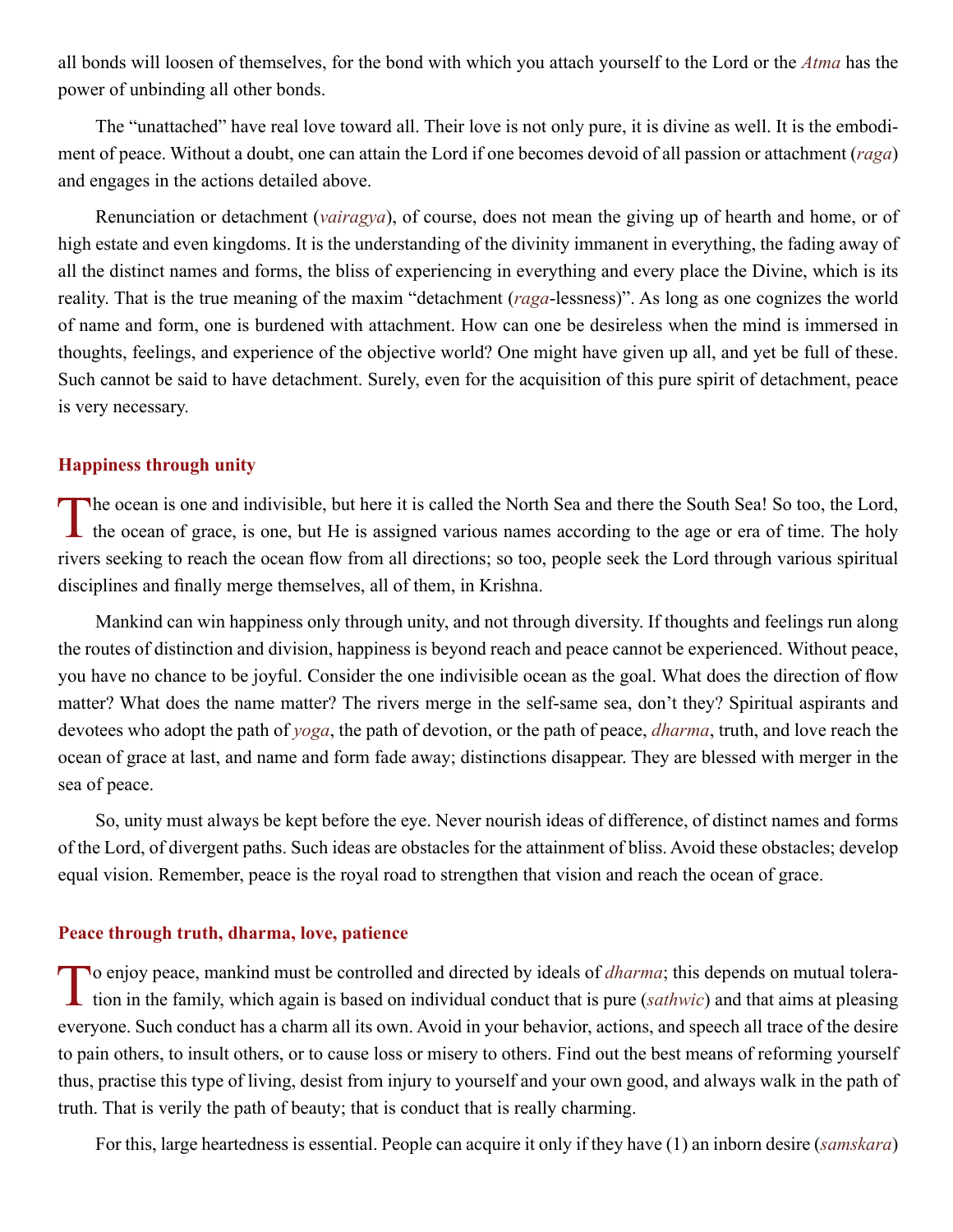all bonds will loosen of themselves, for the bond with which you attach yourself to the Lord or the *Atma* has the power of unbinding all other bonds.

The "unattached" have real love toward all. Their love is not only pure, it is divine as well. It is the embodiment of peace. Without a doubt, one can attain the Lord if one becomes devoid of all passion or attachment (*raga*) and engages in the actions detailed above.

Renunciation or detachment (*vairagya*), of course, does not mean the giving up of hearth and home, or of high estate and even kingdoms. It is the understanding of the divinity immanent in everything, the fading away of all the distinct names and forms, the bliss of experiencing in everything and every place the Divine, which is its reality. That is the true meaning of the maxim "detachment (*raga*-lessness)". As long as one cognizes the world of name and form, one is burdened with attachment. How can one be desireless when the mind is immersed in thoughts, feelings, and experience of the objective world? One might have given up all, and yet be full of these. Such cannot be said to have detachment. Surely, even for the acquisition of this pure spirit of detachment, peace is very necessary.

## Happiness through unity

The ocean is one and indivisible, but here it is called the North Sea and there the South Sea! So too, the Lord, the ocean of grace, is one, but He is assigned various names according to the age or era of time. The holy rivers seeking to reach the ocean flow from all directions; so too, people seek the Lord through various spiritual disciplines and finally merge themselves, all of them, in Krishna.

Mankind can win happiness only through unity, and not through diversity. If thoughts and feelings run along the routes of distinction and division, happiness is beyond reach and peace cannot be experienced. Without peace, you have no chance to be joyful. Consider the one indivisible ocean as the goal. What does the direction of flow matter? What does the name matter? The rivers merge in the self-same sea, don't they? Spiritual aspirants and devotees who adopt the path of *yoga*, the path of devotion, or the path of peace, *dharma*, truth, and love reach the ocean of grace at last, and name and form fade away; distinctions disappear. They are blessed with merger in the sea of peace.

So, unity must always be kept before the eye. Never nourish ideas of difference, of distinct names and forms of the Lord, of divergent paths. Such ideas are obstacles for the attainment of bliss. Avoid these obstacles; develop equal vision. Remember, peace is the royal road to strengthen that vision and reach the ocean of grace.

## Peace through truth, dharma, love, patience

To enjoy peace, mankind must be controlled and directed by ideals of *dharma*; this depends on mutual toleration in the family, which again is based on individual conduct that is pure (*sathwic*) and that aims at pleasing everyone. Such conduct has a charm all its own. Avoid in your behavior, actions, and speech all trace of the desire to pain others, to insult others, or to cause loss or misery to others. Find out the best means of reforming yourself thus, practise this type of living, desist from injury to yourself and your own good, and always walk in the path of truth. That is verily the path of beauty; that is conduct that is really charming.

For this, large heartedness is essential. People can acquire it only if they have (1) an inborn desire (*samskara*)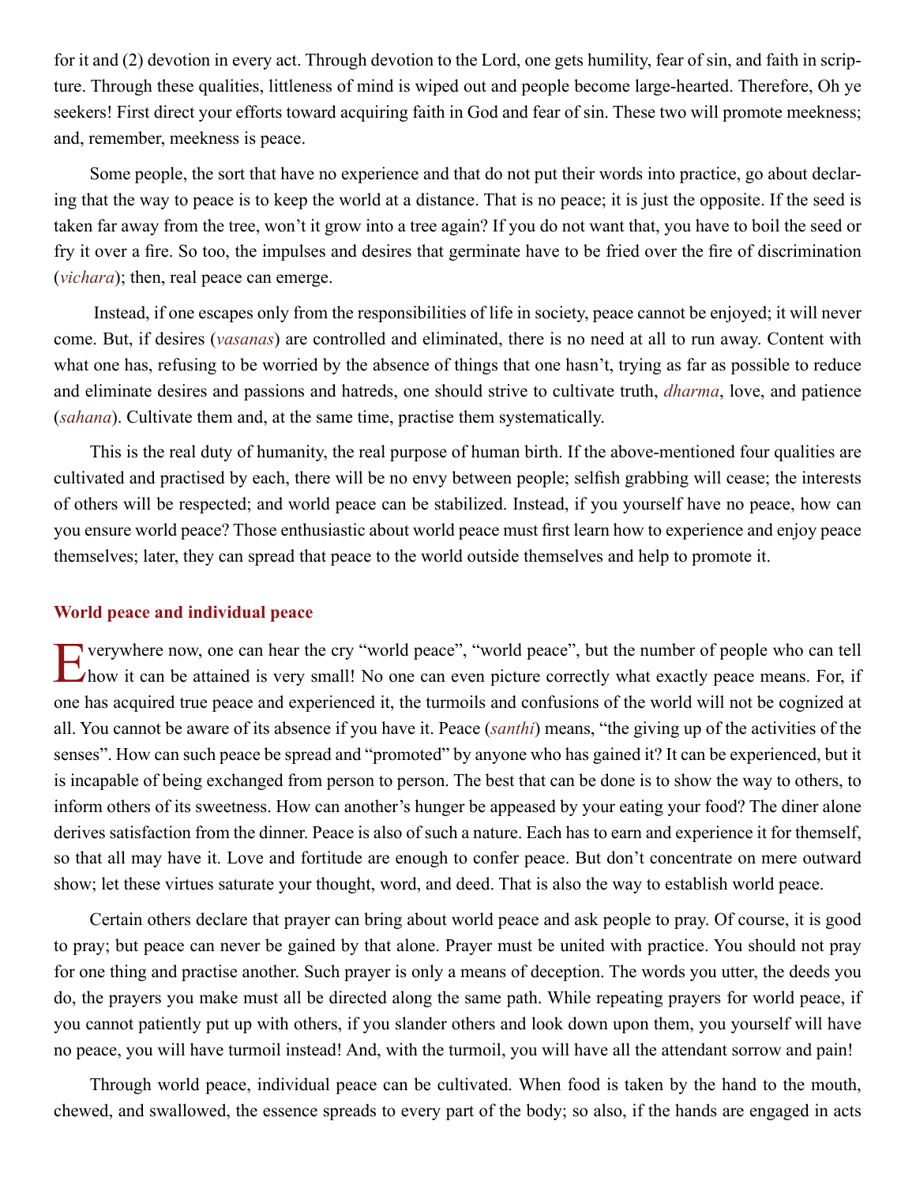for it and (2) devotion in every act. Through devotion to the Lord, one gets humility, fear of sin, and faith in scripture. Through these qualities, littleness of mind is wiped out and people become large-hearted. Therefore, Oh ye seekers! First direct your efforts toward acquiring faith in God and fear of sin. These two will promote meekness; and, remember, meekness is peace.

Some people, the sort that have no experience and that do not put their words into practice, go about declaring that the way to peace is to keep the world at a distance. That is no peace; it is just the opposite. If the seed is taken far away from the tree, won't it grow into a tree again? If you do not want that, you have to boil the seed or fry it over a fire. So too, the impulses and desires that germinate have to be fried over the fire of discrimination (*vichara*); then, real peace can emerge.

Instead, if one escapes only from the responsibilities of life in society, peace cannot be enjoyed; it will never come. But, if desires (*vasanas*) are controlled and eliminated, there is no need at all to run away. Content with what one has, refusing to be worried by the absence of things that one hasn't, trying as far as possible to reduce and eliminate desires and passions and hatreds, one should strive to cultivate truth, *dharma*, love, and patience (*sahana*). Cultivate them and, at the same time, practise them systematically.

This is the real duty of humanity, the real purpose of human birth. If the above-mentioned four qualities are cultivated and practised by each, there will be no envy between people; selfish grabbing will cease; the interests of others will be respected; and world peace can be stabilized. Instead, if you yourself have no peace, how can you ensure world peace? Those enthusiastic about world peace must first learn how to experience and enjoy peace themselves; later, they can spread that peace to the world outside themselves and help to promote it.

## World peace and individual peace

Everywhere now, one can hear the cry "world peace", "world peace", but the number of people who can tell how it can be attained is very small! No one can even picture correctly what exactly peace means. For, if one has acquired true peace and experienced it, the turmoils and confusions of the world will not be cognized at all. You cannot be aware of its absence if you have it. Peace (*santhi*) means, "the giving up of the activities of the senses". How can such peace be spread and "promoted" by anyone who has gained it? It can be experienced, but it is incapable of being exchanged from person to person. The best that can be done is to show the way to others, to inform others of its sweetness. How can another's hunger be appeased by your eating your food? The diner alone derives satisfaction from the dinner. Peace is also of such a nature. Each has to earn and experience it for themself, so that all may have it. Love and fortitude are enough to confer peace. But don't concentrate on mere outward show; let these virtues saturate your thought, word, and deed. That is also the way to establish world peace.

Certain others declare that prayer can bring about world peace and ask people to pray. Of course, it is good to pray; but peace can never be gained by that alone. Prayer must be united with practice. You should not pray for one thing and practise another. Such prayer is only a means of deception. The words you utter, the deeds you do, the prayers you make must all be directed along the same path. While repeating prayers for world peace, if you cannot patiently put up with others, if you slander others and look down upon them, you yourself will have no peace, you will have turmoil instead! And, with the turmoil, you will have all the attendant sorrow and pain!

Through world peace, individual peace can be cultivated. When food is taken by the hand to the mouth, chewed, and swallowed, the essence spreads to every part of the body; so also, if the hands are engaged in acts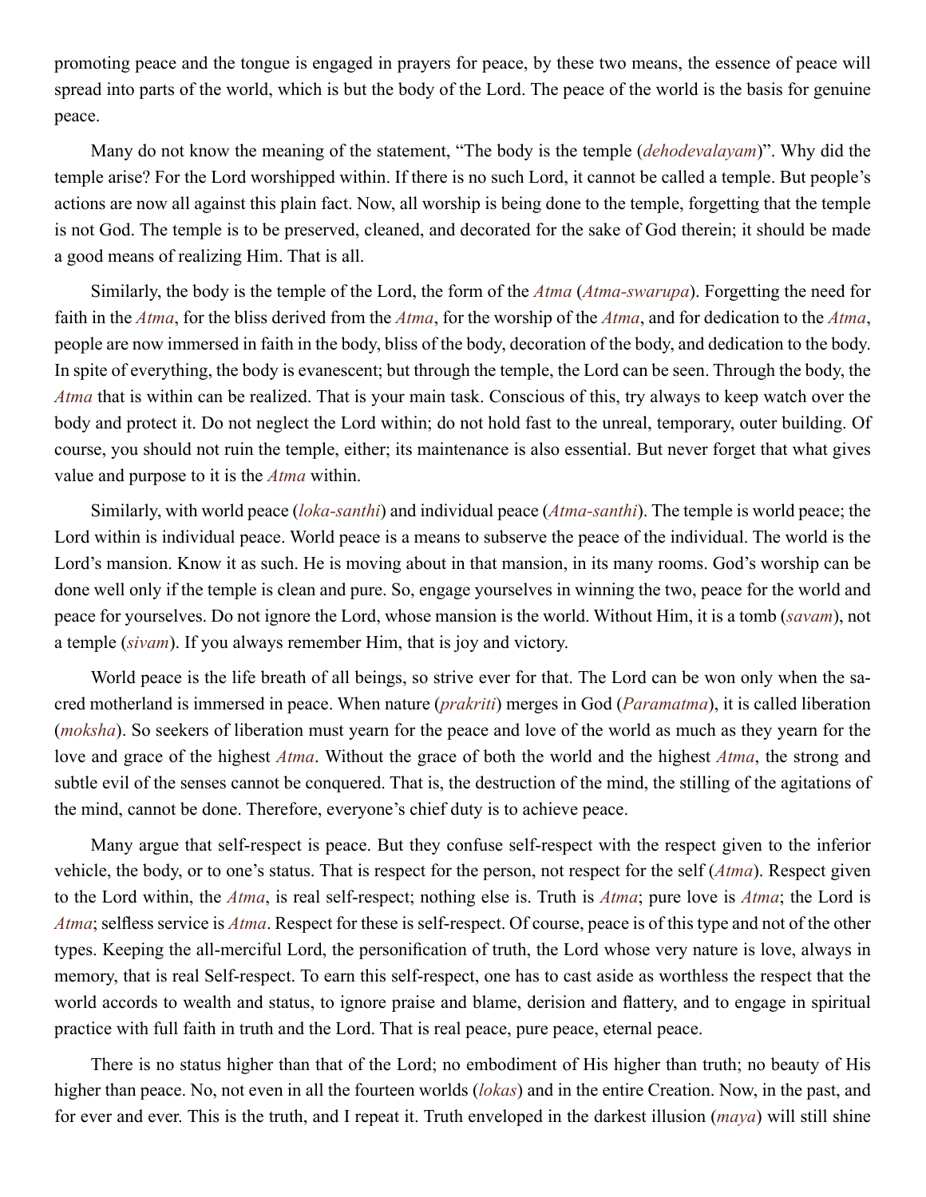promoting peace and the tongue is engaged in prayers for peace, by these two means, the essence of peace will spread into parts of the world, which is but the body of the Lord. The peace of the world is the basis for genuine peace.

Many do not know the meaning of the statement, "The body is the temple (*dehodevalayam*)". Why did the temple arise? For the Lord worshipped within. If there is no such Lord, it cannot be called a temple. But people's actions are now all against this plain fact. Now, all worship is being done to the temple, forgetting that the temple is not God. The temple is to be preserved, cleaned, and decorated for the sake of God therein; it should be made a good means of realizing Him. That is all.

Similarly, the body is the temple of the Lord, the form of the *Atma* (*Atma-swarupa*). Forgetting the need for faith in the *Atma*, for the bliss derived from the *Atma*, for the worship of the *Atma*, and for dedication to the *Atma*, people are now immersed in faith in the body, bliss of the body, decoration of the body, and dedication to the body. In spite of everything, the body is evanescent; but through the temple, the Lord can be seen. Through the body, the *Atma* that is within can be realized. That is your main task. Conscious of this, try always to keep watch over the body and protect it. Do not neglect the Lord within; do not hold fast to the unreal, temporary, outer building. Of course, you should not ruin the temple, either; its maintenance is also essential. But never forget that what gives value and purpose to it is the *Atma* within.

Similarly, with world peace (*loka-santhi*) and individual peace (*Atma-santhi*). The temple is world peace; the Lord within is individual peace. World peace is a means to subserve the peace of the individual. The world is the Lord's mansion. Know it as such. He is moving about in that mansion, in its many rooms. God's worship can be done well only if the temple is clean and pure. So, engage yourselves in winning the two, peace for the world and peace for yourselves. Do not ignore the Lord, whose mansion is the world. Without Him, it is a tomb (*savam*), not a temple (*sivam*). If you always remember Him, that is joy and victory.

World peace is the life breath of all beings, so strive ever for that. The Lord can be won only when the sacred motherland is immersed in peace. When nature (*prakriti*) merges in God (*Paramatma*), it is called liberation (*moksha*). So seekers of liberation must yearn for the peace and love of the world as much as they yearn for the love and grace of the highest *Atma*. Without the grace of both the world and the highest *Atma*, the strong and subtle evil of the senses cannot be conquered. That is, the destruction of the mind, the stilling of the agitations of the mind, cannot be done. Therefore, everyone's chief duty is to achieve peace.

Many argue that self-respect is peace. But they confuse self-respect with the respect given to the inferior vehicle, the body, or to one's status. That is respect for the person, not respect for the self (*Atma*). Respect given to the Lord within, the *Atma*, is real self-respect; nothing else is. Truth is *Atma*; pure love is *Atma*; the Lord is *Atma*; selfless service is *Atma*. Respect for these is self-respect. Of course, peace is of this type and not of the other types. Keeping the all-merciful Lord, the personification of truth, the Lord whose very nature is love, always in memory, that is real Self-respect. To earn this self-respect, one has to cast aside as worthless the respect that the world accords to wealth and status, to ignore praise and blame, derision and flattery, and to engage in spiritual practice with full faith in truth and the Lord. That is real peace, pure peace, eternal peace.

There is no status higher than that of the Lord; no embodiment of His higher than truth; no beauty of His higher than peace. No, not even in all the fourteen worlds (*lokas*) and in the entire Creation. Now, in the past, and for ever and ever. This is the truth, and I repeat it. Truth enveloped in the darkest illusion (*maya*) will still shine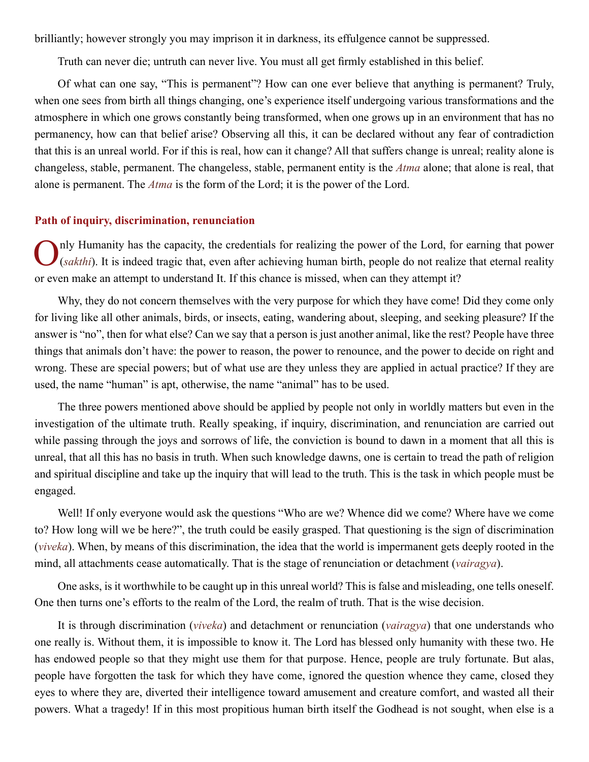brilliantly; however strongly you may imprison it in darkness, its effulgence cannot be suppressed.

Truth can never die; untruth can never live. You must all get firmly established in this belief.

Of what can one say, "This is permanent"? How can one ever believe that anything is permanent? Truly, when one sees from birth all things changing, one's experience itself undergoing various transformations and the atmosphere in which one grows constantly being transformed, when one grows up in an environment that has no permanency, how can that belief arise? Observing all this, it can be declared without any fear of contradiction that this is an unreal world. For if this is real, how can it change? All that suffers change is unreal; reality alone is changeless, stable, permanent. The changeless, stable, permanent entity is the *Atma* alone; that alone is real, that alone is permanent. The *Atma* is the form of the Lord; it is the power of the Lord.

### Path of inquiry, discrimination, renunciation

Only Humanity has the capacity, the credentials for realizing the power of the Lord, for earning that power (*sakthi*). It is indeed tragic that, even after achieving human birth, people do not realize that eternal reality or even make an attempt to understand It. If this chance is missed, when can they attempt it?

Why, they do not concern themselves with the very purpose for which they have come! Did they come only for living like all other animals, birds, or insects, eating, wandering about, sleeping, and seeking pleasure? If the answer is "no", then for what else? Can we say that a person is just another animal, like the rest? People have three things that animals don't have: the power to reason, the power to renounce, and the power to decide on right and wrong. These are special powers; but of what use are they unless they are applied in actual practice? If they are used, the name "human" is apt, otherwise, the name "animal" has to be used.

The three powers mentioned above should be applied by people not only in worldly matters but even in the investigation of the ultimate truth. Really speaking, if inquiry, discrimination, and renunciation are carried out while passing through the joys and sorrows of life, the conviction is bound to dawn in a moment that all this is unreal, that all this has no basis in truth. When such knowledge dawns, one is certain to tread the path of religion and spiritual discipline and take up the inquiry that will lead to the truth. This is the task in which people must be engaged.

Well! If only everyone would ask the questions "Who are we? Whence did we come? Where have we come to? How long will we be here?", the truth could be easily grasped. That questioning is the sign of discrimination (*viveka*). When, by means of this discrimination, the idea that the world is impermanent gets deeply rooted in the mind, all attachments cease automatically. That is the stage of renunciation or detachment (*vairagya*).

One asks, is it worthwhile to be caught up in this unreal world? This is false and misleading, one tells oneself. One then turns one's efforts to the realm of the Lord, the realm of truth. That is the wise decision.

It is through discrimination (*viveka*) and detachment or renunciation (*vairagya*) that one understands who one really is. Without them, it is impossible to know it. The Lord has blessed only humanity with these two. He has endowed people so that they might use them for that purpose. Hence, people are truly fortunate. But alas, people have forgotten the task for which they have come, ignored the question whence they came, closed they eyes to where they are, diverted their intelligence toward amusement and creature comfort, and wasted all their powers. What a tragedy! If in this most propitious human birth itself the Godhead is not sought, when else is a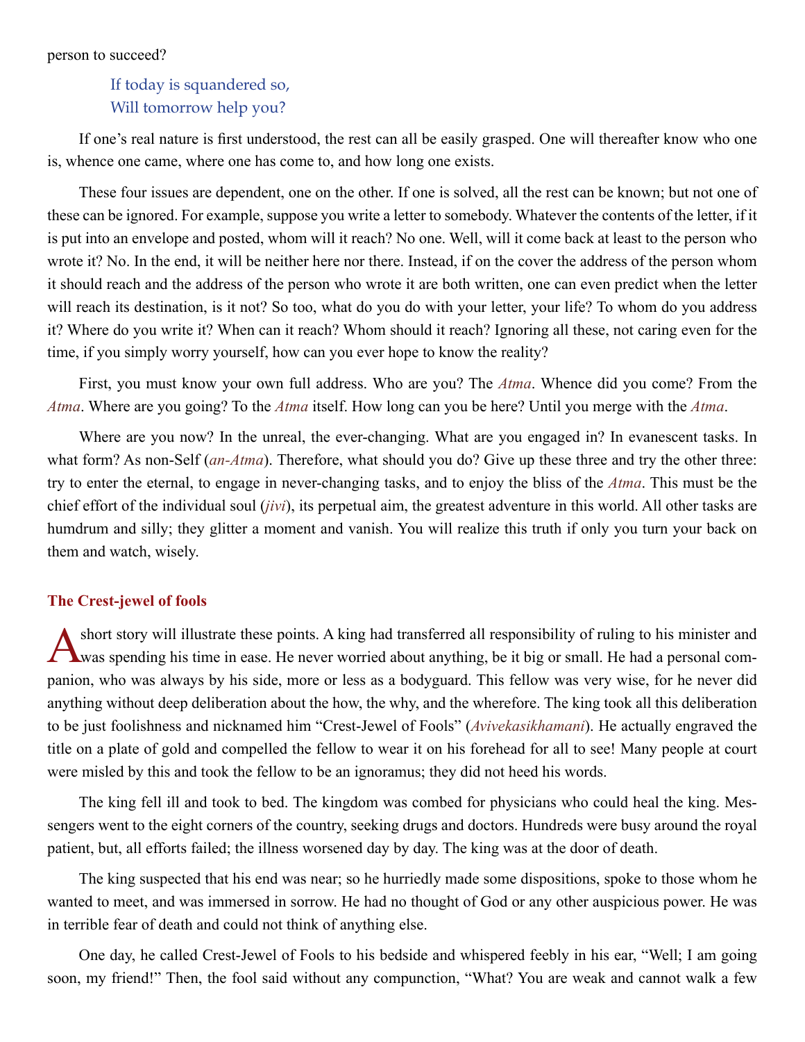person to succeed?

> If today is squandered so,
> Will tomorrow help you?

If one's real nature is first understood, the rest can all be easily grasped. One will thereafter know who one is, whence one came, where one has come to, and how long one exists.

These four issues are dependent, one on the other. If one is solved, all the rest can be known; but not one of these can be ignored. For example, suppose you write a letter to somebody. Whatever the contents of the letter, if it is put into an envelope and posted, whom will it reach? No one. Well, will it come back at least to the person who wrote it? No. In the end, it will be neither here nor there. Instead, if on the cover the address of the person whom it should reach and the address of the person who wrote it are both written, one can even predict when the letter will reach its destination, is it not? So too, what do you do with your letter, your life? To whom do you address it? Where do you write it? When can it reach? Whom should it reach? Ignoring all these, not caring even for the time, if you simply worry yourself, how can you ever hope to know the reality?

First, you must know your own full address. Who are you? The *Atma*. Whence did you come? From the *Atma*. Where are you going? To the *Atma* itself. How long can you be here? Until you merge with the *Atma*.

Where are you now? In the unreal, the ever-changing. What are you engaged in? In evanescent tasks. In what form? As non-Self (*an-Atma*). Therefore, what should you do? Give up these three and try the other three: try to enter the eternal, to engage in never-changing tasks, and to enjoy the bliss of the *Atma*. This must be the chief effort of the individual soul (*jivi*), its perpetual aim, the greatest adventure in this world. All other tasks are humdrum and silly; they glitter a moment and vanish. You will realize this truth if only you turn your back on them and watch, wisely.

### The Crest-jewel of fools

A short story will illustrate these points. A king had transferred all responsibility of ruling to his minister and was spending his time in ease. He never worried about anything, be it big or small. He had a personal companion, who was always by his side, more or less as a bodyguard. This fellow was very wise, for he never did anything without deep deliberation about the how, the why, and the wherefore. The king took all this deliberation to be just foolishness and nicknamed him "Crest-Jewel of Fools" (*Avivekasikhamani*). He actually engraved the title on a plate of gold and compelled the fellow to wear it on his forehead for all to see! Many people at court were misled by this and took the fellow to be an ignoramus; they did not heed his words.

The king fell ill and took to bed. The kingdom was combed for physicians who could heal the king. Messengers went to the eight corners of the country, seeking drugs and doctors. Hundreds were busy around the royal patient, but, all efforts failed; the illness worsened day by day. The king was at the door of death.

The king suspected that his end was near; so he hurriedly made some dispositions, spoke to those whom he wanted to meet, and was immersed in sorrow. He had no thought of God or any other auspicious power. He was in terrible fear of death and could not think of anything else.

One day, he called Crest-Jewel of Fools to his bedside and whispered feebly in his ear, "Well; I am going soon, my friend!" Then, the fool said without any compunction, "What? You are weak and cannot walk a few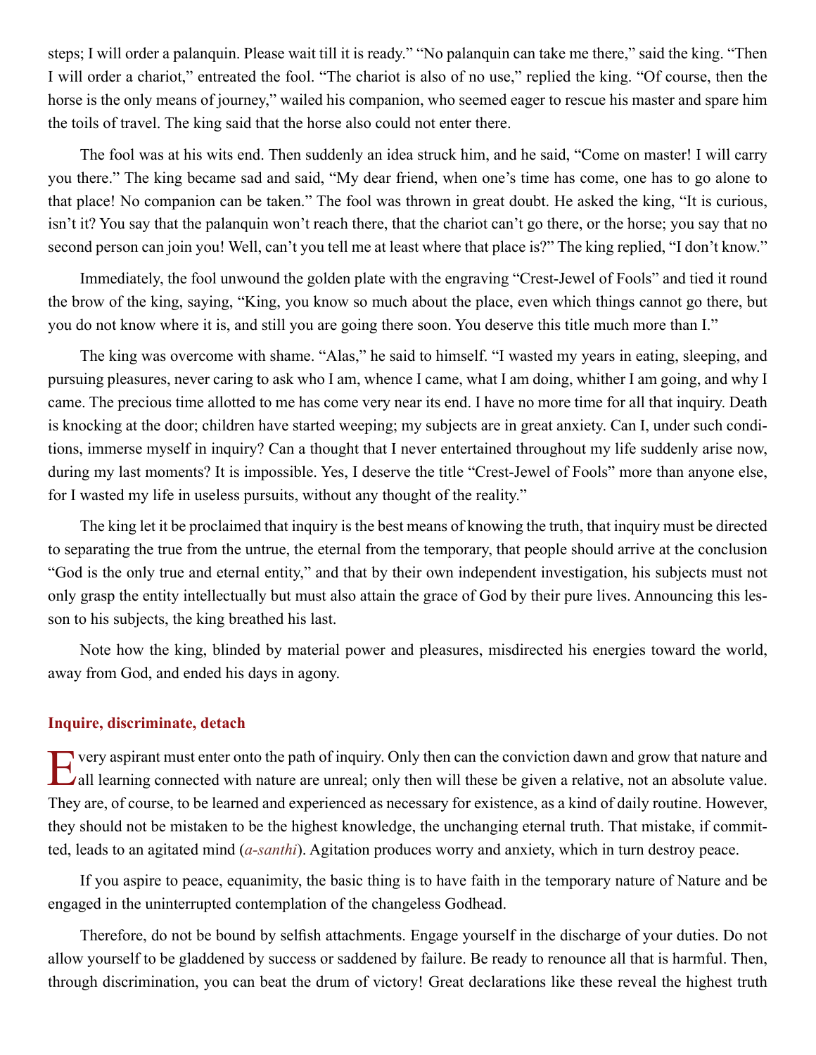steps; I will order a palanquin. Please wait till it is ready." "No palanquin can take me there," said the king. "Then I will order a chariot," entreated the fool. "The chariot is also of no use," replied the king. "Of course, then the horse is the only means of journey," wailed his companion, who seemed eager to rescue his master and spare him the toils of travel. The king said that the horse also could not enter there.

The fool was at his wits end. Then suddenly an idea struck him, and he said, "Come on master! I will carry you there." The king became sad and said, "My dear friend, when one's time has come, one has to go alone to that place! No companion can be taken." The fool was thrown in great doubt. He asked the king, "It is curious, isn't it? You say that the palanquin won't reach there, that the chariot can't go there, or the horse; you say that no second person can join you! Well, can't you tell me at least where that place is?" The king replied, "I don't know."

Immediately, the fool unwound the golden plate with the engraving "Crest-Jewel of Fools" and tied it round the brow of the king, saying, "King, you know so much about the place, even which things cannot go there, but you do not know where it is, and still you are going there soon. You deserve this title much more than I."

The king was overcome with shame. "Alas," he said to himself. "I wasted my years in eating, sleeping, and pursuing pleasures, never caring to ask who I am, whence I came, what I am doing, whither I am going, and why I came. The precious time allotted to me has come very near its end. I have no more time for all that inquiry. Death is knocking at the door; children have started weeping; my subjects are in great anxiety. Can I, under such conditions, immerse myself in inquiry? Can a thought that I never entertained throughout my life suddenly arise now, during my last moments? It is impossible. Yes, I deserve the title "Crest-Jewel of Fools" more than anyone else, for I wasted my life in useless pursuits, without any thought of the reality."

The king let it be proclaimed that inquiry is the best means of knowing the truth, that inquiry must be directed to separating the true from the untrue, the eternal from the temporary, that people should arrive at the conclusion "God is the only true and eternal entity," and that by their own independent investigation, his subjects must not only grasp the entity intellectually but must also attain the grace of God by their pure lives. Announcing this lesson to his subjects, the king breathed his last.

Note how the king, blinded by material power and pleasures, misdirected his energies toward the world, away from God, and ended his days in agony.

### Inquire, discriminate, detach

Every aspirant must enter onto the path of inquiry. Only then can the conviction dawn and grow that nature and all learning connected with nature are unreal; only then will these be given a relative, not an absolute value. They are, of course, to be learned and experienced as necessary for existence, as a kind of daily routine. However, they should not be mistaken to be the highest knowledge, the unchanging eternal truth. That mistake, if committed, leads to an agitated mind (*a-santhi*). Agitation produces worry and anxiety, which in turn destroy peace.

If you aspire to peace, equanimity, the basic thing is to have faith in the temporary nature of Nature and be engaged in the uninterrupted contemplation of the changeless Godhead.

Therefore, do not be bound by selfish attachments. Engage yourself in the discharge of your duties. Do not allow yourself to be gladdened by success or saddened by failure. Be ready to renounce all that is harmful. Then, through discrimination, you can beat the drum of victory! Great declarations like these reveal the highest truth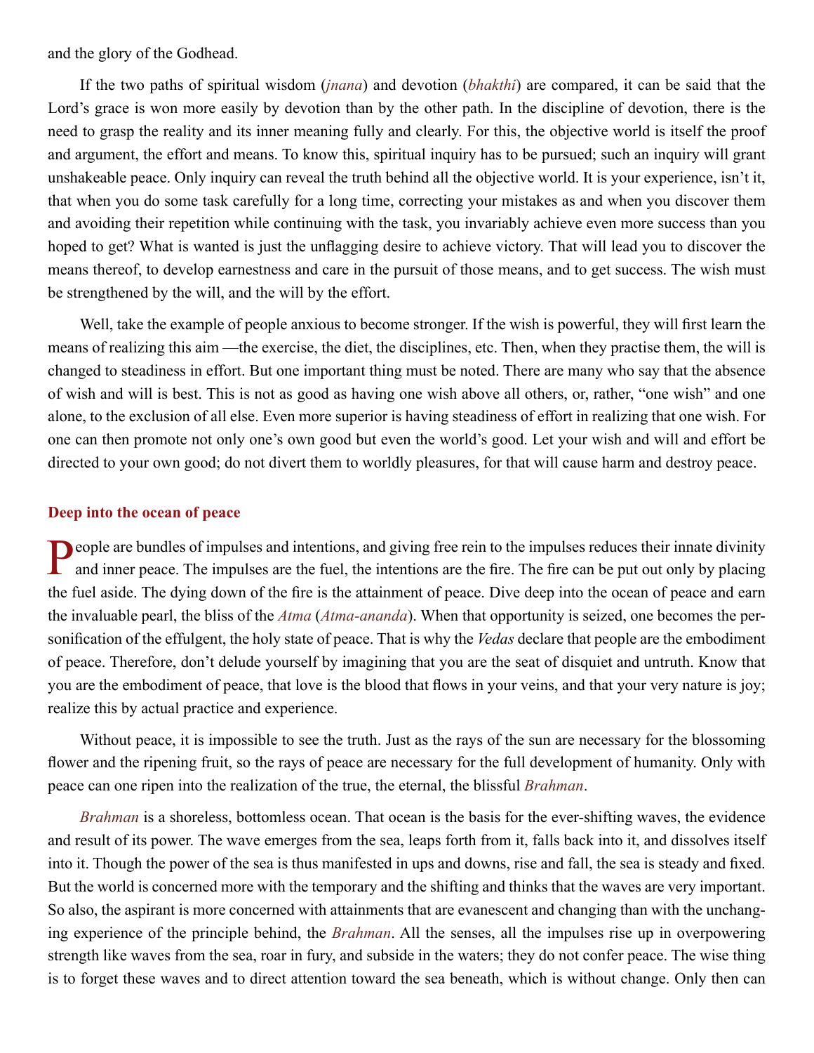and the glory of the Godhead.

If the two paths of spiritual wisdom (*jnana*) and devotion (*bhakthi*) are compared, it can be said that the Lord's grace is won more easily by devotion than by the other path. In the discipline of devotion, there is the need to grasp the reality and its inner meaning fully and clearly. For this, the objective world is itself the proof and argument, the effort and means. To know this, spiritual inquiry has to be pursued; such an inquiry will grant unshakeable peace. Only inquiry can reveal the truth behind all the objective world. It is your experience, isn't it, that when you do some task carefully for a long time, correcting your mistakes as and when you discover them and avoiding their repetition while continuing with the task, you invariably achieve even more success than you hoped to get? What is wanted is just the unflagging desire to achieve victory. That will lead you to discover the means thereof, to develop earnestness and care in the pursuit of those means, and to get success. The wish must be strengthened by the will, and the will by the effort.

Well, take the example of people anxious to become stronger. If the wish is powerful, they will first learn the means of realizing this aim —the exercise, the diet, the disciplines, etc. Then, when they practise them, the will is changed to steadiness in effort. But one important thing must be noted. There are many who say that the absence of wish and will is best. This is not as good as having one wish above all others, or, rather, "one wish" and one alone, to the exclusion of all else. Even more superior is having steadiness of effort in realizing that one wish. For one can then promote not only one's own good but even the world's good. Let your wish and will and effort be directed to your own good; do not divert them to worldly pleasures, for that will cause harm and destroy peace.

### Deep into the ocean of peace

People are bundles of impulses and intentions, and giving free rein to the impulses reduces their innate divinity and inner peace. The impulses are the fuel, the intentions are the fire. The fire can be put out only by placing the fuel aside. The dying down of the fire is the attainment of peace. Dive deep into the ocean of peace and earn the invaluable pearl, the bliss of the *Atma* (*Atma-ananda*). When that opportunity is seized, one becomes the personification of the effulgent, the holy state of peace. That is why the *Vedas* declare that people are the embodiment of peace. Therefore, don't delude yourself by imagining that you are the seat of disquiet and untruth. Know that you are the embodiment of peace, that love is the blood that flows in your veins, and that your very nature is joy; realize this by actual practice and experience.

Without peace, it is impossible to see the truth. Just as the rays of the sun are necessary for the blossoming flower and the ripening fruit, so the rays of peace are necessary for the full development of humanity. Only with peace can one ripen into the realization of the true, the eternal, the blissful *Brahman*.

*Brahman* is a shoreless, bottomless ocean. That ocean is the basis for the ever-shifting waves, the evidence and result of its power. The wave emerges from the sea, leaps forth from it, falls back into it, and dissolves itself into it. Though the power of the sea is thus manifested in ups and downs, rise and fall, the sea is steady and fixed. But the world is concerned more with the temporary and the shifting and thinks that the waves are very important. So also, the aspirant is more concerned with attainments that are evanescent and changing than with the unchanging experience of the principle behind, the *Brahman*. All the senses, all the impulses rise up in overpowering strength like waves from the sea, roar in fury, and subside in the waters; they do not confer peace. The wise thing is to forget these waves and to direct attention toward the sea beneath, which is without change. Only then can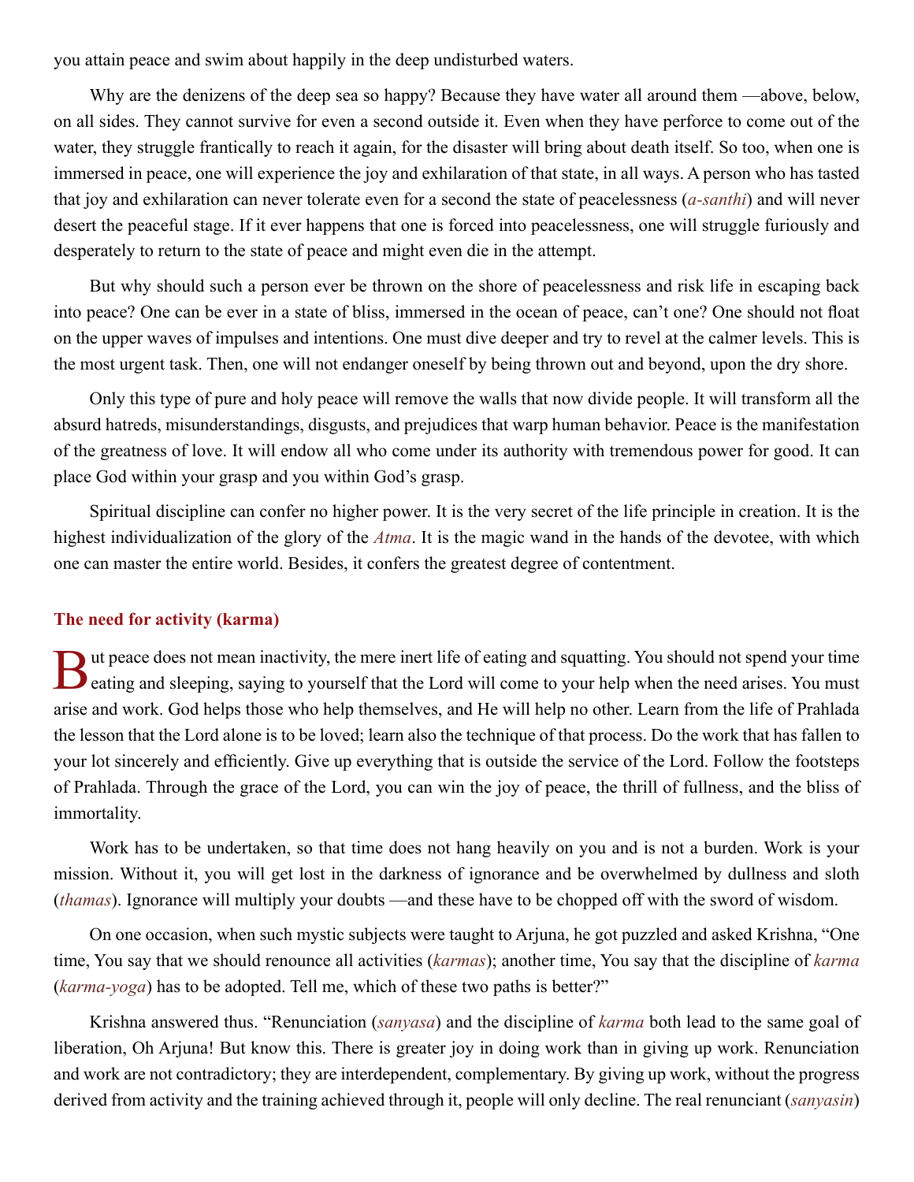you attain peace and swim about happily in the deep undisturbed waters.

Why are the denizens of the deep sea so happy? Because they have water all around them —above, below, on all sides. They cannot survive for even a second outside it. Even when they have perforce to come out of the water, they struggle frantically to reach it again, for the disaster will bring about death itself. So too, when one is immersed in peace, one will experience the joy and exhilaration of that state, in all ways. A person who has tasted that joy and exhilaration can never tolerate even for a second the state of peacelessness (*a-santhi*) and will never desert the peaceful stage. If it ever happens that one is forced into peacelessness, one will struggle furiously and desperately to return to the state of peace and might even die in the attempt.

But why should such a person ever be thrown on the shore of peacelessness and risk life in escaping back into peace? One can be ever in a state of bliss, immersed in the ocean of peace, can't one? One should not float on the upper waves of impulses and intentions. One must dive deeper and try to revel at the calmer levels. This is the most urgent task. Then, one will not endanger oneself by being thrown out and beyond, upon the dry shore.

Only this type of pure and holy peace will remove the walls that now divide people. It will transform all the absurd hatreds, misunderstandings, disgusts, and prejudices that warp human behavior. Peace is the manifestation of the greatness of love. It will endow all who come under its authority with tremendous power for good. It can place God within your grasp and you within God's grasp.

Spiritual discipline can confer no higher power. It is the very secret of the life principle in creation. It is the highest individualization of the glory of the *Atma*. It is the magic wand in the hands of the devotee, with which one can master the entire world. Besides, it confers the greatest degree of contentment.

### The need for activity (karma)

But peace does not mean inactivity, the mere inert life of eating and squatting. You should not spend your time eating and sleeping, saying to yourself that the Lord will come to your help when the need arises. You must arise and work. God helps those who help themselves, and He will help no other. Learn from the life of Prahlada the lesson that the Lord alone is to be loved; learn also the technique of that process. Do the work that has fallen to your lot sincerely and efficiently. Give up everything that is outside the service of the Lord. Follow the footsteps of Prahlada. Through the grace of the Lord, you can win the joy of peace, the thrill of fullness, and the bliss of immortality.

Work has to be undertaken, so that time does not hang heavily on you and is not a burden. Work is your mission. Without it, you will get lost in the darkness of ignorance and be overwhelmed by dullness and sloth (*thamas*). Ignorance will multiply your doubts —and these have to be chopped off with the sword of wisdom.

On one occasion, when such mystic subjects were taught to Arjuna, he got puzzled and asked Krishna, "One time, You say that we should renounce all activities (*karmas*); another time, You say that the discipline of *karma* (*karma-yoga*) has to be adopted. Tell me, which of these two paths is better?"

Krishna answered thus. "Renunciation (*sanyasa*) and the discipline of *karma* both lead to the same goal of liberation, Oh Arjuna! But know this. There is greater joy in doing work than in giving up work. Renunciation and work are not contradictory; they are interdependent, complementary. By giving up work, without the progress derived from activity and the training achieved through it, people will only decline. The real renunciant (*sanyasin*)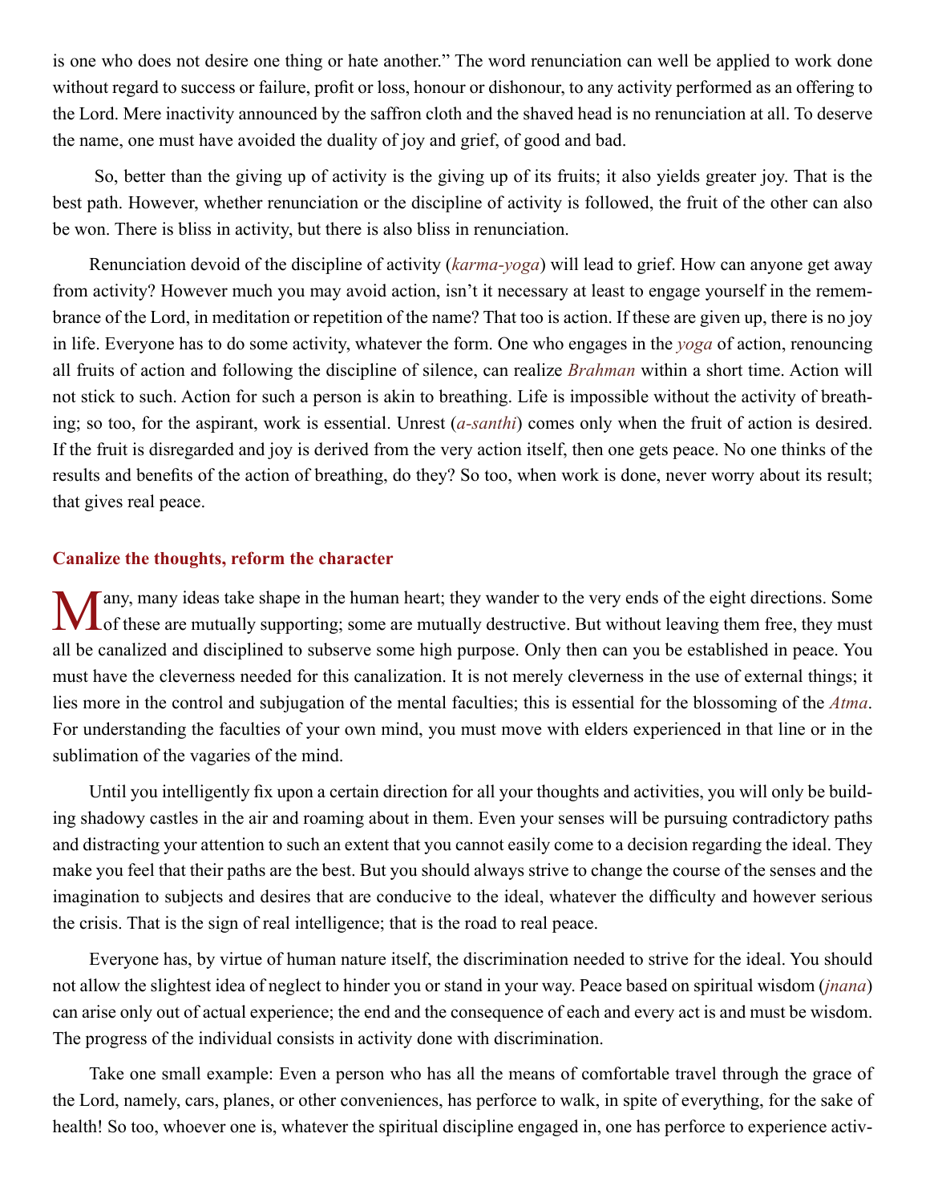is one who does not desire one thing or hate another." The word renunciation can well be applied to work done without regard to success or failure, profit or loss, honour or dishonour, to any activity performed as an offering to the Lord. Mere inactivity announced by the saffron cloth and the shaved head is no renunciation at all. To deserve the name, one must have avoided the duality of joy and grief, of good and bad.

So, better than the giving up of activity is the giving up of its fruits; it also yields greater joy. That is the best path. However, whether renunciation or the discipline of activity is followed, the fruit of the other can also be won. There is bliss in activity, but there is also bliss in renunciation.

Renunciation devoid of the discipline of activity (*karma-yoga*) will lead to grief. How can anyone get away from activity? However much you may avoid action, isn't it necessary at least to engage yourself in the remembrance of the Lord, in meditation or repetition of the name? That too is action. If these are given up, there is no joy in life. Everyone has to do some activity, whatever the form. One who engages in the *yoga* of action, renouncing all fruits of action and following the discipline of silence, can realize *Brahman* within a short time. Action will not stick to such. Action for such a person is akin to breathing. Life is impossible without the activity of breathing; so too, for the aspirant, work is essential. Unrest (*a-santhi*) comes only when the fruit of action is desired. If the fruit is disregarded and joy is derived from the very action itself, then one gets peace. No one thinks of the results and benefits of the action of breathing, do they? So too, when work is done, never worry about its result; that gives real peace.

## Canalize the thoughts, reform the character

Many, many ideas take shape in the human heart; they wander to the very ends of the eight directions. Some of these are mutually supporting; some are mutually destructive. But without leaving them free, they must all be canalized and disciplined to subserve some high purpose. Only then can you be established in peace. You must have the cleverness needed for this canalization. It is not merely cleverness in the use of external things; it lies more in the control and subjugation of the mental faculties; this is essential for the blossoming of the *Atma*. For understanding the faculties of your own mind, you must move with elders experienced in that line or in the sublimation of the vagaries of the mind.

Until you intelligently fix upon a certain direction for all your thoughts and activities, you will only be building shadowy castles in the air and roaming about in them. Even your senses will be pursuing contradictory paths and distracting your attention to such an extent that you cannot easily come to a decision regarding the ideal. They make you feel that their paths are the best. But you should always strive to change the course of the senses and the imagination to subjects and desires that are conducive to the ideal, whatever the difficulty and however serious the crisis. That is the sign of real intelligence; that is the road to real peace.

Everyone has, by virtue of human nature itself, the discrimination needed to strive for the ideal. You should not allow the slightest idea of neglect to hinder you or stand in your way. Peace based on spiritual wisdom (*jnana*) can arise only out of actual experience; the end and the consequence of each and every act is and must be wisdom. The progress of the individual consists in activity done with discrimination.

Take one small example: Even a person who has all the means of comfortable travel through the grace of the Lord, namely, cars, planes, or other conveniences, has perforce to walk, in spite of everything, for the sake of health! So too, whoever one is, whatever the spiritual discipline engaged in, one has perforce to experience activ-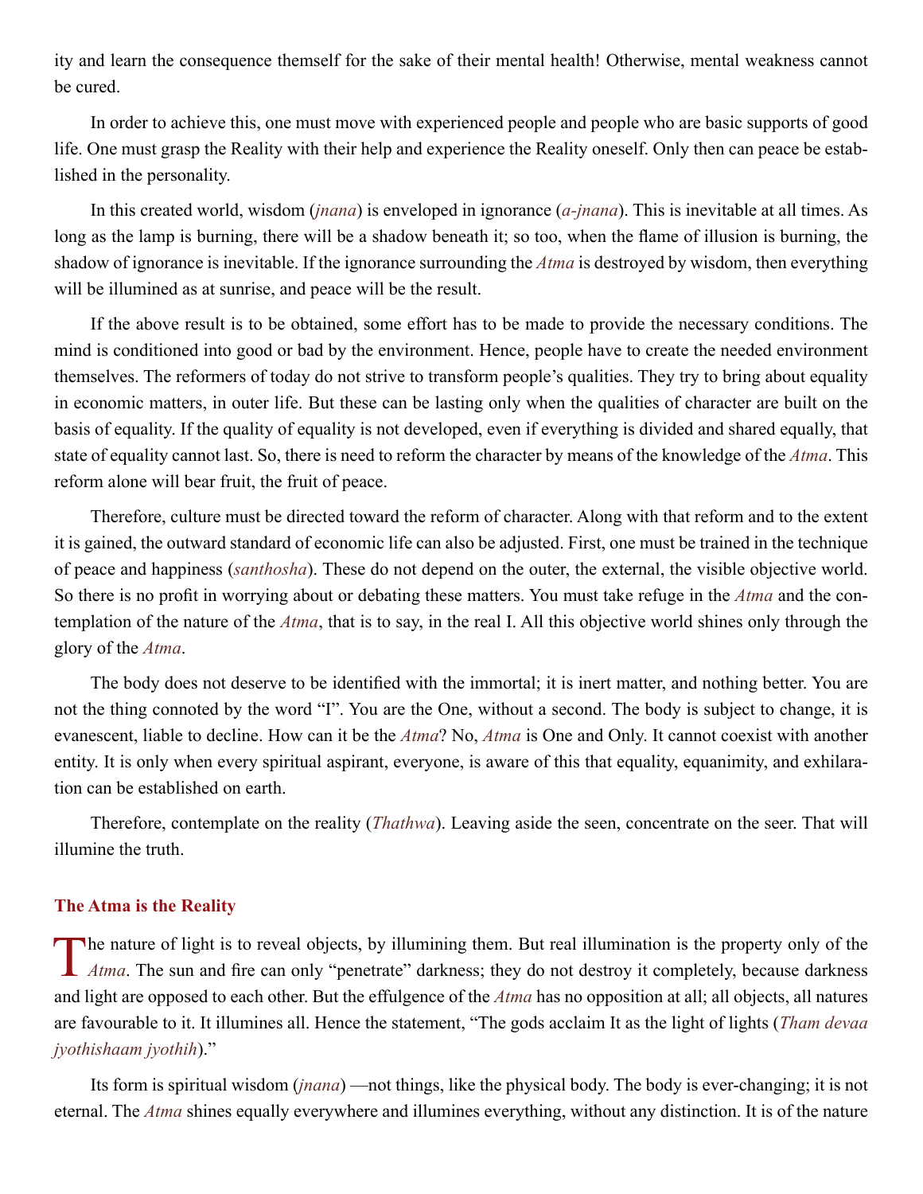ity and learn the consequence themself for the sake of their mental health! Otherwise, mental weakness cannot be cured.

In order to achieve this, one must move with experienced people and people who are basic supports of good life. One must grasp the Reality with their help and experience the Reality oneself. Only then can peace be established in the personality.

In this created world, wisdom (*jnana*) is enveloped in ignorance (*a-jnana*). This is inevitable at all times. As long as the lamp is burning, there will be a shadow beneath it; so too, when the flame of illusion is burning, the shadow of ignorance is inevitable. If the ignorance surrounding the *Atma* is destroyed by wisdom, then everything will be illumined as at sunrise, and peace will be the result.

If the above result is to be obtained, some effort has to be made to provide the necessary conditions. The mind is conditioned into good or bad by the environment. Hence, people have to create the needed environment themselves. The reformers of today do not strive to transform people's qualities. They try to bring about equality in economic matters, in outer life. But these can be lasting only when the qualities of character are built on the basis of equality. If the quality of equality is not developed, even if everything is divided and shared equally, that state of equality cannot last. So, there is need to reform the character by means of the knowledge of the *Atma*. This reform alone will bear fruit, the fruit of peace.

Therefore, culture must be directed toward the reform of character. Along with that reform and to the extent it is gained, the outward standard of economic life can also be adjusted. First, one must be trained in the technique of peace and happiness (*santhosha*). These do not depend on the outer, the external, the visible objective world. So there is no profit in worrying about or debating these matters. You must take refuge in the *Atma* and the contemplation of the nature of the *Atma*, that is to say, in the real I. All this objective world shines only through the glory of the *Atma*.

The body does not deserve to be identified with the immortal; it is inert matter, and nothing better. You are not the thing connoted by the word "I". You are the One, without a second. The body is subject to change, it is evanescent, liable to decline. How can it be the *Atma*? No, *Atma* is One and Only. It cannot coexist with another entity. It is only when every spiritual aspirant, everyone, is aware of this that equality, equanimity, and exhilaration can be established on earth.

Therefore, contemplate on the reality (*Thathwa*). Leaving aside the seen, concentrate on the seer. That will illumine the truth.

## The Atma is the Reality

The nature of light is to reveal objects, by illumining them. But real illumination is the property only of the *Atma*. The sun and fire can only "penetrate" darkness; they do not destroy it completely, because darkness and light are opposed to each other. But the effulgence of the *Atma* has no opposition at all; all objects, all natures are favourable to it. It illumines all. Hence the statement, "The gods acclaim It as the light of lights (*Tham devaa jyothishaam jyothih*)."

Its form is spiritual wisdom (*jnana*) —not things, like the physical body. The body is ever-changing; it is not eternal. The *Atma* shines equally everywhere and illumines everything, without any distinction. It is of the nature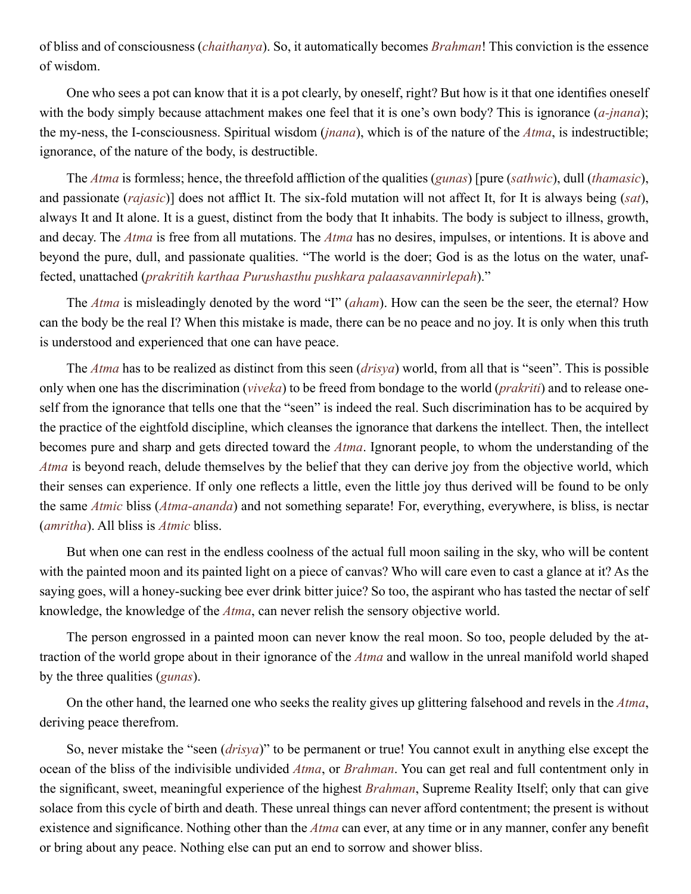of bliss and of consciousness (*chaithanya*). So, it automatically becomes *Brahman*! This conviction is the essence of wisdom.

One who sees a pot can know that it is a pot clearly, by oneself, right? But how is it that one identifies oneself with the body simply because attachment makes one feel that it is one's own body? This is ignorance (*a-jnana*); the my-ness, the I-consciousness. Spiritual wisdom (*jnana*), which is of the nature of the *Atma*, is indestructible; ignorance, of the nature of the body, is destructible.

The *Atma* is formless; hence, the threefold affliction of the qualities (*gunas*) [pure (*sathwic*), dull (*thamasic*), and passionate (*rajasic*)] does not afflict It. The six-fold mutation will not affect It, for It is always being (*sat*), always It and It alone. It is a guest, distinct from the body that It inhabits. The body is subject to illness, growth, and decay. The *Atma* is free from all mutations. The *Atma* has no desires, impulses, or intentions. It is above and beyond the pure, dull, and passionate qualities. "The world is the doer; God is as the lotus on the water, unaffected, unattached (*prakritih karthaa Purushasthu pushkara palaasavannirlepah*)."

The *Atma* is misleadingly denoted by the word "I" (*aham*). How can the seen be the seer, the eternal? How can the body be the real I? When this mistake is made, there can be no peace and no joy. It is only when this truth is understood and experienced that one can have peace.

The *Atma* has to be realized as distinct from this seen (*drisya*) world, from all that is "seen". This is possible only when one has the discrimination (*viveka*) to be freed from bondage to the world (*prakriti*) and to release oneself from the ignorance that tells one that the "seen" is indeed the real. Such discrimination has to be acquired by the practice of the eightfold discipline, which cleanses the ignorance that darkens the intellect. Then, the intellect becomes pure and sharp and gets directed toward the *Atma*. Ignorant people, to whom the understanding of the *Atma* is beyond reach, delude themselves by the belief that they can derive joy from the objective world, which their senses can experience. If only one reflects a little, even the little joy thus derived will be found to be only the same *Atmic* bliss (*Atma-ananda*) and not something separate! For, everything, everywhere, is bliss, is nectar (*amritha*). All bliss is *Atmic* bliss.

But when one can rest in the endless coolness of the actual full moon sailing in the sky, who will be content with the painted moon and its painted light on a piece of canvas? Who will care even to cast a glance at it? As the saying goes, will a honey-sucking bee ever drink bitter juice? So too, the aspirant who has tasted the nectar of self knowledge, the knowledge of the *Atma*, can never relish the sensory objective world.

The person engrossed in a painted moon can never know the real moon. So too, people deluded by the attraction of the world grope about in their ignorance of the *Atma* and wallow in the unreal manifold world shaped by the three qualities (*gunas*).

On the other hand, the learned one who seeks the reality gives up glittering falsehood and revels in the *Atma*, deriving peace therefrom.

So, never mistake the "seen (*drisya*)" to be permanent or true! You cannot exult in anything else except the ocean of the bliss of the indivisible undivided *Atma*, or *Brahman*. You can get real and full contentment only in the significant, sweet, meaningful experience of the highest *Brahman*, Supreme Reality Itself; only that can give solace from this cycle of birth and death. These unreal things can never afford contentment; the present is without existence and significance. Nothing other than the *Atma* can ever, at any time or in any manner, confer any benefit or bring about any peace. Nothing else can put an end to sorrow and shower bliss.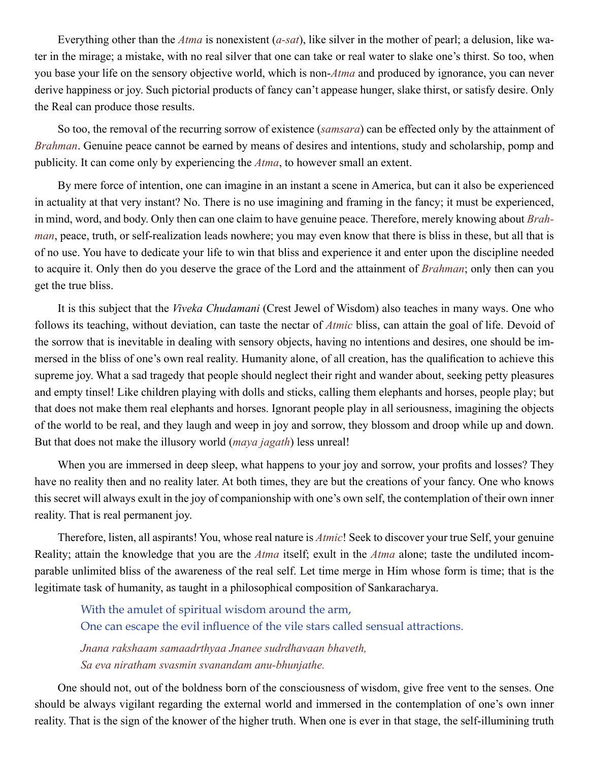Everything other than the *Atma* is nonexistent (*a-sat*), like silver in the mother of pearl; a delusion, like water in the mirage; a mistake, with no real silver that one can take or real water to slake one's thirst. So too, when you base your life on the sensory objective world, which is non-*Atma* and produced by ignorance, you can never derive happiness or joy. Such pictorial products of fancy can't appease hunger, slake thirst, or satisfy desire. Only the Real can produce those results.

So too, the removal of the recurring sorrow of existence (*samsara*) can be effected only by the attainment of *Brahman*. Genuine peace cannot be earned by means of desires and intentions, study and scholarship, pomp and publicity. It can come only by experiencing the *Atma*, to however small an extent.

By mere force of intention, one can imagine in an instant a scene in America, but can it also be experienced in actuality at that very instant? No. There is no use imagining and framing in the fancy; it must be experienced, in mind, word, and body. Only then can one claim to have genuine peace. Therefore, merely knowing about *Brahman*, peace, truth, or self-realization leads nowhere; you may even know that there is bliss in these, but all that is of no use. You have to dedicate your life to win that bliss and experience it and enter upon the discipline needed to acquire it. Only then do you deserve the grace of the Lord and the attainment of *Brahman*; only then can you get the true bliss.

It is this subject that the *Viveka Chudamani* (Crest Jewel of Wisdom) also teaches in many ways. One who follows its teaching, without deviation, can taste the nectar of *Atmic* bliss, can attain the goal of life. Devoid of the sorrow that is inevitable in dealing with sensory objects, having no intentions and desires, one should be immersed in the bliss of one's own real reality. Humanity alone, of all creation, has the qualification to achieve this supreme joy. What a sad tragedy that people should neglect their right and wander about, seeking petty pleasures and empty tinsel! Like children playing with dolls and sticks, calling them elephants and horses, people play; but that does not make them real elephants and horses. Ignorant people play in all seriousness, imagining the objects of the world to be real, and they laugh and weep in joy and sorrow, they blossom and droop while up and down. But that does not make the illusory world (*maya jagath*) less unreal!

When you are immersed in deep sleep, what happens to your joy and sorrow, your profits and losses? They have no reality then and no reality later. At both times, they are but the creations of your fancy. One who knows this secret will always exult in the joy of companionship with one's own self, the contemplation of their own inner reality. That is real permanent joy.

Therefore, listen, all aspirants! You, whose real nature is *Atmic*! Seek to discover your true Self, your genuine Reality; attain the knowledge that you are the *Atma* itself; exult in the *Atma* alone; taste the undiluted incomparable unlimited bliss of the awareness of the real self. Let time merge in Him whose form is time; that is the legitimate task of humanity, as taught in a philosophical composition of Sankaracharya.

> With the amulet of spiritual wisdom around the arm,
> One can escape the evil influence of the vile stars called sensual attractions.
>
> *Jnana rakshaam samaadrthyaa Jnanee sudrdhavaan bhaveth,*
> *Sa eva niratham svasmin svanandam anu-bhunjathe.*

One should not, out of the boldness born of the consciousness of wisdom, give free vent to the senses. One should be always vigilant regarding the external world and immersed in the contemplation of one's own inner reality. That is the sign of the knower of the higher truth. When one is ever in that stage, the self-illumining truth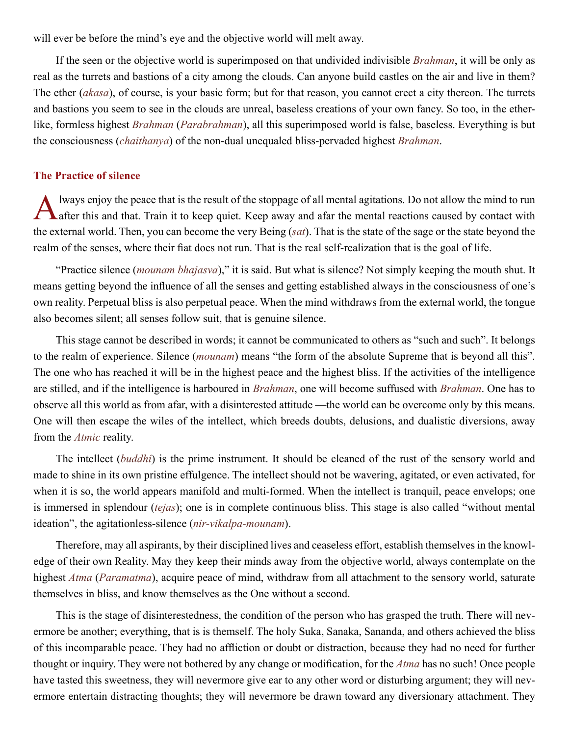will ever be before the mind's eye and the objective world will melt away.

If the seen or the objective world is superimposed on that undivided indivisible *Brahman*, it will be only as real as the turrets and bastions of a city among the clouds. Can anyone build castles on the air and live in them? The ether (*akasa*), of course, is your basic form; but for that reason, you cannot erect a city thereon. The turrets and bastions you seem to see in the clouds are unreal, baseless creations of your own fancy. So too, in the ether-like, formless highest *Brahman* (*Parabrahman*), all this superimposed world is false, baseless. Everything is but the consciousness (*chaithanya*) of the non-dual unequaled bliss-pervaded highest *Brahman*.

### The Practice of silence

Always enjoy the peace that is the result of the stoppage of all mental agitations. Do not allow the mind to run after this and that. Train it to keep quiet. Keep away and afar the mental reactions caused by contact with the external world. Then, you can become the very Being (*sat*). That is the state of the sage or the state beyond the realm of the senses, where their fiat does not run. That is the real self-realization that is the goal of life.

"Practice silence (*mounam bhajasva*)," it is said. But what is silence? Not simply keeping the mouth shut. It means getting beyond the influence of all the senses and getting established always in the consciousness of one's own reality. Perpetual bliss is also perpetual peace. When the mind withdraws from the external world, the tongue also becomes silent; all senses follow suit, that is genuine silence.

This stage cannot be described in words; it cannot be communicated to others as "such and such". It belongs to the realm of experience. Silence (*mounam*) means "the form of the absolute Supreme that is beyond all this". The one who has reached it will be in the highest peace and the highest bliss. If the activities of the intelligence are stilled, and if the intelligence is harboured in *Brahman*, one will become suffused with *Brahman*. One has to observe all this world as from afar, with a disinterested attitude —the world can be overcome only by this means. One will then escape the wiles of the intellect, which breeds doubts, delusions, and dualistic diversions, away from the *Atmic* reality.

The intellect (*buddhi*) is the prime instrument. It should be cleaned of the rust of the sensory world and made to shine in its own pristine effulgence. The intellect should not be wavering, agitated, or even activated, for when it is so, the world appears manifold and multi-formed. When the intellect is tranquil, peace envelops; one is immersed in splendour (*tejas*); one is in complete continuous bliss. This stage is also called "without mental ideation", the agitationless-silence (*nir-vikalpa-mounam*).

Therefore, may all aspirants, by their disciplined lives and ceaseless effort, establish themselves in the knowledge of their own Reality. May they keep their minds away from the objective world, always contemplate on the highest *Atma* (*Paramatma*), acquire peace of mind, withdraw from all attachment to the sensory world, saturate themselves in bliss, and know themselves as the One without a second.

This is the stage of disinterestedness, the condition of the person who has grasped the truth. There will nevermore be another; everything, that is is themself. The holy Suka, Sanaka, Sananda, and others achieved the bliss of this incomparable peace. They had no affliction or doubt or distraction, because they had no need for further thought or inquiry. They were not bothered by any change or modification, for the *Atma* has no such! Once people have tasted this sweetness, they will nevermore give ear to any other word or disturbing argument; they will nevermore entertain distracting thoughts; they will nevermore be drawn toward any diversionary attachment. They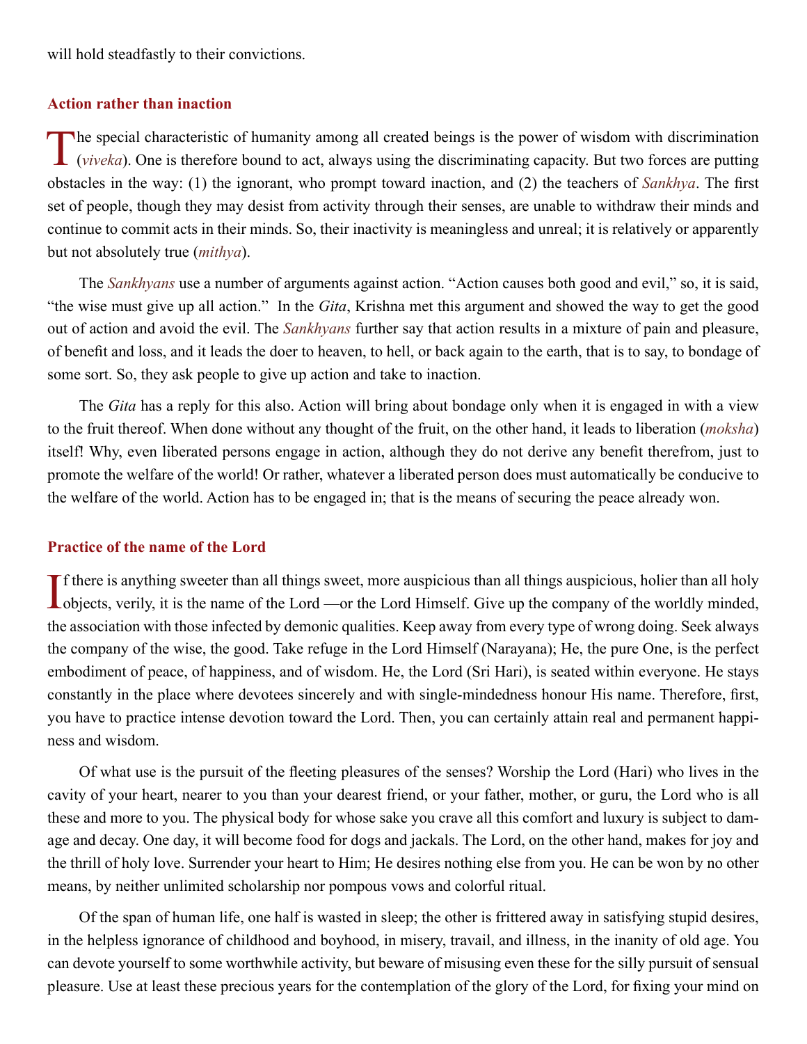will hold steadfastly to their convictions.

### Action rather than inaction

The special characteristic of humanity among all created beings is the power of wisdom with discrimination (*viveka*). One is therefore bound to act, always using the discriminating capacity. But two forces are putting obstacles in the way: (1) the ignorant, who prompt toward inaction, and (2) the teachers of *Sankhya*. The first set of people, though they may desist from activity through their senses, are unable to withdraw their minds and continue to commit acts in their minds. So, their inactivity is meaningless and unreal; it is relatively or apparently but not absolutely true (*mithya*).

The *Sankhyans* use a number of arguments against action. "Action causes both good and evil," so, it is said, "the wise must give up all action." In the *Gita*, Krishna met this argument and showed the way to get the good out of action and avoid the evil. The *Sankhyans* further say that action results in a mixture of pain and pleasure, of benefit and loss, and it leads the doer to heaven, to hell, or back again to the earth, that is to say, to bondage of some sort. So, they ask people to give up action and take to inaction.

The *Gita* has a reply for this also. Action will bring about bondage only when it is engaged in with a view to the fruit thereof. When done without any thought of the fruit, on the other hand, it leads to liberation (*moksha*) itself! Why, even liberated persons engage in action, although they do not derive any benefit therefrom, just to promote the welfare of the world! Or rather, whatever a liberated person does must automatically be conducive to the welfare of the world. Action has to be engaged in; that is the means of securing the peace already won.

### Practice of the name of the Lord

If there is anything sweeter than all things sweet, more auspicious than all things auspicious, holier than all holy objects, verily, it is the name of the Lord —or the Lord Himself. Give up the company of the worldly minded, the association with those infected by demonic qualities. Keep away from every type of wrong doing. Seek always the company of the wise, the good. Take refuge in the Lord Himself (Narayana); He, the pure One, is the perfect embodiment of peace, of happiness, and of wisdom. He, the Lord (Sri Hari), is seated within everyone. He stays constantly in the place where devotees sincerely and with single-mindedness honour His name. Therefore, first, you have to practice intense devotion toward the Lord. Then, you can certainly attain real and permanent happiness and wisdom.

Of what use is the pursuit of the fleeting pleasures of the senses? Worship the Lord (Hari) who lives in the cavity of your heart, nearer to you than your dearest friend, or your father, mother, or guru, the Lord who is all these and more to you. The physical body for whose sake you crave all this comfort and luxury is subject to damage and decay. One day, it will become food for dogs and jackals. The Lord, on the other hand, makes for joy and the thrill of holy love. Surrender your heart to Him; He desires nothing else from you. He can be won by no other means, by neither unlimited scholarship nor pompous vows and colorful ritual.

Of the span of human life, one half is wasted in sleep; the other is frittered away in satisfying stupid desires, in the helpless ignorance of childhood and boyhood, in misery, travail, and illness, in the inanity of old age. You can devote yourself to some worthwhile activity, but beware of misusing even these for the silly pursuit of sensual pleasure. Use at least these precious years for the contemplation of the glory of the Lord, for fixing your mind on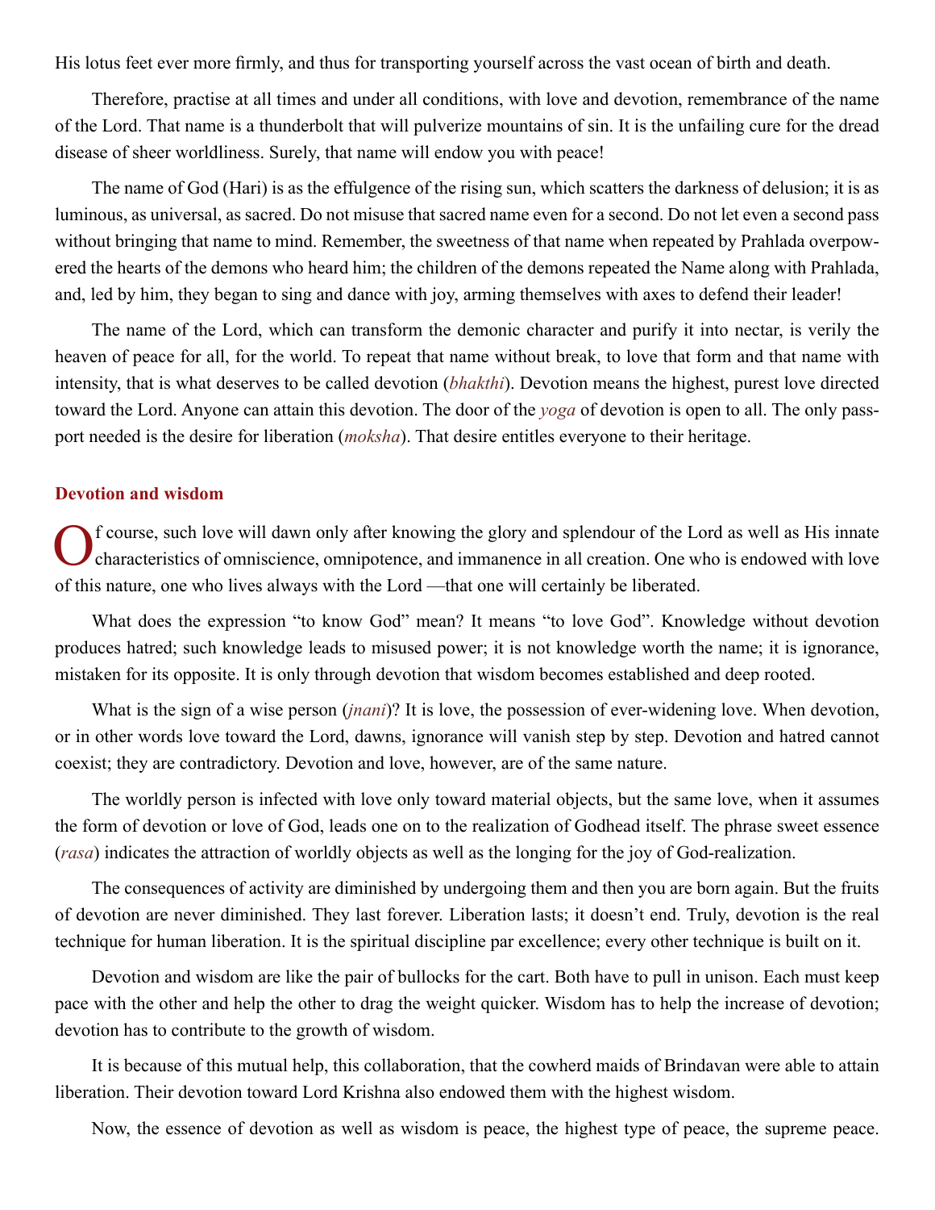His lotus feet ever more firmly, and thus for transporting yourself across the vast ocean of birth and death.

Therefore, practise at all times and under all conditions, with love and devotion, remembrance of the name of the Lord. That name is a thunderbolt that will pulverize mountains of sin. It is the unfailing cure for the dread disease of sheer worldliness. Surely, that name will endow you with peace!

The name of God (Hari) is as the effulgence of the rising sun, which scatters the darkness of delusion; it is as luminous, as universal, as sacred. Do not misuse that sacred name even for a second. Do not let even a second pass without bringing that name to mind. Remember, the sweetness of that name when repeated by Prahlada overpowered the hearts of the demons who heard him; the children of the demons repeated the Name along with Prahlada, and, led by him, they began to sing and dance with joy, arming themselves with axes to defend their leader!

The name of the Lord, which can transform the demonic character and purify it into nectar, is verily the heaven of peace for all, for the world. To repeat that name without break, to love that form and that name with intensity, that is what deserves to be called devotion (*bhakthi*). Devotion means the highest, purest love directed toward the Lord. Anyone can attain this devotion. The door of the *yoga* of devotion is open to all. The only passport needed is the desire for liberation (*moksha*). That desire entitles everyone to their heritage.

## Devotion and wisdom

Of course, such love will dawn only after knowing the glory and splendour of the Lord as well as His innate characteristics of omniscience, omnipotence, and immanence in all creation. One who is endowed with love of this nature, one who lives always with the Lord —that one will certainly be liberated.

What does the expression "to know God" mean? It means "to love God". Knowledge without devotion produces hatred; such knowledge leads to misused power; it is not knowledge worth the name; it is ignorance, mistaken for its opposite. It is only through devotion that wisdom becomes established and deep rooted.

What is the sign of a wise person (*jnani*)? It is love, the possession of ever-widening love. When devotion, or in other words love toward the Lord, dawns, ignorance will vanish step by step. Devotion and hatred cannot coexist; they are contradictory. Devotion and love, however, are of the same nature.

The worldly person is infected with love only toward material objects, but the same love, when it assumes the form of devotion or love of God, leads one on to the realization of Godhead itself. The phrase sweet essence (*rasa*) indicates the attraction of worldly objects as well as the longing for the joy of God-realization.

The consequences of activity are diminished by undergoing them and then you are born again. But the fruits of devotion are never diminished. They last forever. Liberation lasts; it doesn't end. Truly, devotion is the real technique for human liberation. It is the spiritual discipline par excellence; every other technique is built on it.

Devotion and wisdom are like the pair of bullocks for the cart. Both have to pull in unison. Each must keep pace with the other and help the other to drag the weight quicker. Wisdom has to help the increase of devotion; devotion has to contribute to the growth of wisdom.

It is because of this mutual help, this collaboration, that the cowherd maids of Brindavan were able to attain liberation. Their devotion toward Lord Krishna also endowed them with the highest wisdom.

Now, the essence of devotion as well as wisdom is peace, the highest type of peace, the supreme peace.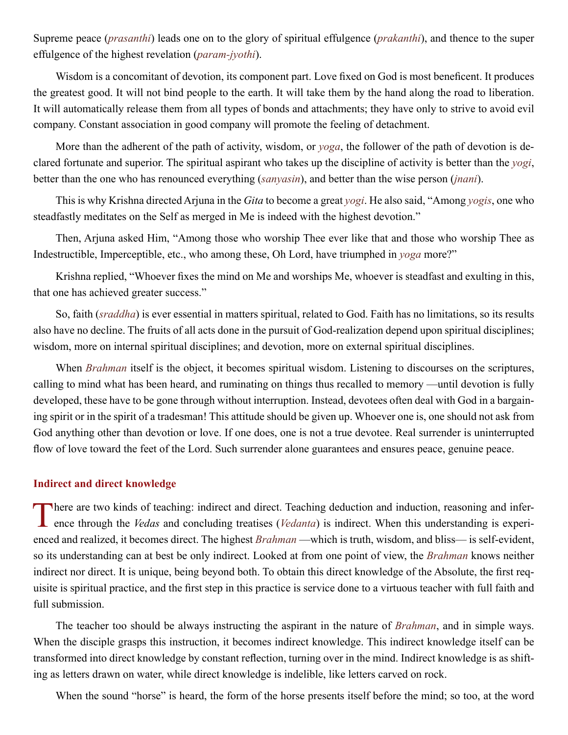Supreme peace (*prasanthi*) leads one on to the glory of spiritual effulgence (*prakanthi*), and thence to the super effulgence of the highest revelation (*param-jyothi*).

Wisdom is a concomitant of devotion, its component part. Love fixed on God is most beneficent. It produces the greatest good. It will not bind people to the earth. It will take them by the hand along the road to liberation. It will automatically release them from all types of bonds and attachments; they have only to strive to avoid evil company. Constant association in good company will promote the feeling of detachment.

More than the adherent of the path of activity, wisdom, or *yoga*, the follower of the path of devotion is declared fortunate and superior. The spiritual aspirant who takes up the discipline of activity is better than the *yogi*, better than the one who has renounced everything (*sanyasin*), and better than the wise person (*jnani*).

This is why Krishna directed Arjuna in the *Gita* to become a great *yogi*. He also said, "Among *yogis*, one who steadfastly meditates on the Self as merged in Me is indeed with the highest devotion."

Then, Arjuna asked Him, "Among those who worship Thee ever like that and those who worship Thee as Indestructible, Imperceptible, etc., who among these, Oh Lord, have triumphed in *yoga* more?"

Krishna replied, "Whoever fixes the mind on Me and worships Me, whoever is steadfast and exulting in this, that one has achieved greater success."

So, faith (*sraddha*) is ever essential in matters spiritual, related to God. Faith has no limitations, so its results also have no decline. The fruits of all acts done in the pursuit of God-realization depend upon spiritual disciplines; wisdom, more on internal spiritual disciplines; and devotion, more on external spiritual disciplines.

When *Brahman* itself is the object, it becomes spiritual wisdom. Listening to discourses on the scriptures, calling to mind what has been heard, and ruminating on things thus recalled to memory —until devotion is fully developed, these have to be gone through without interruption. Instead, devotees often deal with God in a bargaining spirit or in the spirit of a tradesman! This attitude should be given up. Whoever one is, one should not ask from God anything other than devotion or love. If one does, one is not a true devotee. Real surrender is uninterrupted flow of love toward the feet of the Lord. Such surrender alone guarantees and ensures peace, genuine peace.

### Indirect and direct knowledge

There are two kinds of teaching: indirect and direct. Teaching deduction and induction, reasoning and inference through the *Vedas* and concluding treatises (*Vedanta*) is indirect. When this understanding is experienced and realized, it becomes direct. The highest *Brahman* —which is truth, wisdom, and bliss— is self-evident, so its understanding can at best be only indirect. Looked at from one point of view, the *Brahman* knows neither indirect nor direct. It is unique, being beyond both. To obtain this direct knowledge of the Absolute, the first requisite is spiritual practice, and the first step in this practice is service done to a virtuous teacher with full faith and full submission.

The teacher too should be always instructing the aspirant in the nature of *Brahman*, and in simple ways. When the disciple grasps this instruction, it becomes indirect knowledge. This indirect knowledge itself can be transformed into direct knowledge by constant reflection, turning over in the mind. Indirect knowledge is as shifting as letters drawn on water, while direct knowledge is indelible, like letters carved on rock.

When the sound "horse" is heard, the form of the horse presents itself before the mind; so too, at the word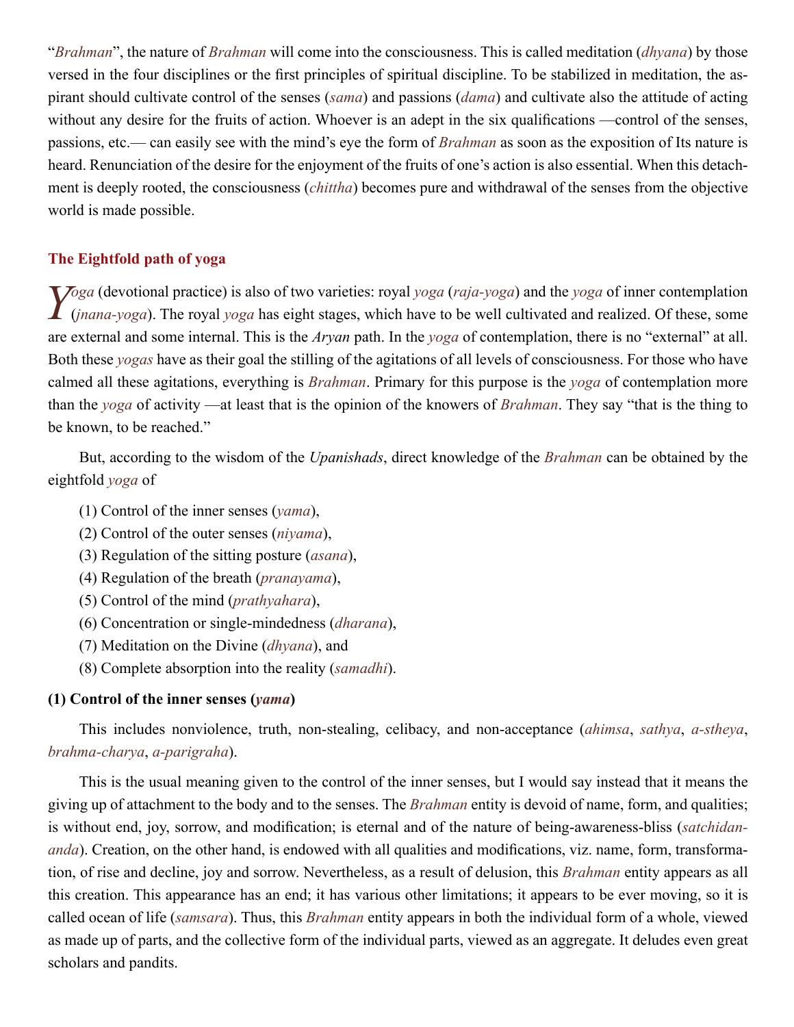"*Brahman*", the nature of *Brahman* will come into the consciousness. This is called meditation (*dhyana*) by those versed in the four disciplines or the first principles of spiritual discipline. To be stabilized in meditation, the aspirant should cultivate control of the senses (*sama*) and passions (*dama*) and cultivate also the attitude of acting without any desire for the fruits of action. Whoever is an adept in the six qualifications —control of the senses, passions, etc.— can easily see with the mind's eye the form of *Brahman* as soon as the exposition of Its nature is heard. Renunciation of the desire for the enjoyment of the fruits of one's action is also essential. When this detachment is deeply rooted, the consciousness (*chittha*) becomes pure and withdrawal of the senses from the objective world is made possible.

## The Eightfold path of yoga

*Yoga* (devotional practice) is also of two varieties: royal *yoga* (*raja-yoga*) and the *yoga* of inner contemplation (*jnana-yoga*). The royal *yoga* has eight stages, which have to be well cultivated and realized. Of these, some are external and some internal. This is the *Aryan* path. In the *yoga* of contemplation, there is no "external" at all. Both these *yogas* have as their goal the stilling of the agitations of all levels of consciousness. For those who have calmed all these agitations, everything is *Brahman*. Primary for this purpose is the *yoga* of contemplation more than the *yoga* of activity —at least that is the opinion of the knowers of *Brahman*. They say "that is the thing to be known, to be reached."

But, according to the wisdom of the *Upanishads*, direct knowledge of the *Brahman* can be obtained by the eightfold *yoga* of

(1) Control of the inner senses (*yama*),
(2) Control of the outer senses (*niyama*),
(3) Regulation of the sitting posture (*asana*),
(4) Regulation of the breath (*pranayama*),
(5) Control of the mind (*prathyahara*),
(6) Concentration or single-mindedness (*dharana*),
(7) Meditation on the Divine (*dhyana*), and
(8) Complete absorption into the reality (*samadhi*).

**(1) Control of the inner senses (*yama*)**

This includes nonviolence, truth, non-stealing, celibacy, and non-acceptance (*ahimsa*, *sathya*, *a-stheya*, *brahma-charya*, *a-parigraha*).

This is the usual meaning given to the control of the inner senses, but I would say instead that it means the giving up of attachment to the body and to the senses. The *Brahman* entity is devoid of name, form, and qualities; is without end, joy, sorrow, and modification; is eternal and of the nature of being-awareness-bliss (*satchidananda*). Creation, on the other hand, is endowed with all qualities and modifications, viz. name, form, transformation, of rise and decline, joy and sorrow. Nevertheless, as a result of delusion, this *Brahman* entity appears as all this creation. This appearance has an end; it has various other limitations; it appears to be ever moving, so it is called ocean of life (*samsara*). Thus, this *Brahman* entity appears in both the individual form of a whole, viewed as made up of parts, and the collective form of the individual parts, viewed as an aggregate. It deludes even great scholars and pandits.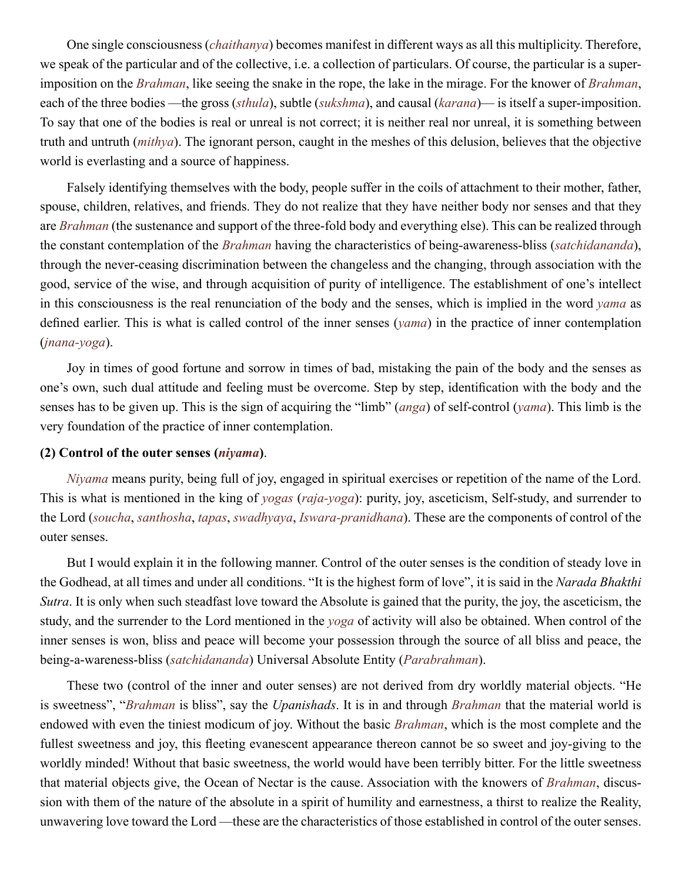One single consciousness (*chaithanya*) becomes manifest in different ways as all this multiplicity. Therefore, we speak of the particular and of the collective, i.e. a collection of particulars. Of course, the particular is a super-imposition on the *Brahman*, like seeing the snake in the rope, the lake in the mirage. For the knower of *Brahman*, each of the three bodies —the gross (*sthula*), subtle (*sukshma*), and causal (*karana*)— is itself a super-imposition. To say that one of the bodies is real or unreal is not correct; it is neither real nor unreal, it is something between truth and untruth (*mithya*). The ignorant person, caught in the meshes of this delusion, believes that the objective world is everlasting and a source of happiness.

Falsely identifying themselves with the body, people suffer in the coils of attachment to their mother, father, spouse, children, relatives, and friends. They do not realize that they have neither body nor senses and that they are *Brahman* (the sustenance and support of the three-fold body and everything else). This can be realized through the constant contemplation of the *Brahman* having the characteristics of being-awareness-bliss (*satchidananda*), through the never-ceasing discrimination between the changeless and the changing, through association with the good, service of the wise, and through acquisition of purity of intelligence. The establishment of one's intellect in this consciousness is the real renunciation of the body and the senses, which is implied in the word *yama* as defined earlier. This is what is called control of the inner senses (*yama*) in the practice of inner contemplation (*jnana-yoga*).

Joy in times of good fortune and sorrow in times of bad, mistaking the pain of the body and the senses as one's own, such dual attitude and feeling must be overcome. Step by step, identification with the body and the senses has to be given up. This is the sign of acquiring the "limb" (*anga*) of self-control (*yama*). This limb is the very foundation of the practice of inner contemplation.

**(2) Control of the outer senses (*niyama*)**.

*Niyama* means purity, being full of joy, engaged in spiritual exercises or repetition of the name of the Lord. This is what is mentioned in the king of *yogas* (*raja-yoga*): purity, joy, asceticism, Self-study, and surrender to the Lord (*soucha*, *santhosha*, *tapas*, *swadhyaya*, *Iswara-pranidhana*). These are the components of control of the outer senses.

But I would explain it in the following manner. Control of the outer senses is the condition of steady love in the Godhead, at all times and under all conditions. "It is the highest form of love", it is said in the *Narada Bhakthi Sutra*. It is only when such steadfast love toward the Absolute is gained that the purity, the joy, the asceticism, the study, and the surrender to the Lord mentioned in the *yoga* of activity will also be obtained. When control of the inner senses is won, bliss and peace will become your possession through the source of all bliss and peace, the being-a-wareness-bliss (*satchidananda*) Universal Absolute Entity (*Parabrahman*).

These two (control of the inner and outer senses) are not derived from dry worldly material objects. "He is sweetness", "*Brahman* is bliss", say the *Upanishads*. It is in and through *Brahman* that the material world is endowed with even the tiniest modicum of joy. Without the basic *Brahman*, which is the most complete and the fullest sweetness and joy, this fleeting evanescent appearance thereon cannot be so sweet and joy-giving to the worldly minded! Without that basic sweetness, the world would have been terribly bitter. For the little sweetness that material objects give, the Ocean of Nectar is the cause. Association with the knowers of *Brahman*, discussion with them of the nature of the absolute in a spirit of humility and earnestness, a thirst to realize the Reality, unwavering love toward the Lord —these are the characteristics of those established in control of the outer senses.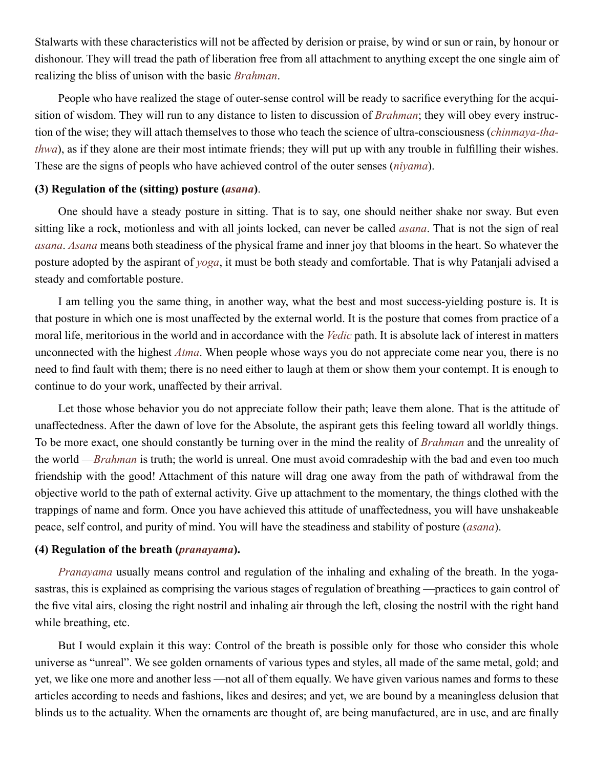Stalwarts with these characteristics will not be affected by derision or praise, by wind or sun or rain, by honour or dishonour. They will tread the path of liberation free from all attachment to anything except the one single aim of realizing the bliss of unison with the basic *Brahman*.

People who have realized the stage of outer-sense control will be ready to sacrifice everything for the acquisition of wisdom. They will run to any distance to listen to discussion of *Brahman*; they will obey every instruction of the wise; they will attach themselves to those who teach the science of ultra-consciousness (*chinmaya-thathwa*), as if they alone are their most intimate friends; they will put up with any trouble in fulfilling their wishes. These are the signs of peopls who have achieved control of the outer senses (*niyama*).

**(3) Regulation of the (sitting) posture (*asana*)**.

One should have a steady posture in sitting. That is to say, one should neither shake nor sway. But even sitting like a rock, motionless and with all joints locked, can never be called *asana*. That is not the sign of real *asana*. *Asana* means both steadiness of the physical frame and inner joy that blooms in the heart. So whatever the posture adopted by the aspirant of *yoga*, it must be both steady and comfortable. That is why Patanjali advised a steady and comfortable posture.

I am telling you the same thing, in another way, what the best and most success-yielding posture is. It is that posture in which one is most unaffected by the external world. It is the posture that comes from practice of a moral life, meritorious in the world and in accordance with the *Vedic* path. It is absolute lack of interest in matters unconnected with the highest *Atma*. When people whose ways you do not appreciate come near you, there is no need to find fault with them; there is no need either to laugh at them or show them your contempt. It is enough to continue to do your work, unaffected by their arrival.

Let those whose behavior you do not appreciate follow their path; leave them alone. That is the attitude of unaffectedness. After the dawn of love for the Absolute, the aspirant gets this feeling toward all worldly things. To be more exact, one should constantly be turning over in the mind the reality of *Brahman* and the unreality of the world —*Brahman* is truth; the world is unreal. One must avoid comradeship with the bad and even too much friendship with the good! Attachment of this nature will drag one away from the path of withdrawal from the objective world to the path of external activity. Give up attachment to the momentary, the things clothed with the trappings of name and form. Once you have achieved this attitude of unaffectedness, you will have unshakeable peace, self control, and purity of mind. You will have the steadiness and stability of posture (*asana*).

**(4) Regulation of the breath (*pranayama*).**

*Pranayama* usually means control and regulation of the inhaling and exhaling of the breath. In the yoga-sastras, this is explained as comprising the various stages of regulation of breathing —practices to gain control of the five vital airs, closing the right nostril and inhaling air through the left, closing the nostril with the right hand while breathing, etc.

But I would explain it this way: Control of the breath is possible only for those who consider this whole universe as "unreal". We see golden ornaments of various types and styles, all made of the same metal, gold; and yet, we like one more and another less —not all of them equally. We have given various names and forms to these articles according to needs and fashions, likes and desires; and yet, we are bound by a meaningless delusion that blinds us to the actuality. When the ornaments are thought of, are being manufactured, are in use, and are finally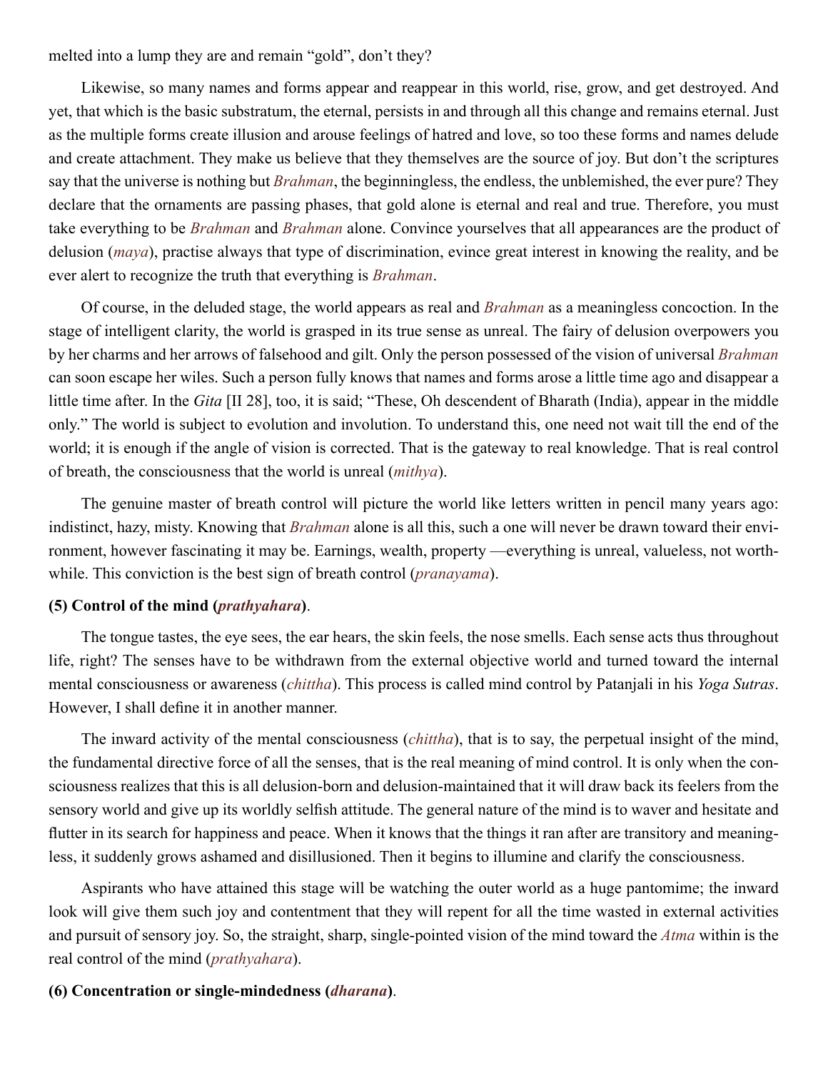melted into a lump they are and remain "gold", don't they?

Likewise, so many names and forms appear and reappear in this world, rise, grow, and get destroyed. And yet, that which is the basic substratum, the eternal, persists in and through all this change and remains eternal. Just as the multiple forms create illusion and arouse feelings of hatred and love, so too these forms and names delude and create attachment. They make us believe that they themselves are the source of joy. But don't the scriptures say that the universe is nothing but *Brahman*, the beginningless, the endless, the unblemished, the ever pure? They declare that the ornaments are passing phases, that gold alone is eternal and real and true. Therefore, you must take everything to be *Brahman* and *Brahman* alone. Convince yourselves that all appearances are the product of delusion (*maya*), practise always that type of discrimination, evince great interest in knowing the reality, and be ever alert to recognize the truth that everything is *Brahman*.

Of course, in the deluded stage, the world appears as real and *Brahman* as a meaningless concoction. In the stage of intelligent clarity, the world is grasped in its true sense as unreal. The fairy of delusion overpowers you by her charms and her arrows of falsehood and gilt. Only the person possessed of the vision of universal *Brahman* can soon escape her wiles. Such a person fully knows that names and forms arose a little time ago and disappear a little time after. In the *Gita* [II 28], too, it is said; "These, Oh descendent of Bharath (India), appear in the middle only." The world is subject to evolution and involution. To understand this, one need not wait till the end of the world; it is enough if the angle of vision is corrected. That is the gateway to real knowledge. That is real control of breath, the consciousness that the world is unreal (*mithya*).

The genuine master of breath control will picture the world like letters written in pencil many years ago: indistinct, hazy, misty. Knowing that *Brahman* alone is all this, such a one will never be drawn toward their environment, however fascinating it may be. Earnings, wealth, property —everything is unreal, valueless, not worthwhile. This conviction is the best sign of breath control (*pranayama*).

**(5) Control of the mind (*prathyahara*)**.

The tongue tastes, the eye sees, the ear hears, the skin feels, the nose smells. Each sense acts thus throughout life, right? The senses have to be withdrawn from the external objective world and turned toward the internal mental consciousness or awareness (*chittha*). This process is called mind control by Patanjali in his *Yoga Sutras*. However, I shall define it in another manner.

The inward activity of the mental consciousness (*chittha*), that is to say, the perpetual insight of the mind, the fundamental directive force of all the senses, that is the real meaning of mind control. It is only when the consciousness realizes that this is all delusion-born and delusion-maintained that it will draw back its feelers from the sensory world and give up its worldly selfish attitude. The general nature of the mind is to waver and hesitate and flutter in its search for happiness and peace. When it knows that the things it ran after are transitory and meaningless, it suddenly grows ashamed and disillusioned. Then it begins to illumine and clarify the consciousness.

Aspirants who have attained this stage will be watching the outer world as a huge pantomime; the inward look will give them such joy and contentment that they will repent for all the time wasted in external activities and pursuit of sensory joy. So, the straight, sharp, single-pointed vision of the mind toward the *Atma* within is the real control of the mind (*prathyahara*).

**(6) Concentration or single-mindedness (*dharana*)**.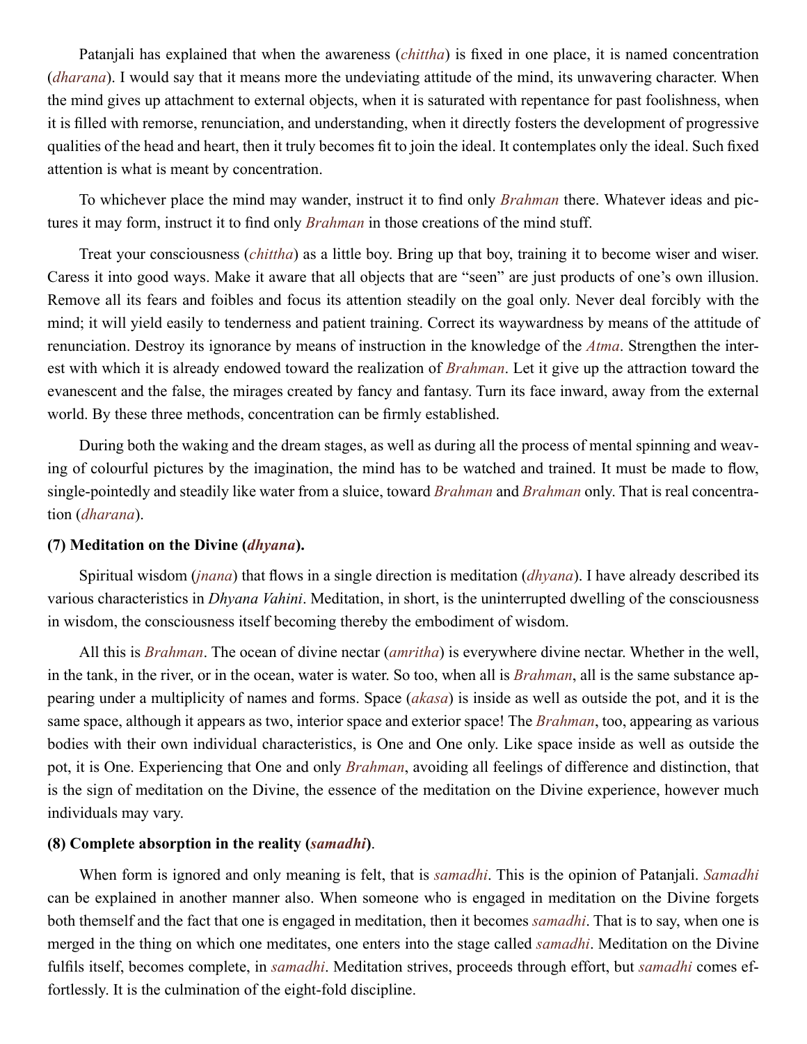Patanjali has explained that when the awareness (*chittha*) is fixed in one place, it is named concentration (*dharana*). I would say that it means more the undeviating attitude of the mind, its unwavering character. When the mind gives up attachment to external objects, when it is saturated with repentance for past foolishness, when it is filled with remorse, renunciation, and understanding, when it directly fosters the development of progressive qualities of the head and heart, then it truly becomes fit to join the ideal. It contemplates only the ideal. Such fixed attention is what is meant by concentration.

To whichever place the mind may wander, instruct it to find only *Brahman* there. Whatever ideas and pictures it may form, instruct it to find only *Brahman* in those creations of the mind stuff.

Treat your consciousness (*chittha*) as a little boy. Bring up that boy, training it to become wiser and wiser. Caress it into good ways. Make it aware that all objects that are "seen" are just products of one's own illusion. Remove all its fears and foibles and focus its attention steadily on the goal only. Never deal forcibly with the mind; it will yield easily to tenderness and patient training. Correct its waywardness by means of the attitude of renunciation. Destroy its ignorance by means of instruction in the knowledge of the *Atma*. Strengthen the interest with which it is already endowed toward the realization of *Brahman*. Let it give up the attraction toward the evanescent and the false, the mirages created by fancy and fantasy. Turn its face inward, away from the external world. By these three methods, concentration can be firmly established.

During both the waking and the dream stages, as well as during all the process of mental spinning and weaving of colourful pictures by the imagination, the mind has to be watched and trained. It must be made to flow, single-pointedly and steadily like water from a sluice, toward *Brahman* and *Brahman* only. That is real concentration (*dharana*).

**(7) Meditation on the Divine (*dhyana*).**

Spiritual wisdom (*jnana*) that flows in a single direction is meditation (*dhyana*). I have already described its various characteristics in *Dhyana Vahini*. Meditation, in short, is the uninterrupted dwelling of the consciousness in wisdom, the consciousness itself becoming thereby the embodiment of wisdom.

All this is *Brahman*. The ocean of divine nectar (*amritha*) is everywhere divine nectar. Whether in the well, in the tank, in the river, or in the ocean, water is water. So too, when all is *Brahman*, all is the same substance appearing under a multiplicity of names and forms. Space (*akasa*) is inside as well as outside the pot, and it is the same space, although it appears as two, interior space and exterior space! The *Brahman*, too, appearing as various bodies with their own individual characteristics, is One and One only. Like space inside as well as outside the pot, it is One. Experiencing that One and only *Brahman*, avoiding all feelings of difference and distinction, that is the sign of meditation on the Divine, the essence of the meditation on the Divine experience, however much individuals may vary.

**(8) Complete absorption in the reality (*samadhi*).**

When form is ignored and only meaning is felt, that is *samadhi*. This is the opinion of Patanjali. *Samadhi* can be explained in another manner also. When someone who is engaged in meditation on the Divine forgets both themself and the fact that one is engaged in meditation, then it becomes *samadhi*. That is to say, when one is merged in the thing on which one meditates, one enters into the stage called *samadhi*. Meditation on the Divine fulfils itself, becomes complete, in *samadhi*. Meditation strives, proceeds through effort, but *samadhi* comes effortlessly. It is the culmination of the eight-fold discipline.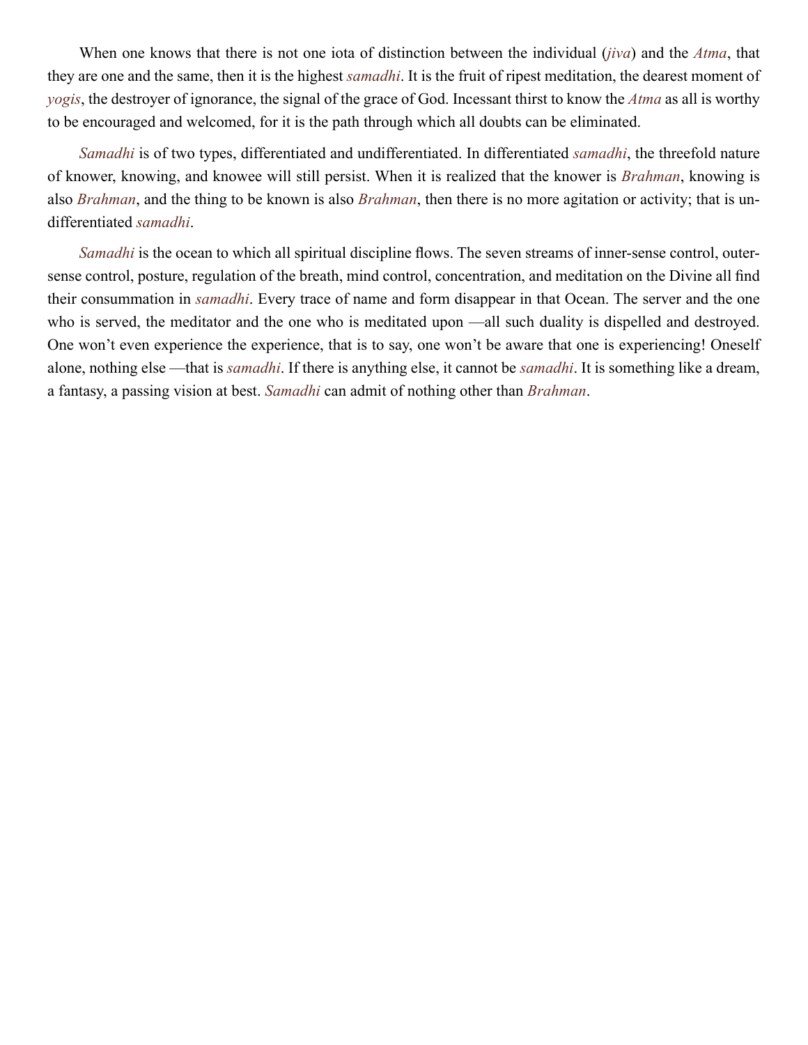When one knows that there is not one iota of distinction between the individual (*jiva*) and the *Atma*, that they are one and the same, then it is the highest *samadhi*. It is the fruit of ripest meditation, the dearest moment of *yogis*, the destroyer of ignorance, the signal of the grace of God. Incessant thirst to know the *Atma* as all is worthy to be encouraged and welcomed, for it is the path through which all doubts can be eliminated.

*Samadhi* is of two types, differentiated and undifferentiated. In differentiated *samadhi*, the threefold nature of knower, knowing, and knowee will still persist. When it is realized that the knower is *Brahman*, knowing is also *Brahman*, and the thing to be known is also *Brahman*, then there is no more agitation or activity; that is undifferentiated *samadhi*.

*Samadhi* is the ocean to which all spiritual discipline flows. The seven streams of inner-sense control, outer-sense control, posture, regulation of the breath, mind control, concentration, and meditation on the Divine all find their consummation in *samadhi*. Every trace of name and form disappear in that Ocean. The server and the one who is served, the meditator and the one who is meditated upon —all such duality is dispelled and destroyed. One won't even experience the experience, that is to say, one won't be aware that one is experiencing! Oneself alone, nothing else —that is *samadhi*. If there is anything else, it cannot be *samadhi*. It is something like a dream, a fantasy, a passing vision at best. *Samadhi* can admit of nothing other than *Brahman*.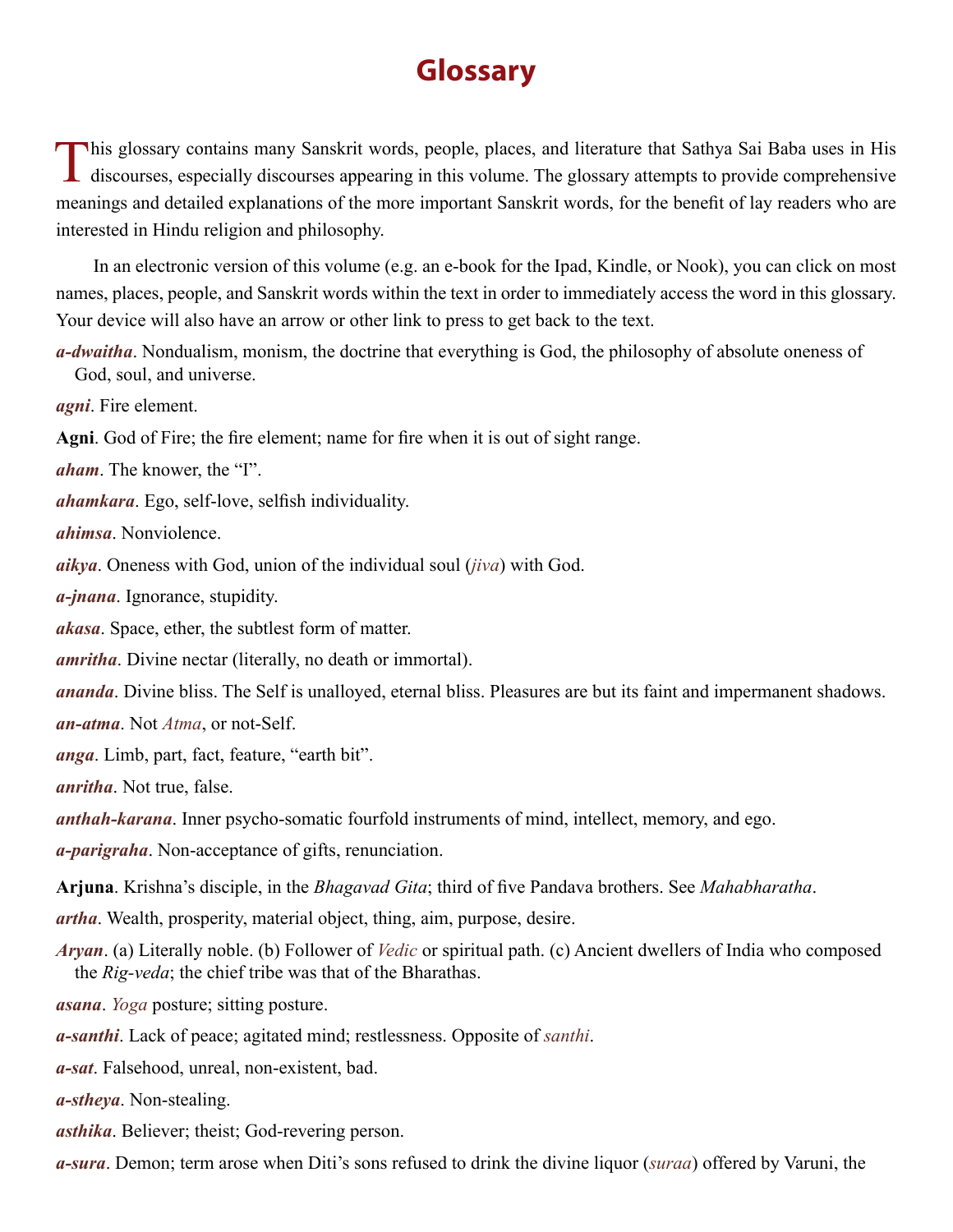# Glossary

This glossary contains many Sanskrit words, people, places, and literature that Sathya Sai Baba uses in His discourses, especially discourses appearing in this volume. The glossary attempts to provide comprehensive meanings and detailed explanations of the more important Sanskrit words, for the benefit of lay readers who are interested in Hindu religion and philosophy.

In an electronic version of this volume (e.g. an e-book for the Ipad, Kindle, or Nook), you can click on most names, places, people, and Sanskrit words within the text in order to immediately access the word in this glossary. Your device will also have an arrow or other link to press to get back to the text.

***a-dwaitha***. Nondualism, monism, the doctrine that everything is God, the philosophy of absolute oneness of God, soul, and universe.

***agni***. Fire element.

**Agni**. God of Fire; the fire element; name for fire when it is out of sight range.

***aham***. The knower, the "I".

***ahamkara***. Ego, self-love, selfish individuality.

***ahimsa***. Nonviolence.

***aikya***. Oneness with God, union of the individual soul (*jiva*) with God.

***a-jnana***. Ignorance, stupidity.

***akasa***. Space, ether, the subtlest form of matter.

***amritha***. Divine nectar (literally, no death or immortal).

***ananda***. Divine bliss. The Self is unalloyed, eternal bliss. Pleasures are but its faint and impermanent shadows.

***an-atma***. Not *Atma*, or not-Self.

***anga***. Limb, part, fact, feature, "earth bit".

***anritha***. Not true, false.

***anthah-karana***. Inner psycho-somatic fourfold instruments of mind, intellect, memory, and ego.

***a-parigraha***. Non-acceptance of gifts, renunciation.

**Arjuna**. Krishna's disciple, in the *Bhagavad Gita*; third of five Pandava brothers. See *Mahabharatha*.

***artha***. Wealth, prosperity, material object, thing, aim, purpose, desire.

***Aryan***. (a) Literally noble. (b) Follower of *Vedic* or spiritual path. (c) Ancient dwellers of India who composed the *Rig-veda*; the chief tribe was that of the Bharathas.

***asana***. *Yoga* posture; sitting posture.

***a-santhi***. Lack of peace; agitated mind; restlessness. Opposite of *santhi*.

***a-sat***. Falsehood, unreal, non-existent, bad.

***a-stheya***. Non-stealing.

***asthika***. Believer; theist; God-revering person.

***a-sura***. Demon; term arose when Diti's sons refused to drink the divine liquor (*suraa*) offered by Varuni, the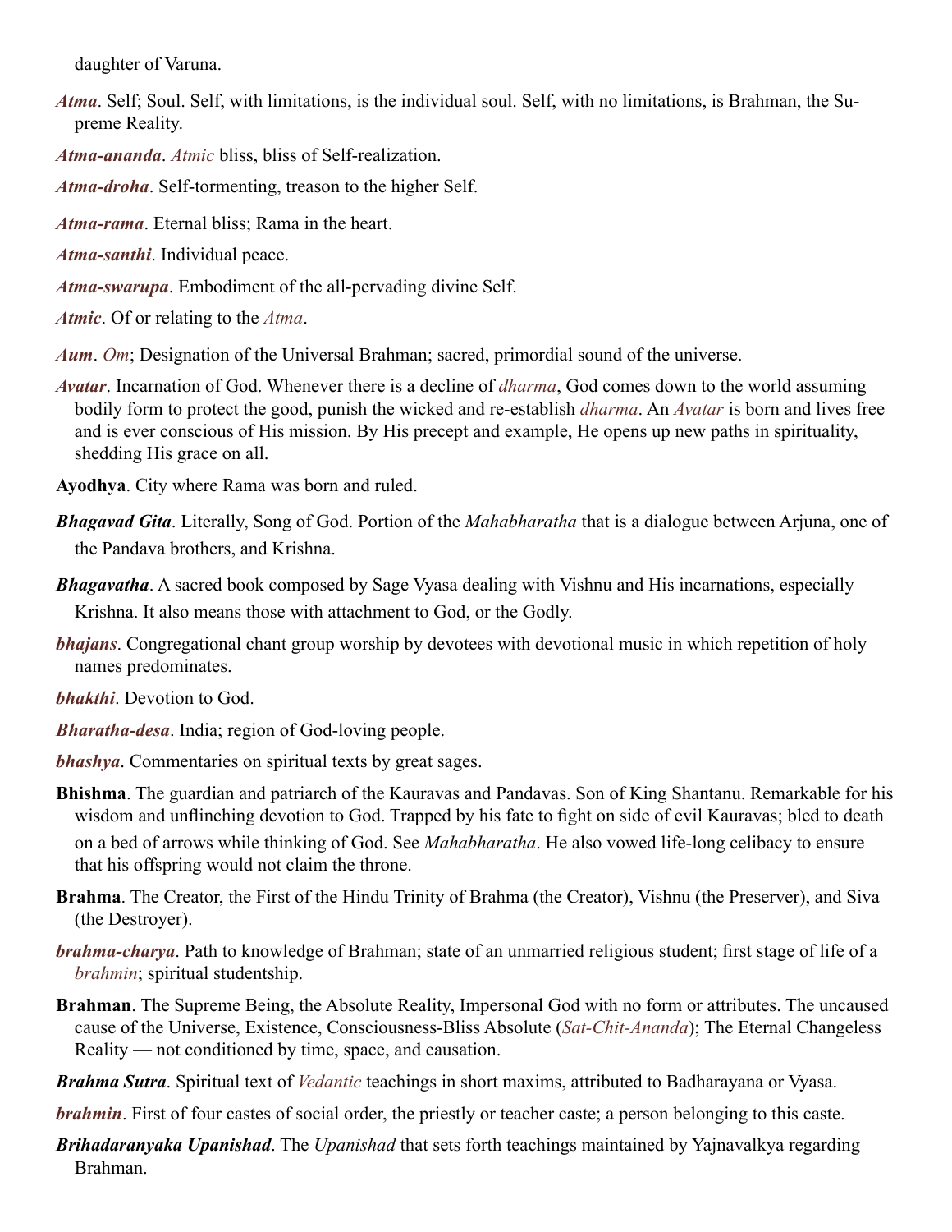daughter of Varuna.

***Atma***. Self; Soul. Self, with limitations, is the individual soul. Self, with no limitations, is Brahman, the Supreme Reality.

***Atma-ananda***. *Atmic* bliss, bliss of Self-realization.

***Atma-droha***. Self-tormenting, treason to the higher Self.

***Atma-rama***. Eternal bliss; Rama in the heart.

***Atma-santhi***. Individual peace.

***Atma-swarupa***. Embodiment of the all-pervading divine Self.

***Atmic***. Of or relating to the *Atma*.

***Aum***. *Om*; Designation of the Universal Brahman; sacred, primordial sound of the universe.

***Avatar***. Incarnation of God. Whenever there is a decline of *dharma*, God comes down to the world assuming bodily form to protect the good, punish the wicked and re-establish *dharma*. An *Avatar* is born and lives free and is ever conscious of His mission. By His precept and example, He opens up new paths in spirituality, shedding His grace on all.

**Ayodhya**. City where Rama was born and ruled.

***Bhagavad Gita***. Literally, Song of God. Portion of the *Mahabharatha* that is a dialogue between Arjuna, one of the Pandava brothers, and Krishna.

***Bhagavatha***. A sacred book composed by Sage Vyasa dealing with Vishnu and His incarnations, especially Krishna. It also means those with attachment to God, or the Godly.

***bhajans***. Congregational chant group worship by devotees with devotional music in which repetition of holy names predominates.

***bhakthi***. Devotion to God.

***Bharatha-desa***. India; region of God-loving people.

***bhashya***. Commentaries on spiritual texts by great sages.

**Bhishma**. The guardian and patriarch of the Kauravas and Pandavas. Son of King Shantanu. Remarkable for his wisdom and unflinching devotion to God. Trapped by his fate to fight on side of evil Kauravas; bled to death on a bed of arrows while thinking of God. See *Mahabharatha*. He also vowed life-long celibacy to ensure that his offspring would not claim the throne.

**Brahma**. The Creator, the First of the Hindu Trinity of Brahma (the Creator), Vishnu (the Preserver), and Siva (the Destroyer).

***brahma-charya***. Path to knowledge of Brahman; state of an unmarried religious student; first stage of life of a *brahmin*; spiritual studentship.

**Brahman**. The Supreme Being, the Absolute Reality, Impersonal God with no form or attributes. The uncaused cause of the Universe, Existence, Consciousness-Bliss Absolute (*Sat-Chit-Ananda*); The Eternal Changeless Reality — not conditioned by time, space, and causation.

***Brahma Sutra***. Spiritual text of *Vedantic* teachings in short maxims, attributed to Badharayana or Vyasa.

***brahmin***. First of four castes of social order, the priestly or teacher caste; a person belonging to this caste.

***Brihadaranyaka Upanishad***. The *Upanishad* that sets forth teachings maintained by Yajnavalkya regarding Brahman.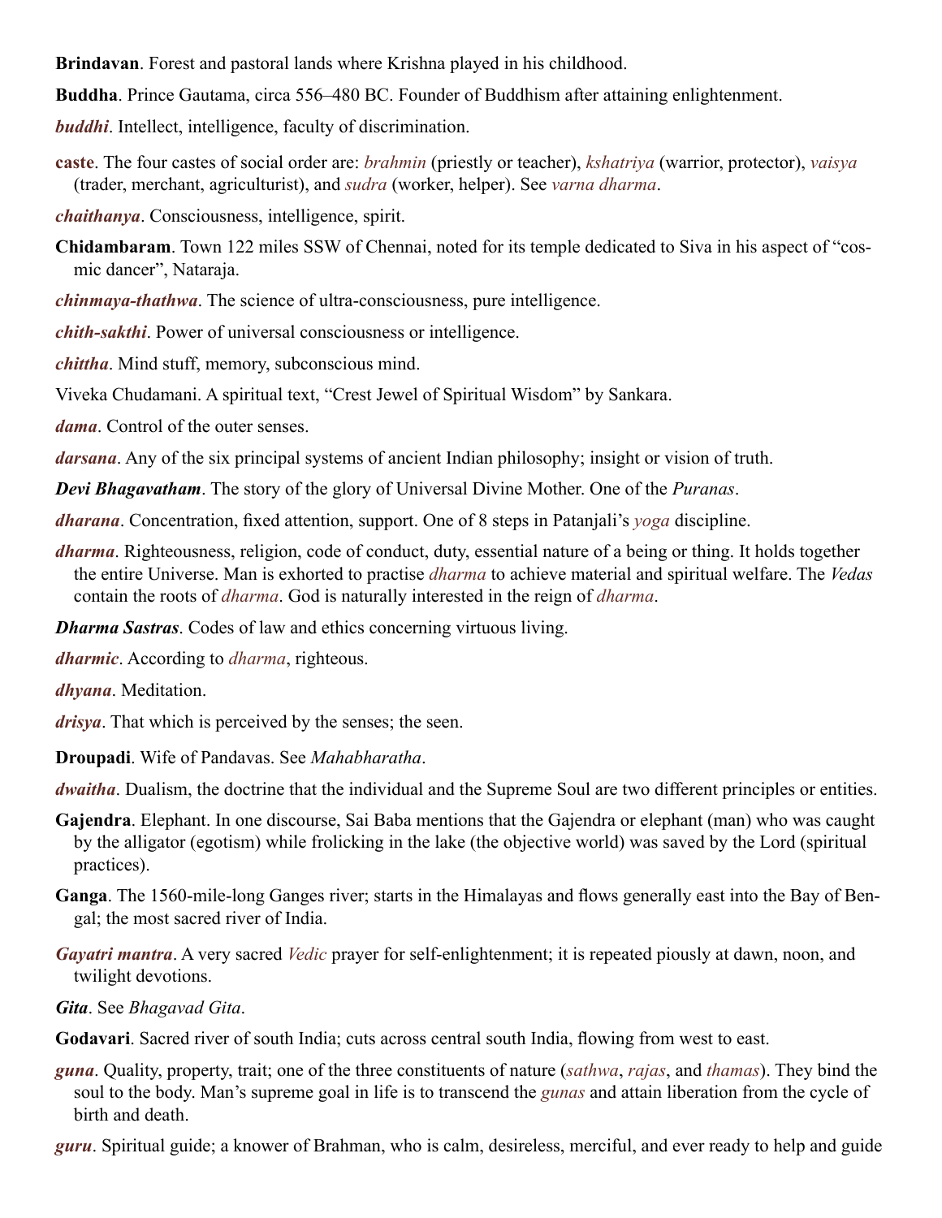**Brindavan**. Forest and pastoral lands where Krishna played in his childhood.

**Buddha**. Prince Gautama, circa 556–480 BC. Founder of Buddhism after attaining enlightenment.

***buddhi***. Intellect, intelligence, faculty of discrimination.

**caste**. The four castes of social order are: *brahmin* (priestly or teacher), *kshatriya* (warrior, protector), *vaisya* (trader, merchant, agriculturist), and *sudra* (worker, helper). See *varna dharma*.

***chaithanya***. Consciousness, intelligence, spirit.

**Chidambaram**. Town 122 miles SSW of Chennai, noted for its temple dedicated to Siva in his aspect of "cosmic dancer", Nataraja.

***chinmaya-thathwa***. The science of ultra-consciousness, pure intelligence.

***chith-sakthi***. Power of universal consciousness or intelligence.

***chittha***. Mind stuff, memory, subconscious mind.

Viveka Chudamani. A spiritual text, "Crest Jewel of Spiritual Wisdom" by Sankara.

***dama***. Control of the outer senses.

***darsana***. Any of the six principal systems of ancient Indian philosophy; insight or vision of truth.

***Devi Bhagavatham***. The story of the glory of Universal Divine Mother. One of the *Puranas*.

***dharana***. Concentration, fixed attention, support. One of 8 steps in Patanjali's *yoga* discipline.

***dharma***. Righteousness, religion, code of conduct, duty, essential nature of a being or thing. It holds together the entire Universe. Man is exhorted to practise *dharma* to achieve material and spiritual welfare. The *Vedas* contain the roots of *dharma*. God is naturally interested in the reign of *dharma*.

***Dharma Sastras***. Codes of law and ethics concerning virtuous living.

***dharmic***. According to *dharma*, righteous.

***dhyana***. Meditation.

***drisya***. That which is perceived by the senses; the seen.

**Droupadi**. Wife of Pandavas. See *Mahabharatha*.

***dwaitha***. Dualism, the doctrine that the individual and the Supreme Soul are two different principles or entities.

**Gajendra**. Elephant. In one discourse, Sai Baba mentions that the Gajendra or elephant (man) who was caught by the alligator (egotism) while frolicking in the lake (the objective world) was saved by the Lord (spiritual practices).

**Ganga**. The 1560-mile-long Ganges river; starts in the Himalayas and flows generally east into the Bay of Bengal; the most sacred river of India.

***Gayatri mantra***. A very sacred *Vedic* prayer for self-enlightenment; it is repeated piously at dawn, noon, and twilight devotions.

***Gita***. See *Bhagavad Gita*.

**Godavari**. Sacred river of south India; cuts across central south India, flowing from west to east.

***guna***. Quality, property, trait; one of the three constituents of nature (*sathwa*, *rajas*, and *thamas*). They bind the soul to the body. Man's supreme goal in life is to transcend the *gunas* and attain liberation from the cycle of birth and death.

***guru***. Spiritual guide; a knower of Brahman, who is calm, desireless, merciful, and ever ready to help and guide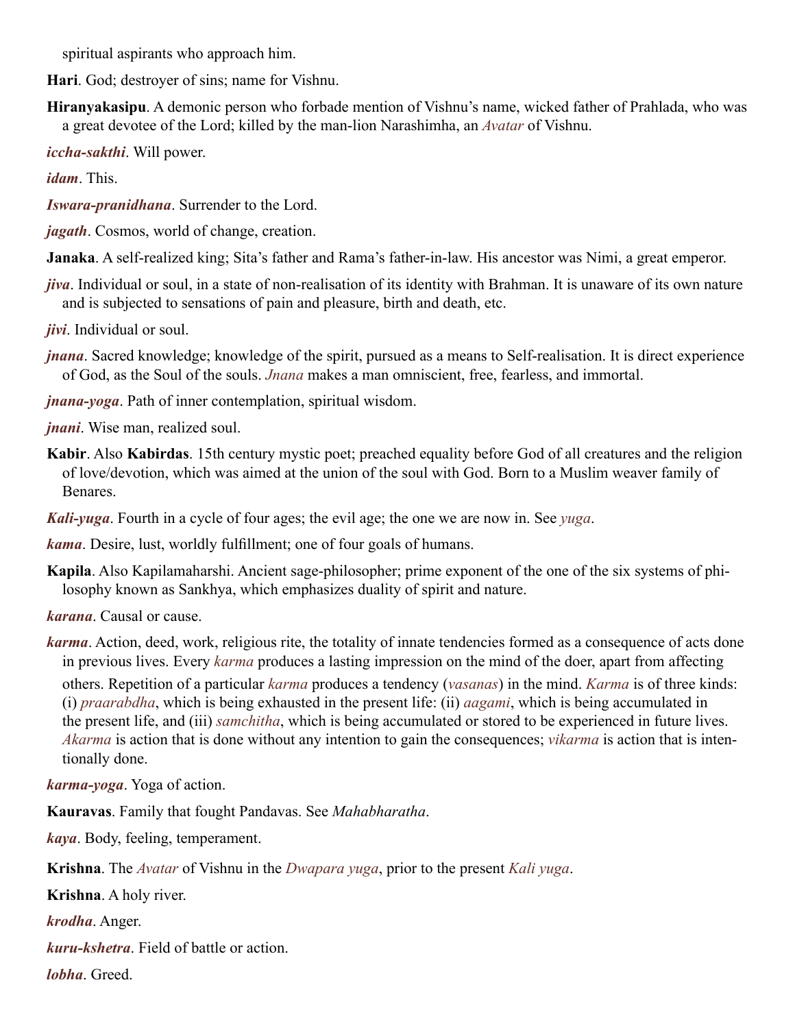spiritual aspirants who approach him.

**Hari**. God; destroyer of sins; name for Vishnu.

**Hiranyakasipu**. A demonic person who forbade mention of Vishnu's name, wicked father of Prahlada, who was a great devotee of the Lord; killed by the man-lion Narashimha, an *Avatar* of Vishnu.

***iccha-sakthi***. Will power.

***idam***. This.

***Iswara-pranidhana***. Surrender to the Lord.

***jagath***. Cosmos, world of change, creation.

**Janaka**. A self-realized king; Sita's father and Rama's father-in-law. His ancestor was Nimi, a great emperor.

***jiva***. Individual or soul, in a state of non-realisation of its identity with Brahman. It is unaware of its own nature and is subjected to sensations of pain and pleasure, birth and death, etc.

***jivi***. Individual or soul.

***jnana***. Sacred knowledge; knowledge of the spirit, pursued as a means to Self-realisation. It is direct experience of God, as the Soul of the souls. *Jnana* makes a man omniscient, free, fearless, and immortal.

***jnana-yoga***. Path of inner contemplation, spiritual wisdom.

***jnani***. Wise man, realized soul.

**Kabir**. Also **Kabirdas**. 15th century mystic poet; preached equality before God of all creatures and the religion of love/devotion, which was aimed at the union of the soul with God. Born to a Muslim weaver family of Benares.

***Kali-yuga***. Fourth in a cycle of four ages; the evil age; the one we are now in. See *yuga*.

***kama***. Desire, lust, worldly fulfillment; one of four goals of humans.

**Kapila**. Also Kapilamaharshi. Ancient sage-philosopher; prime exponent of the one of the six systems of philosophy known as Sankhya, which emphasizes duality of spirit and nature.

***karana***. Causal or cause.

***karma***. Action, deed, work, religious rite, the totality of innate tendencies formed as a consequence of acts done in previous lives. Every *karma* produces a lasting impression on the mind of the doer, apart from affecting others. Repetition of a particular *karma* produces a tendency (*vasanas*) in the mind. *Karma* is of three kinds: (i) *praarabdha*, which is being exhausted in the present life: (ii) *aagami*, which is being accumulated in the present life, and (iii) *samchitha*, which is being accumulated or stored to be experienced in future lives. *Akarma* is action that is done without any intention to gain the consequences; *vikarma* is action that is intentionally done.

***karma-yoga***. Yoga of action.

**Kauravas**. Family that fought Pandavas. See *Mahabharatha*.

***kaya***. Body, feeling, temperament.

**Krishna**. The *Avatar* of Vishnu in the *Dwapara yuga*, prior to the present *Kali yuga*.

**Krishna**. A holy river.

***krodha***. Anger.

***kuru-kshetra***. Field of battle or action.

***lobha***. Greed.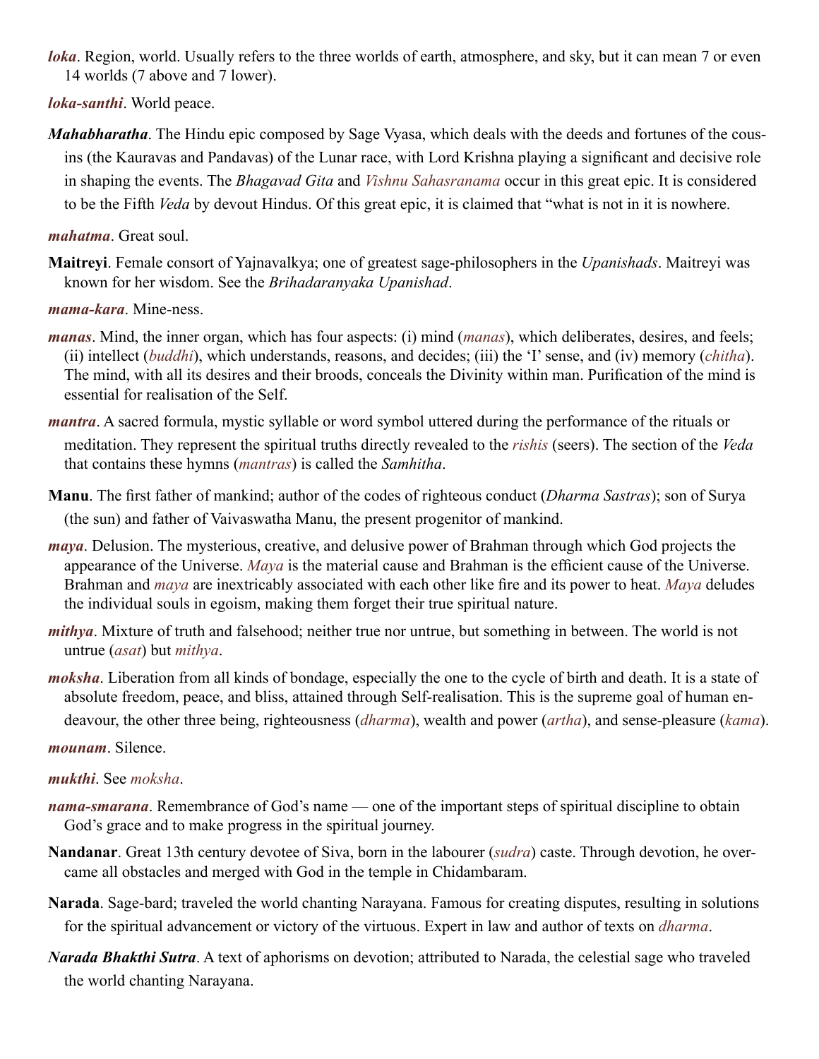***loka***. Region, world. Usually refers to the three worlds of earth, atmosphere, and sky, but it can mean 7 or even 14 worlds (7 above and 7 lower).

***loka-santhi***. World peace.

***Mahabharatha***. The Hindu epic composed by Sage Vyasa, which deals with the deeds and fortunes of the cousins (the Kauravas and Pandavas) of the Lunar race, with Lord Krishna playing a significant and decisive role in shaping the events. The *Bhagavad Gita* and *Vishnu Sahasranama* occur in this great epic. It is considered to be the Fifth *Veda* by devout Hindus. Of this great epic, it is claimed that "what is not in it is nowhere.

***mahatma***. Great soul.

**Maitreyi**. Female consort of Yajnavalkya; one of greatest sage-philosophers in the *Upanishads*. Maitreyi was known for her wisdom. See the *Brihadaranyaka Upanishad*.

***mama-kara***. Mine-ness.

***manas***. Mind, the inner organ, which has four aspects: (i) mind (*manas*), which deliberates, desires, and feels; (ii) intellect (*buddhi*), which understands, reasons, and decides; (iii) the 'I' sense, and (iv) memory (*chitha*). The mind, with all its desires and their broods, conceals the Divinity within man. Purification of the mind is essential for realisation of the Self.

***mantra***. A sacred formula, mystic syllable or word symbol uttered during the performance of the rituals or meditation. They represent the spiritual truths directly revealed to the *rishis* (seers). The section of the *Veda* that contains these hymns (*mantras*) is called the *Samhitha*.

**Manu**. The first father of mankind; author of the codes of righteous conduct (*Dharma Sastras*); son of Surya (the sun) and father of Vaivaswatha Manu, the present progenitor of mankind.

***maya***. Delusion. The mysterious, creative, and delusive power of Brahman through which God projects the appearance of the Universe. *Maya* is the material cause and Brahman is the efficient cause of the Universe. Brahman and *maya* are inextricably associated with each other like fire and its power to heat. *Maya* deludes the individual souls in egoism, making them forget their true spiritual nature.

***mithya***. Mixture of truth and falsehood; neither true nor untrue, but something in between. The world is not untrue (*asat*) but *mithya*.

***moksha***. Liberation from all kinds of bondage, especially the one to the cycle of birth and death. It is a state of absolute freedom, peace, and bliss, attained through Self-realisation. This is the supreme goal of human endeavour, the other three being, righteousness (*dharma*), wealth and power (*artha*), and sense-pleasure (*kama*).

***mounam***. Silence.

***mukthi***. See *moksha*.

***nama-smarana***. Remembrance of God's name — one of the important steps of spiritual discipline to obtain God's grace and to make progress in the spiritual journey.

**Nandanar**. Great 13th century devotee of Siva, born in the labourer (*sudra*) caste. Through devotion, he overcame all obstacles and merged with God in the temple in Chidambaram.

**Narada**. Sage-bard; traveled the world chanting Narayana. Famous for creating disputes, resulting in solutions for the spiritual advancement or victory of the virtuous. Expert in law and author of texts on *dharma*.

***Narada Bhakthi Sutra***. A text of aphorisms on devotion; attributed to Narada, the celestial sage who traveled the world chanting Narayana.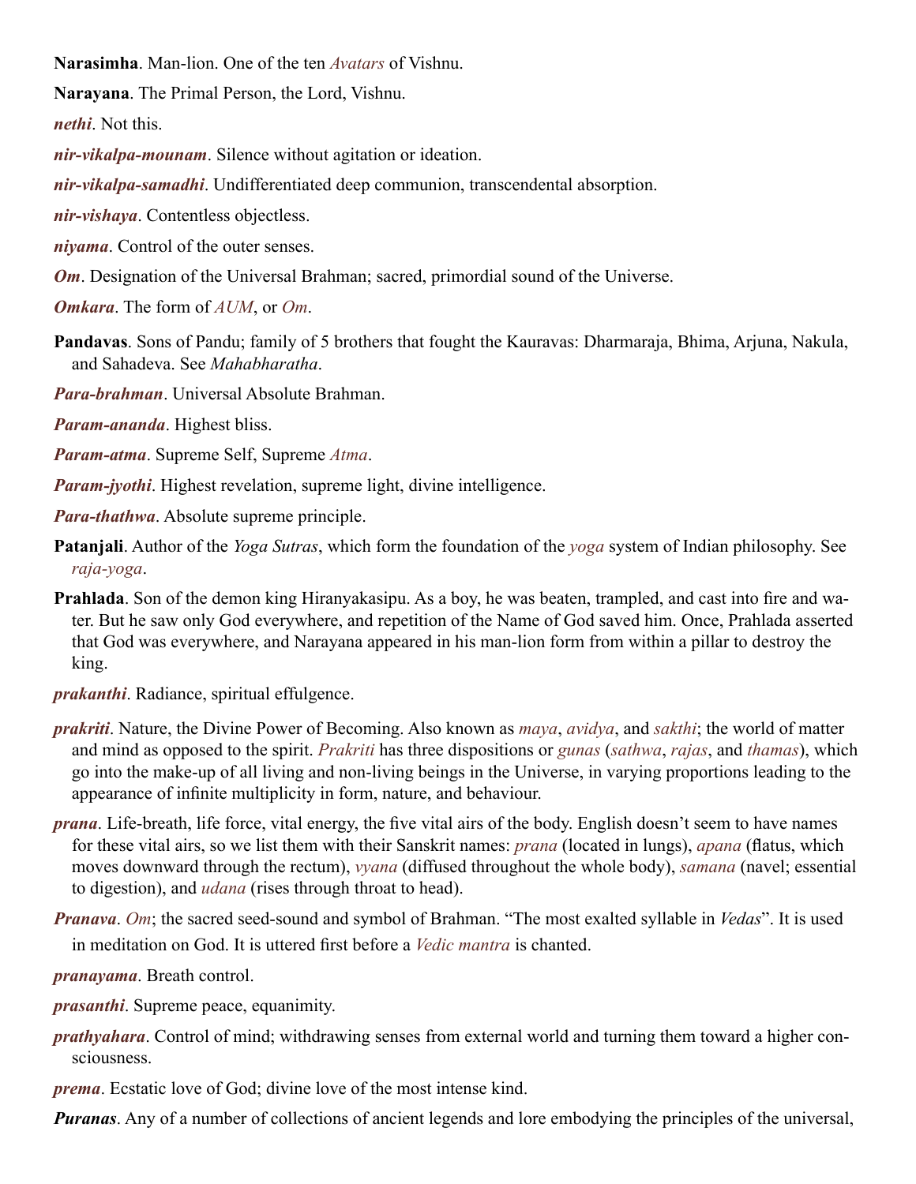**Narasimha**. Man-lion. One of the ten *Avatars* of Vishnu.

**Narayana**. The Primal Person, the Lord, Vishnu.

***nethi***. Not this.

***nir-vikalpa-mounam***. Silence without agitation or ideation.

***nir-vikalpa-samadhi***. Undifferentiated deep communion, transcendental absorption.

***nir-vishaya***. Contentless objectless.

***niyama***. Control of the outer senses.

***Om***. Designation of the Universal Brahman; sacred, primordial sound of the Universe.

***Omkara***. The form of *AUM*, or *Om*.

**Pandavas**. Sons of Pandu; family of 5 brothers that fought the Kauravas: Dharmaraja, Bhima, Arjuna, Nakula, and Sahadeva. See *Mahabharatha*.

***Para-brahman***. Universal Absolute Brahman.

***Param-ananda***. Highest bliss.

***Param-atma***. Supreme Self, Supreme *Atma*.

***Param-jyothi***. Highest revelation, supreme light, divine intelligence.

***Para-thathwa***. Absolute supreme principle.

**Patanjali**. Author of the *Yoga Sutras*, which form the foundation of the *yoga* system of Indian philosophy. See *raja-yoga*.

**Prahlada**. Son of the demon king Hiranyakasipu. As a boy, he was beaten, trampled, and cast into fire and water. But he saw only God everywhere, and repetition of the Name of God saved him. Once, Prahlada asserted that God was everywhere, and Narayana appeared in his man-lion form from within a pillar to destroy the king.

***prakanthi***. Radiance, spiritual effulgence.

***prakriti***. Nature, the Divine Power of Becoming. Also known as *maya*, *avidya*, and *sakthi*; the world of matter and mind as opposed to the spirit. *Prakriti* has three dispositions or *gunas* (*sathwa*, *rajas*, and *thamas*), which go into the make-up of all living and non-living beings in the Universe, in varying proportions leading to the appearance of infinite multiplicity in form, nature, and behaviour.

***prana***. Life-breath, life force, vital energy, the five vital airs of the body. English doesn't seem to have names for these vital airs, so we list them with their Sanskrit names: *prana* (located in lungs), *apana* (flatus, which moves downward through the rectum), *vyana* (diffused throughout the whole body), *samana* (navel; essential to digestion), and *udana* (rises through throat to head).

***Pranava***. *Om*; the sacred seed-sound and symbol of Brahman. "The most exalted syllable in *Vedas*". It is used in meditation on God. It is uttered first before a *Vedic mantra* is chanted.

***pranayama***. Breath control.

***prasanthi***. Supreme peace, equanimity.

***prathyahara***. Control of mind; withdrawing senses from external world and turning them toward a higher consciousness.

***prema***. Ecstatic love of God; divine love of the most intense kind.

***Puranas***. Any of a number of collections of ancient legends and lore embodying the principles of the universal,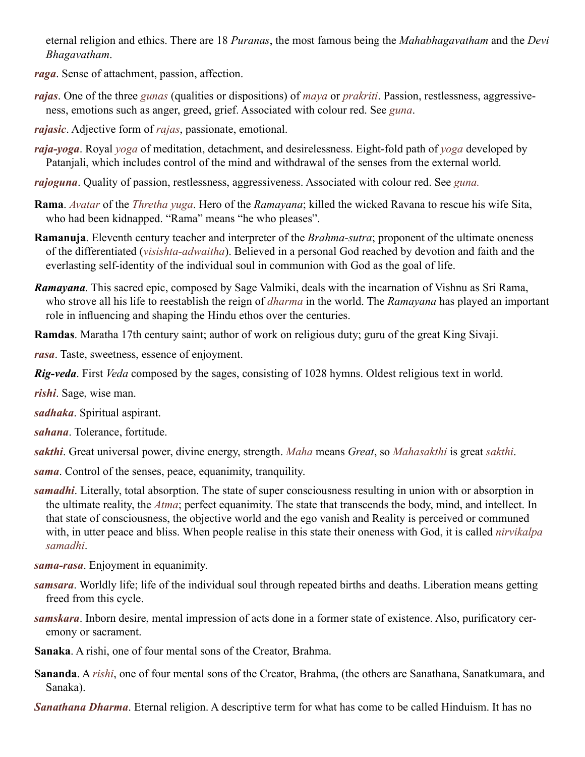eternal religion and ethics. There are 18 *Puranas*, the most famous being the *Mahabhagavatham* and the *Devi Bhagavatham*.

***raga***. Sense of attachment, passion, affection.

***rajas***. One of the three *gunas* (qualities or dispositions) of *maya* or *prakriti*. Passion, restlessness, aggressiveness, emotions such as anger, greed, grief. Associated with colour red. See *guna*.

***rajasic***. Adjective form of *rajas*, passionate, emotional.

***raja-yoga***. Royal *yoga* of meditation, detachment, and desirelessness. Eight-fold path of *yoga* developed by Patanjali, which includes control of the mind and withdrawal of the senses from the external world.

***rajoguna***. Quality of passion, restlessness, aggressiveness. Associated with colour red. See *guna.*

**Rama**. *Avatar* of the *Thretha yuga*. Hero of the *Ramayana*; killed the wicked Ravana to rescue his wife Sita, who had been kidnapped. "Rama" means "he who pleases".

**Ramanuja**. Eleventh century teacher and interpreter of the *Brahma-sutra*; proponent of the ultimate oneness of the differentiated (*visishta-adwaitha*). Believed in a personal God reached by devotion and faith and the everlasting self-identity of the individual soul in communion with God as the goal of life.

***Ramayana***. This sacred epic, composed by Sage Valmiki, deals with the incarnation of Vishnu as Sri Rama, who strove all his life to reestablish the reign of *dharma* in the world. The *Ramayana* has played an important role in influencing and shaping the Hindu ethos over the centuries.

**Ramdas**. Maratha 17th century saint; author of work on religious duty; guru of the great King Sivaji.

***rasa***. Taste, sweetness, essence of enjoyment.

***Rig-veda***. First *Veda* composed by the sages, consisting of 1028 hymns. Oldest religious text in world.

***rishi***. Sage, wise man.

***sadhaka***. Spiritual aspirant.

***sahana***. Tolerance, fortitude.

***sakthi***. Great universal power, divine energy, strength. *Maha* means *Great*, so *Mahasakthi* is great *sakthi*.

***sama***. Control of the senses, peace, equanimity, tranquility.

***samadhi***. Literally, total absorption. The state of super consciousness resulting in union with or absorption in the ultimate reality, the *Atma*; perfect equanimity. The state that transcends the body, mind, and intellect. In that state of consciousness, the objective world and the ego vanish and Reality is perceived or communed with, in utter peace and bliss. When people realise in this state their oneness with God, it is called *nirvikalpa samadhi*.

***sama-rasa***. Enjoyment in equanimity.

***samsara***. Worldly life; life of the individual soul through repeated births and deaths. Liberation means getting freed from this cycle.

***samskara***. Inborn desire, mental impression of acts done in a former state of existence. Also, purificatory ceremony or sacrament.

**Sanaka**. A rishi, one of four mental sons of the Creator, Brahma.

**Sananda**. A *rishi*, one of four mental sons of the Creator, Brahma, (the others are Sanathana, Sanatkumara, and Sanaka).

***Sanathana Dharma***. Eternal religion. A descriptive term for what has come to be called Hinduism. It has no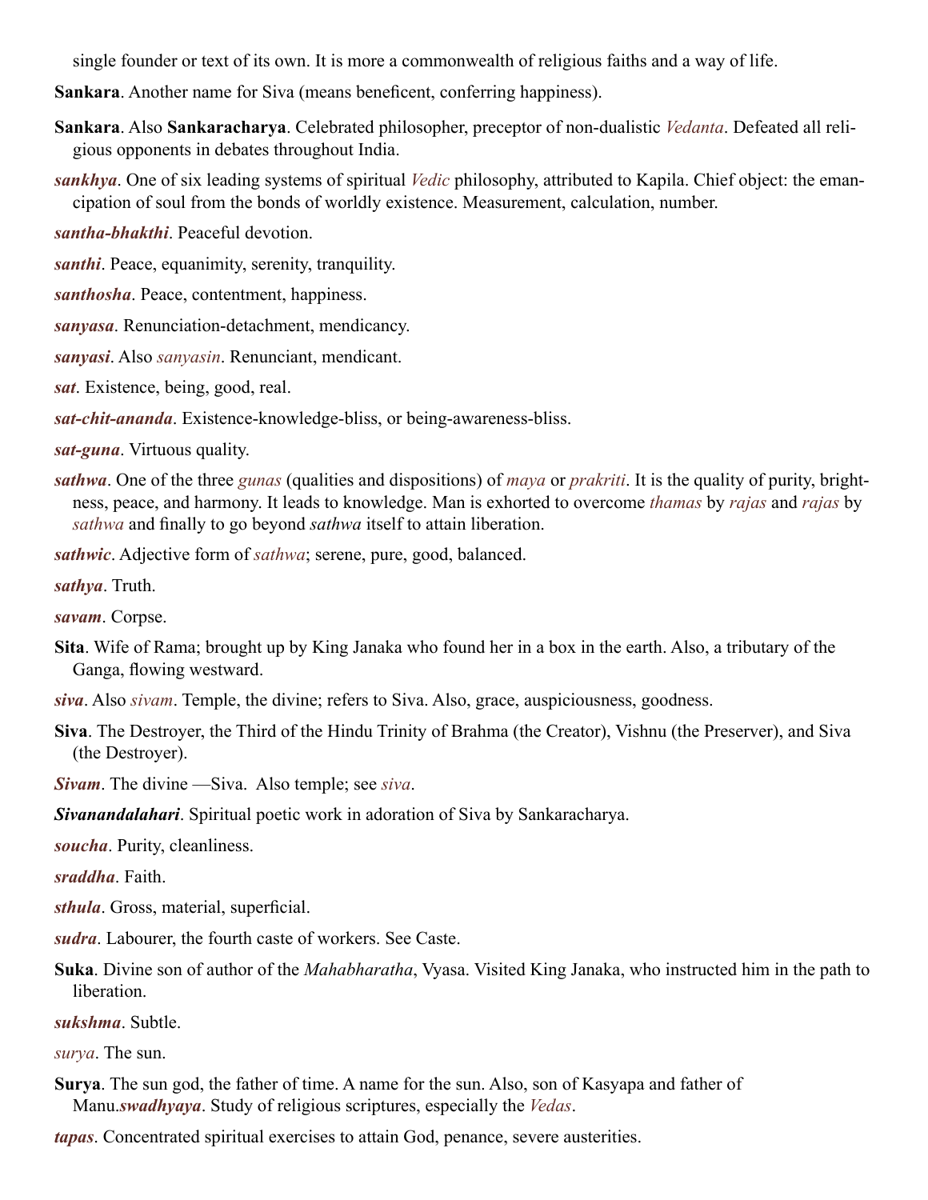single founder or text of its own. It is more a commonwealth of religious faiths and a way of life.

**Sankara**. Another name for Siva (means beneficent, conferring happiness).

**Sankara**. Also **Sankaracharya**. Celebrated philosopher, preceptor of non-dualistic *Vedanta*. Defeated all religious opponents in debates throughout India.

***sankhya***. One of six leading systems of spiritual *Vedic* philosophy, attributed to Kapila. Chief object: the emancipation of soul from the bonds of worldly existence. Measurement, calculation, number.

***santha-bhakthi***. Peaceful devotion.

***santhi***. Peace, equanimity, serenity, tranquility.

***santhosha***. Peace, contentment, happiness.

***sanyasa***. Renunciation-detachment, mendicancy.

***sanyasi***. Also *sanyasin*. Renunciant, mendicant.

***sat***. Existence, being, good, real.

***sat-chit-ananda***. Existence-knowledge-bliss, or being-awareness-bliss.

***sat-guna***. Virtuous quality.

***sathwa***. One of the three *gunas* (qualities and dispositions) of *maya* or *prakriti*. It is the quality of purity, brightness, peace, and harmony. It leads to knowledge. Man is exhorted to overcome *thamas* by *rajas* and *rajas* by *sathwa* and finally to go beyond *sathwa* itself to attain liberation.

***sathwic***. Adjective form of *sathwa*; serene, pure, good, balanced.

***sathya***. Truth.

***savam***. Corpse.

**Sita**. Wife of Rama; brought up by King Janaka who found her in a box in the earth. Also, a tributary of the Ganga, flowing westward.

***siva***. Also *sivam*. Temple, the divine; refers to Siva. Also, grace, auspiciousness, goodness.

**Siva**. The Destroyer, the Third of the Hindu Trinity of Brahma (the Creator), Vishnu (the Preserver), and Siva (the Destroyer).

***Sivam***. The divine —Siva. Also temple; see *siva*.

***Sivanandalahari***. Spiritual poetic work in adoration of Siva by Sankaracharya.

***soucha***. Purity, cleanliness.

***sraddha***. Faith.

***sthula***. Gross, material, superficial.

***sudra***. Labourer, the fourth caste of workers. See Caste.

**Suka**. Divine son of author of the *Mahabharatha*, Vyasa. Visited King Janaka, who instructed him in the path to liberation.

***sukshma***. Subtle.

*surya*. The sun.

**Surya**. The sun god, the father of time. A name for the sun. Also, son of Kasyapa and father of Manu.***swadhyaya***. Study of religious scriptures, especially the *Vedas*.

***tapas***. Concentrated spiritual exercises to attain God, penance, severe austerities.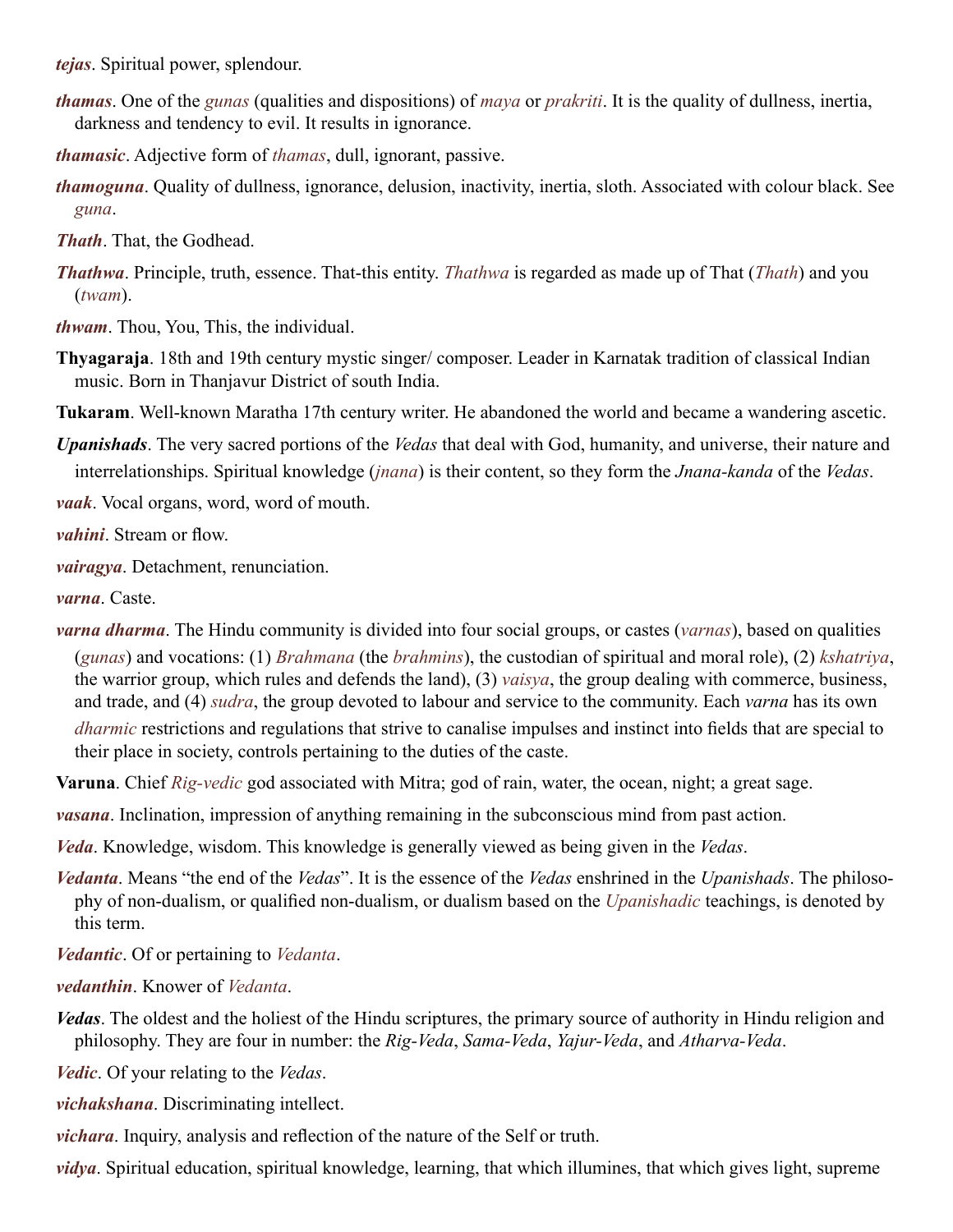***tejas***. Spiritual power, splendour.

***thamas***. One of the *gunas* (qualities and dispositions) of *maya* or *prakriti*. It is the quality of dullness, inertia, darkness and tendency to evil. It results in ignorance.

***thamasic***. Adjective form of *thamas*, dull, ignorant, passive.

***thamoguna***. Quality of dullness, ignorance, delusion, inactivity, inertia, sloth. Associated with colour black. See *guna*.

***Thath***. That, the Godhead.

***Thathwa***. Principle, truth, essence. That-this entity. *Thathwa* is regarded as made up of That (*Thath*) and you (*twam*).

***thwam***. Thou, You, This, the individual.

**Thyagaraja**. 18th and 19th century mystic singer/ composer. Leader in Karnatak tradition of classical Indian music. Born in Thanjavur District of south India.

**Tukaram**. Well-known Maratha 17th century writer. He abandoned the world and became a wandering ascetic.

***Upanishads***. The very sacred portions of the *Vedas* that deal with God, humanity, and universe, their nature and interrelationships. Spiritual knowledge (*jnana*) is their content, so they form the *Jnana-kanda* of the *Vedas*.

***vaak***. Vocal organs, word, word of mouth.

***vahini***. Stream or flow.

***vairagya***. Detachment, renunciation.

***varna***. Caste.

***varna dharma***. The Hindu community is divided into four social groups, or castes (*varnas*), based on qualities (*gunas*) and vocations: (1) *Brahmana* (the *brahmins*), the custodian of spiritual and moral role), (2) *kshatriya*, the warrior group, which rules and defends the land), (3) *vaisya*, the group dealing with commerce, business, and trade, and (4) *sudra*, the group devoted to labour and service to the community. Each *varna* has its own *dharmic* restrictions and regulations that strive to canalise impulses and instinct into fields that are special to their place in society, controls pertaining to the duties of the caste.

**Varuna**. Chief *Rig-vedic* god associated with Mitra; god of rain, water, the ocean, night; a great sage.

***vasana***. Inclination, impression of anything remaining in the subconscious mind from past action.

***Veda***. Knowledge, wisdom. This knowledge is generally viewed as being given in the *Vedas*.

***Vedanta***. Means "the end of the *Vedas*". It is the essence of the *Vedas* enshrined in the *Upanishads*. The philosophy of non-dualism, or qualified non-dualism, or dualism based on the *Upanishadic* teachings, is denoted by this term.

***Vedantic***. Of or pertaining to *Vedanta*.

***vedanthin***. Knower of *Vedanta*.

***Vedas***. The oldest and the holiest of the Hindu scriptures, the primary source of authority in Hindu religion and philosophy. They are four in number: the *Rig-Veda*, *Sama-Veda*, *Yajur-Veda*, and *Atharva-Veda*.

***Vedic***. Of your relating to the *Vedas*.

***vichakshana***. Discriminating intellect.

***vichara***. Inquiry, analysis and reflection of the nature of the Self or truth.

***vidya***. Spiritual education, spiritual knowledge, learning, that which illumines, that which gives light, supreme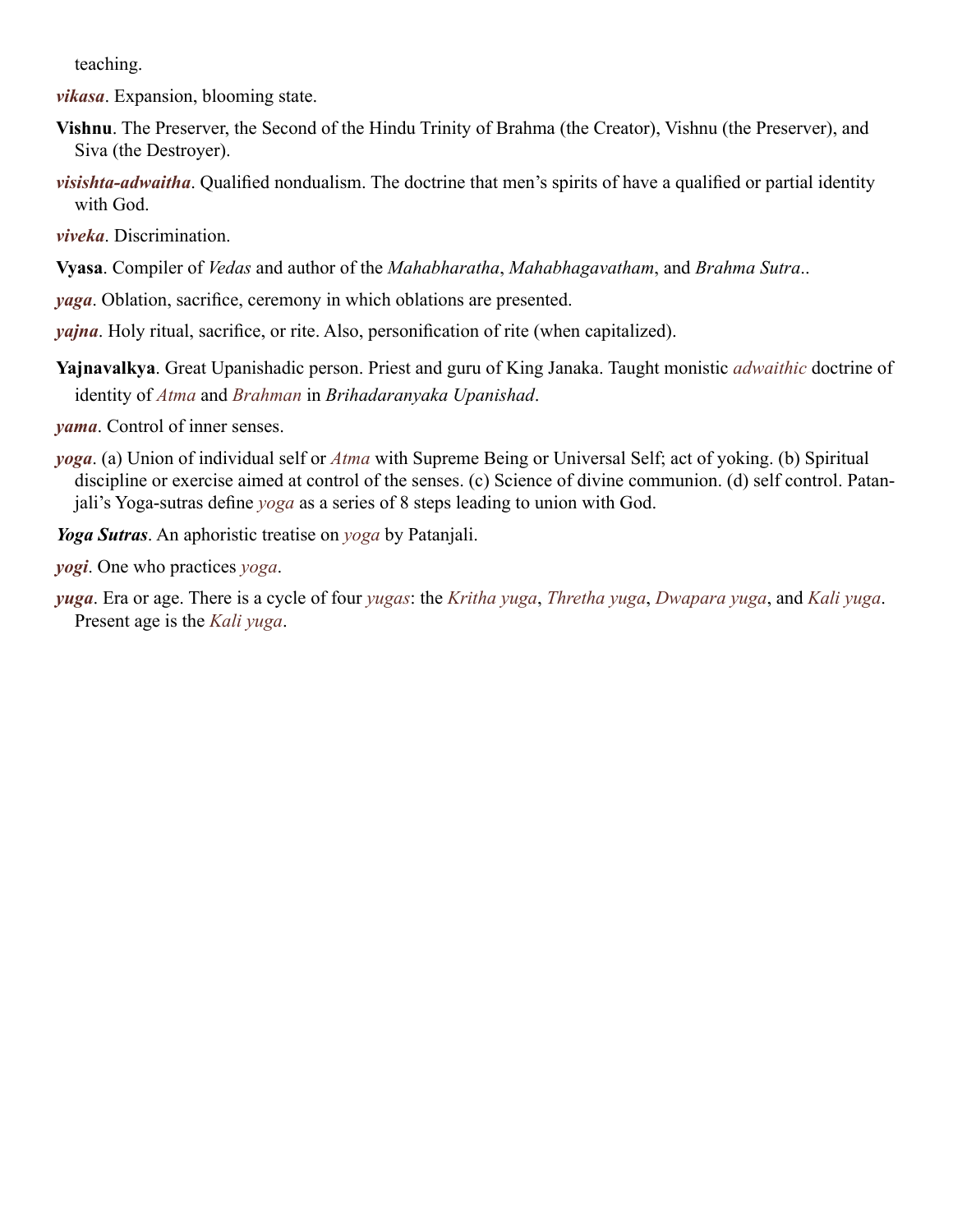teaching.

***vikasa***. Expansion, blooming state.

**Vishnu**. The Preserver, the Second of the Hindu Trinity of Brahma (the Creator), Vishnu (the Preserver), and Siva (the Destroyer).

***visishta-adwaitha***. Qualified nondualism. The doctrine that men's spirits of have a qualified or partial identity with God.

***viveka***. Discrimination.

**Vyasa**. Compiler of *Vedas* and author of the *Mahabharatha*, *Mahabhagavatham*, and *Brahma Sutra*..

***yaga***. Oblation, sacrifice, ceremony in which oblations are presented.

***yajna***. Holy ritual, sacrifice, or rite. Also, personification of rite (when capitalized).

**Yajnavalkya**. Great Upanishadic person. Priest and guru of King Janaka. Taught monistic *adwaithic* doctrine of identity of *Atma* and *Brahman* in *Brihadaranyaka Upanishad*.

***yama***. Control of inner senses.

***yoga***. (a) Union of individual self or *Atma* with Supreme Being or Universal Self; act of yoking. (b) Spiritual discipline or exercise aimed at control of the senses. (c) Science of divine communion. (d) self control. Patanjali's Yoga-sutras define *yoga* as a series of 8 steps leading to union with God.

***Yoga Sutras***. An aphoristic treatise on *yoga* by Patanjali.

***yogi***. One who practices *yoga*.

***yuga***. Era or age. There is a cycle of four *yugas*: the *Kritha yuga*, *Thretha yuga*, *Dwapara yuga*, and *Kali yuga*. Present age is the *Kali yuga*.